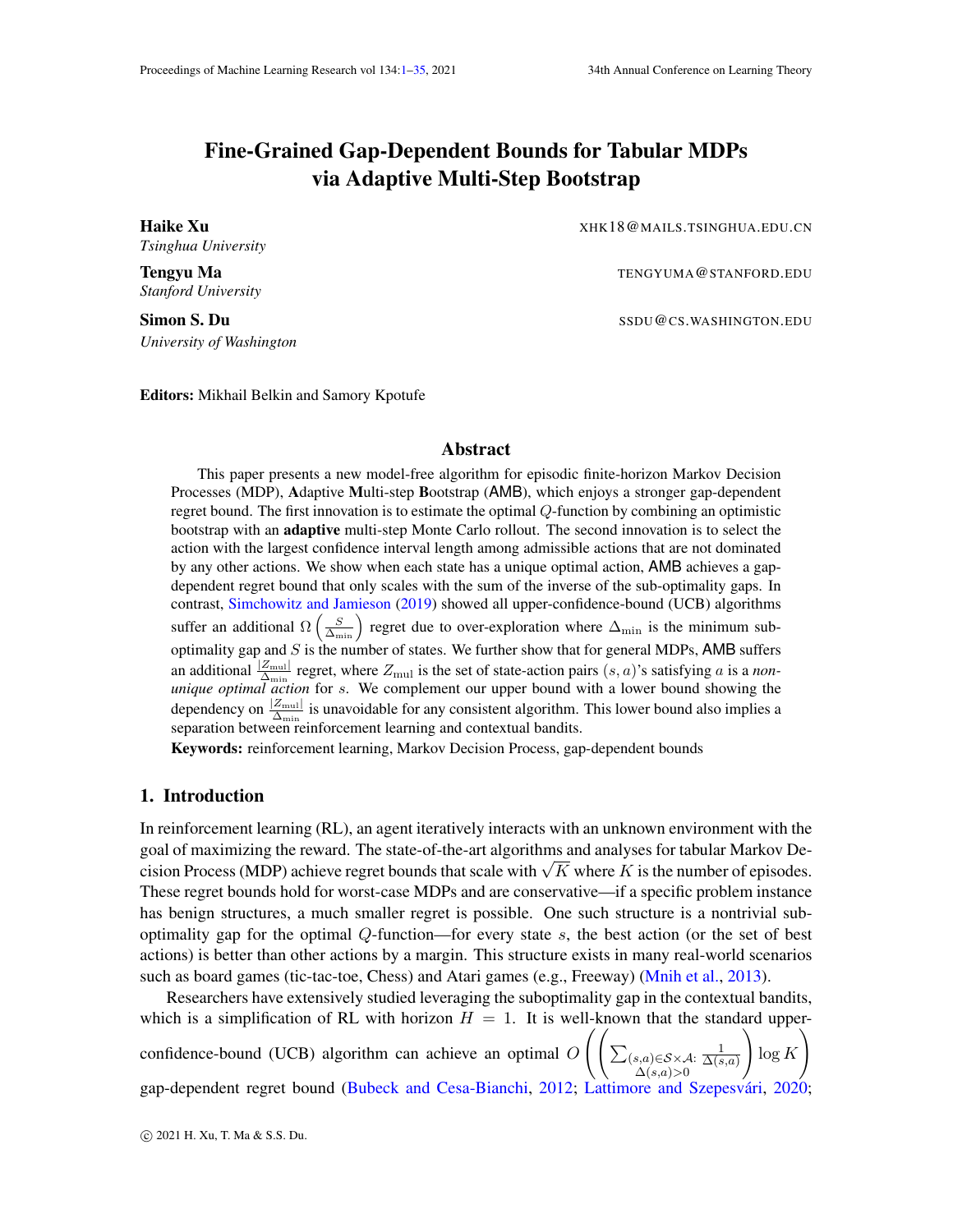# Fine-Grained Gap-Dependent Bounds for Tabular MDPs via Adaptive Multi-Step Bootstrap

**Haike Xu** XHK18@MAILS.TSINGHUA.EDU.CN
*Tsinghua University*

**Tengyu Ma** TENGYUMA@STANFORD.EDU
*Stanford University*

**Simon S. Du** SSDU@CS.WASHINGTON.EDU
*University of Washington*

**Editors:** Mikhail Belkin and Samory Kpotufe

## Abstract

This paper presents a new model-free algorithm for episodic finite-horizon Markov Decision Processes (MDP), **A**daptive **M**ulti-step **B**ootstrap (AMB), which enjoys a stronger gap-dependent regret bound. The first innovation is to estimate the optimal $Q$-function by combining an optimistic bootstrap with an **adaptive** multi-step Monte Carlo rollout. The second innovation is to select the action with the largest confidence interval length among admissible actions that are not dominated by any other actions. We show when each state has a unique optimal action, AMB achieves a gap-dependent regret bound that only scales with the sum of the inverse of the sub-optimality gaps. In contrast, Simchowitz and Jamieson (2019) showed all upper-confidence-bound (UCB) algorithms suffer an additional $\Omega\left(\frac{S}{\Delta_{\min}}\right)$ regret due to over-exploration where $\Delta_{\min}$ is the minimum sub-optimality gap and $S$ is the number of states. We further show that for general MDPs, AMB suffers an additional $\frac{|Z_{\mathrm{mul}}|}{\Delta_{\min}}$ regret, where $Z_{\mathrm{mul}}$ is the set of state-action pairs $(s,a)$'s satisfying $a$ is a *non-unique optimal action* for $s$. We complement our upper bound with a lower bound showing the dependency on $\frac{|Z_{\mathrm{mul}}|}{\Delta_{\min}}$ is unavoidable for any consistent algorithm. This lower bound also implies a separation between reinforcement learning and contextual bandits.

**Keywords:** reinforcement learning, Markov Decision Process, gap-dependent bounds

## 1. Introduction

In reinforcement learning (RL), an agent iteratively interacts with an unknown environment with the goal of maximizing the reward. The state-of-the-art algorithms and analyses for tabular Markov Decision Process (MDP) achieve regret bounds that scale with $\sqrt{K}$ where $K$ is the number of episodes. These regret bounds hold for worst-case MDPs and are conservative—if a specific problem instance has benign structures, a much smaller regret is possible. One such structure is a nontrivial sub-optimality gap for the optimal $Q$-function—for every state $s$, the best action (or the set of best actions) is better than other actions by a margin. This structure exists in many real-world scenarios such as board games (tic-tac-toe, Chess) and Atari games (e.g., Freeway) (Mnih et al., 2013).

Researchers have extensively studied leveraging the suboptimality gap in the contextual bandits, which is a simplification of RL with horizon $H = 1$. It is well-known that the standard upper-confidence-bound (UCB) algorithm can achieve an optimal $O\left(\left(\sum_{\substack{(s,a)\in\mathcal{S}\times\mathcal{A}:\\ \Delta(s,a)>0}} \frac{1}{\Delta(s,a)}\right)\log K\right)$ gap-dependent regret bound (Bubeck and Cesa-Bianchi, 2012; Lattimore and Szepesvári, 2020;

© 2021 H. Xu, T. Ma & S.S. Du.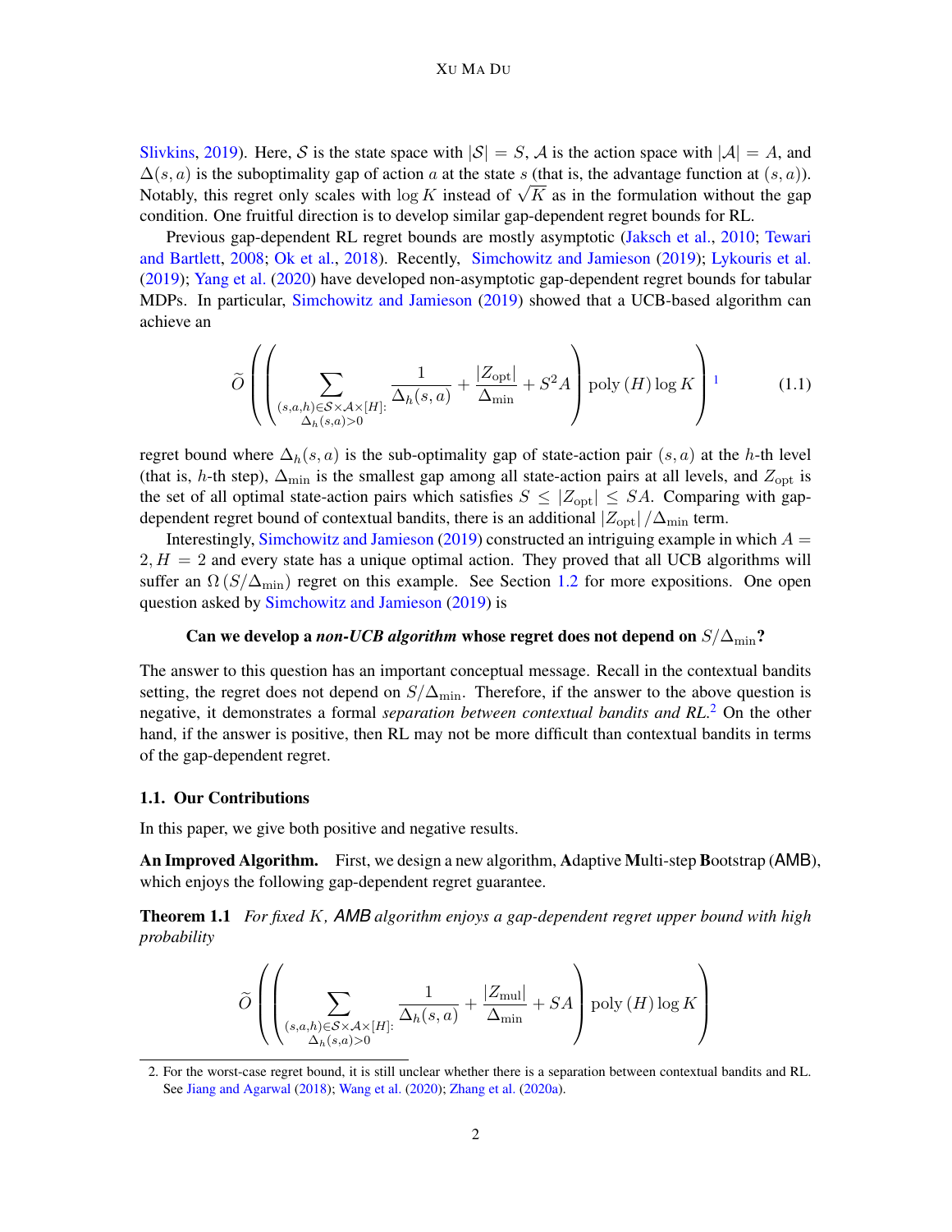Slivkins, 2019). Here, $\mathcal{S}$ is the state space with $|\mathcal{S}| = S$, $\mathcal{A}$ is the action space with $|\mathcal{A}| = A$, and $\Delta(s, a)$ is the suboptimality gap of action $a$ at the state $s$ (that is, the advantage function at $(s, a)$). Notably, this regret only scales with $\log K$ instead of $\sqrt{K}$ as in the formulation without the gap condition. One fruitful direction is to develop similar gap-dependent regret bounds for RL.

Previous gap-dependent RL regret bounds are mostly asymptotic (Jaksch et al., 2010; Tewari and Bartlett, 2008; Ok et al., 2018). Recently, Simchowitz and Jamieson (2019); Lykouris et al. (2019); Yang et al. (2020) have developed non-asymptotic gap-dependent regret bounds for tabular MDPs. In particular, Simchowitz and Jamieson (2019) showed that a UCB-based algorithm can achieve an

$$\widetilde{O}\left(\left(\sum_{\substack{(s,a,h)\in\mathcal{S}\times\mathcal{A}\times[H]:\\ \Delta_h(s,a)>0}} \frac{1}{\Delta_h(s,a)} + \frac{|Z_{\mathrm{opt}}|}{\Delta_{\min}} + S^2A\right)\mathrm{poly}\,(H)\log K\right)^{1} \tag{1.1}$$

regret bound where $\Delta_h(s, a)$ is the sub-optimality gap of state-action pair $(s, a)$ at the $h$-th level (that is, $h$-th step), $\Delta_{\min}$ is the smallest gap among all state-action pairs at all levels, and $Z_{\mathrm{opt}}$ is the set of all optimal state-action pairs which satisfies $S \leq |Z_{\mathrm{opt}}| \leq SA$. Comparing with gap-dependent regret bound of contextual bandits, there is an additional $|Z_{\mathrm{opt}}|/\Delta_{\min}$ term.

Interestingly, Simchowitz and Jamieson (2019) constructed an intriguing example in which $A = 2, H = 2$ and every state has a unique optimal action. They proved that all UCB algorithms will suffer an $\Omega(S/\Delta_{\min})$ regret on this example. See Section 1.2 for more expositions. One open question asked by Simchowitz and Jamieson (2019) is

**Can we develop a *non-UCB algorithm* whose regret does not depend on $S/\Delta_{\min}$?**

The answer to this question has an important conceptual message. Recall in the contextual bandits setting, the regret does not depend on $S/\Delta_{\min}$. Therefore, if the answer to the above question is negative, it demonstrates a formal *separation between contextual bandits and RL*.[2] On the other hand, if the answer is positive, then RL may not be more difficult than contextual bandits in terms of the gap-dependent regret.

### 1.1. Our Contributions

In this paper, we give both positive and negative results.

**An Improved Algorithm.** First, we design a new algorithm, **A**daptive **M**ulti-step **B**ootstrap (AMB), which enjoys the following gap-dependent regret guarantee.

**Theorem 1.1** *For fixed $K$, AMB algorithm enjoys a gap-dependent regret upper bound with high probability*

$$\widetilde{O}\left(\left(\sum_{\substack{(s,a,h)\in\mathcal{S}\times\mathcal{A}\times[H]:\\ \Delta_h(s,a)>0}} \frac{1}{\Delta_h(s,a)} + \frac{|Z_{\mathrm{mul}}|}{\Delta_{\min}} + SA\right)\mathrm{poly}\,(H)\log K\right)$$

2. For the worst-case regret bound, it is still unclear whether there is a separation between contextual bandits and RL. See Jiang and Agarwal (2018); Wang et al. (2020); Zhang et al. (2020a).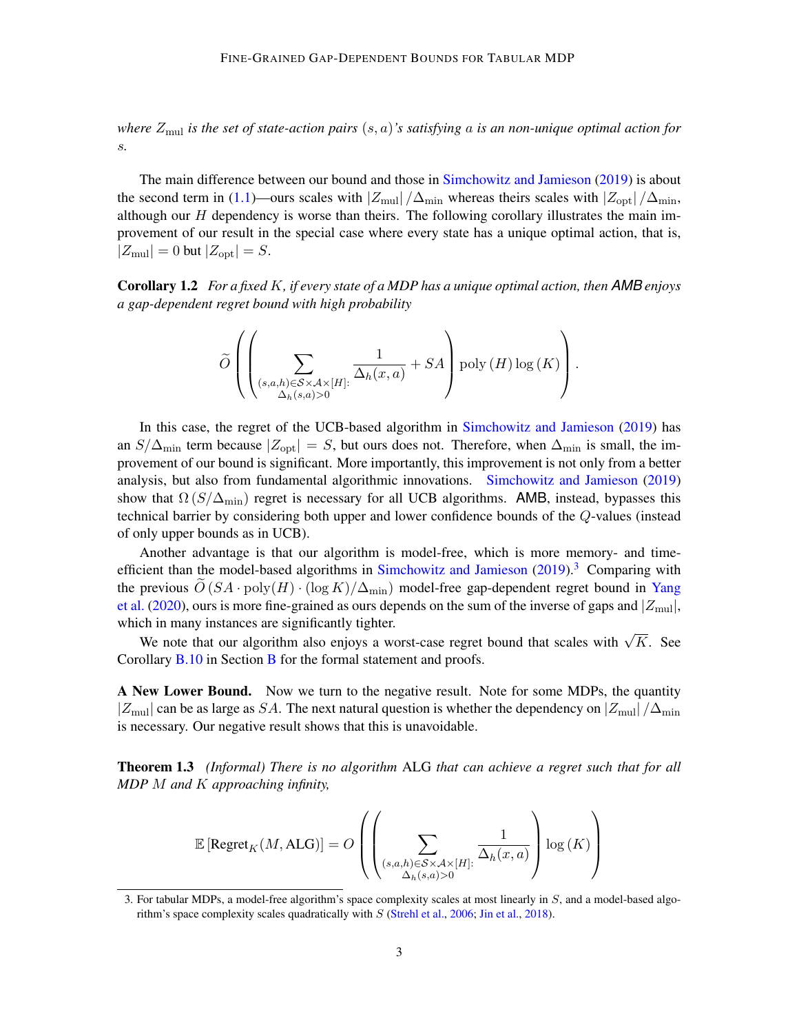*where $Z_{\text{mul}}$ is the set of state-action pairs $(s, a)$'s satisfying $a$ is an non-unique optimal action for $s$.*

The main difference between our bound and those in Simchowitz and Jamieson (2019) is about the second term in (1.1)—ours scales with $|Z_{\text{mul}}| / \Delta_{\min}$ whereas theirs scales with $|Z_{\text{opt}}| / \Delta_{\min}$, although our $H$ dependency is worse than theirs. The following corollary illustrates the main improvement of our result in the special case where every state has a unique optimal action, that is, $|Z_{\text{mul}}| = 0$ but $|Z_{\text{opt}}| = S$.

**Corollary 1.2** *For a fixed $K$, if every state of a MDP has a unique optimal action, then **AMB** enjoys a gap-dependent regret bound with high probability*

$$\widetilde{O}\left(\left(\sum_{\substack{(s,a,h)\in\mathcal{S}\times\mathcal{A}\times[H]:\\ \Delta_h(s,a)>0}} \frac{1}{\Delta_h(x,a)} + SA\right) \text{poly}\left(H\right) \log\left(K\right)\right).$$

In this case, the regret of the UCB-based algorithm in Simchowitz and Jamieson (2019) has an $S/\Delta_{\min}$ term because $|Z_{\text{opt}}| = S$, but ours does not. Therefore, when $\Delta_{\min}$ is small, the improvement of our bound is significant. More importantly, this improvement is not only from a better analysis, but also from fundamental algorithmic innovations. Simchowitz and Jamieson (2019) show that $\Omega\left(S/\Delta_{\min}\right)$ regret is necessary for all UCB algorithms. AMB, instead, bypasses this technical barrier by considering both upper and lower confidence bounds of the $Q$-values (instead of only upper bounds as in UCB).

Another advantage is that our algorithm is model-free, which is more memory- and time-efficient than the model-based algorithms in Simchowitz and Jamieson (2019).[3] Comparing with the previous $\widetilde{O}\left(SA \cdot \text{poly}(H) \cdot (\log K)/\Delta_{\min}\right)$ model-free gap-dependent regret bound in Yang et al. (2020), ours is more fine-grained as ours depends on the sum of the inverse of gaps and $|Z_{\text{mul}}|$, which in many instances are significantly tighter.

We note that our algorithm also enjoys a worst-case regret bound that scales with $\sqrt{K}$. See Corollary B.10 in Section B for the formal statement and proofs.

**A New Lower Bound.** Now we turn to the negative result. Note for some MDPs, the quantity $|Z_{\text{mul}}|$ can be as large as $SA$. The next natural question is whether the dependency on $|Z_{\text{mul}}| / \Delta_{\min}$ is necessary. Our negative result shows that this is unavoidable.

**Theorem 1.3** *(Informal) There is no algorithm* ALG *that can achieve a regret such that for all MDP $M$ and $K$ approaching infinity,*

$$\mathbb{E}\left[\text{Regret}_K(M, \text{ALG})\right] = O\left(\left(\sum_{\substack{(s,a,h)\in\mathcal{S}\times\mathcal{A}\times[H]:\\ \Delta_h(s,a)>0}} \frac{1}{\Delta_h(x,a)}\right) \log\left(K\right)\right)$$

3. For tabular MDPs, a model-free algorithm's space complexity scales at most linearly in $S$, and a model-based algorithm's space complexity scales quadratically with $S$ (Strehl et al., 2006; Jin et al., 2018).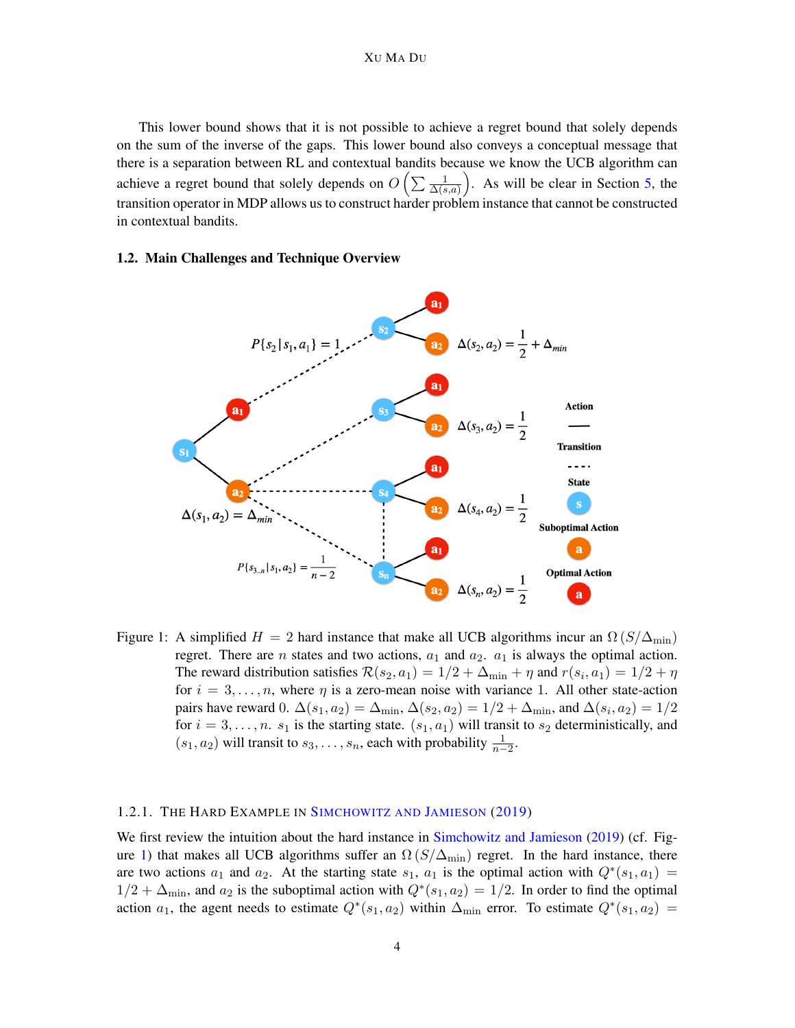This lower bound shows that it is not possible to achieve a regret bound that solely depends on the sum of the inverse of the gaps. This lower bound also conveys a conceptual message that there is a separation between RL and contextual bandits because we know the UCB algorithm can achieve a regret bound that solely depends on $O\left(\sum \frac{1}{\Delta(s,a)}\right)$. As will be clear in Section 5, the transition operator in MDP allows us to construct harder problem instance that cannot be constructed in contextual bandits.

## 1.2. Main Challenges and Technique Overview

Figure 1: A simplified $H = 2$ hard instance that make all UCB algorithms incur an $\Omega(S/\Delta_{\min})$ regret. There are $n$ states and two actions, $a_1$ and $a_2$. $a_1$ is always the optimal action. The reward distribution satisfies $\mathcal{R}(s_2, a_1) = 1/2 + \Delta_{\min} + \eta$ and $r(s_i, a_1) = 1/2 + \eta$ for $i = 3, \ldots, n$, where $\eta$ is a zero-mean noise with variance 1. All other state-action pairs have reward 0. $\Delta(s_1, a_2) = \Delta_{\min}$, $\Delta(s_2, a_2) = 1/2 + \Delta_{\min}$, and $\Delta(s_i, a_2) = 1/2$ for $i = 3, \ldots, n$. $s_1$ is the starting state. $(s_1, a_1)$ will transit to $s_2$ deterministically, and $(s_1, a_2)$ will transit to $s_3, \ldots, s_n$, each with probability $\frac{1}{n-2}$.

### 1.2.1. The Hard Example in Simchowitz and Jamieson (2019)

We first review the intuition about the hard instance in Simchowitz and Jamieson (2019) (cf. Figure 1) that makes all UCB algorithms suffer an $\Omega(S/\Delta_{\min})$ regret. In the hard instance, there are two actions $a_1$ and $a_2$. At the starting state $s_1$, $a_1$ is the optimal action with $Q^*(s_1, a_1) = 1/2 + \Delta_{\min}$, and $a_2$ is the suboptimal action with $Q^*(s_1, a_2) = 1/2$. In order to find the optimal action $a_1$, the agent needs to estimate $Q^*(s_1, a_2)$ within $\Delta_{\min}$ error. To estimate $Q^*(s_1, a_2) =$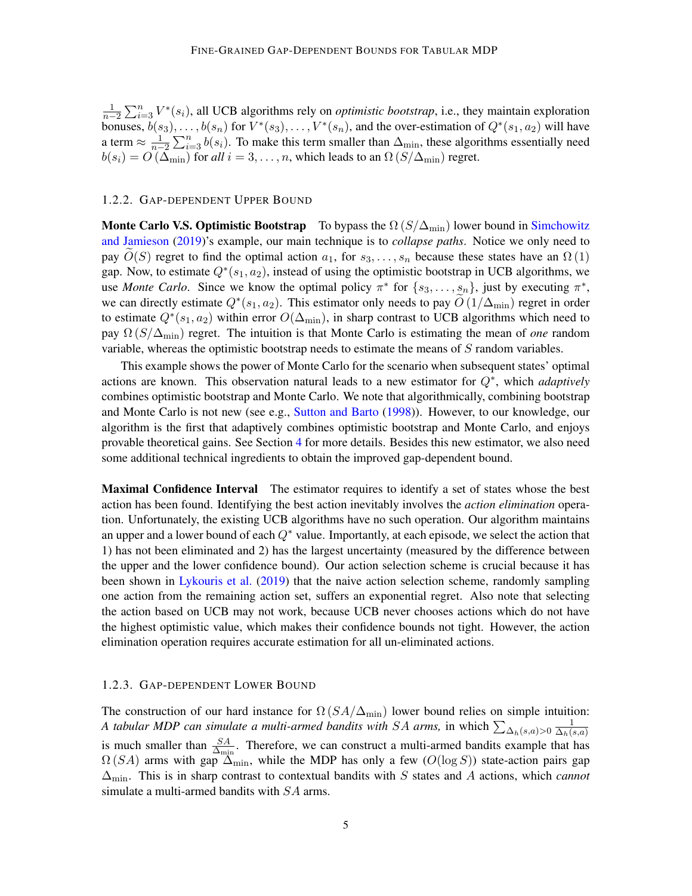$\frac{1}{n-2}\sum_{i=3}^{n} V^*(s_i)$, all UCB algorithms rely on *optimistic bootstrap*, i.e., they maintain exploration bonuses, $b(s_3), \ldots, b(s_n)$ for $V^*(s_3), \ldots, V^*(s_n)$, and the over-estimation of $Q^*(s_1, a_2)$ will have a term $\approx \frac{1}{n-2}\sum_{i=3}^{n} b(s_i)$. To make this term smaller than $\Delta_{\min}$, these algorithms essentially need $b(s_i) = O(\Delta_{\min})$ for *all* $i = 3, \ldots, n$, which leads to an $\Omega(S/\Delta_{\min})$ regret.

### 1.2.2. Gap-dependent Upper Bound

**Monte Carlo V.S. Optimistic Bootstrap** To bypass the $\Omega(S/\Delta_{\min})$ lower bound in Simchowitz and Jamieson (2019)'s example, our main technique is to *collapse paths*. Notice we only need to pay $\widetilde{O}(S)$ regret to find the optimal action $a_1$, for $s_3, \ldots, s_n$ because these states have an $\Omega(1)$ gap. Now, to estimate $Q^*(s_1, a_2)$, instead of using the optimistic bootstrap in UCB algorithms, we use *Monte Carlo*. Since we know the optimal policy $\pi^*$ for $\{s_3, \ldots, s_n\}$, just by executing $\pi^*$, we can directly estimate $Q^*(s_1, a_2)$. This estimator only needs to pay $\widetilde{O}(1/\Delta_{\min})$ regret in order to estimate $Q^*(s_1, a_2)$ within error $O(\Delta_{\min})$, in sharp contrast to UCB algorithms which need to pay $\Omega(S/\Delta_{\min})$ regret. The intuition is that Monte Carlo is estimating the mean of *one* random variable, whereas the optimistic bootstrap needs to estimate the means of $S$ random variables.

This example shows the power of Monte Carlo for the scenario when subsequent states' optimal actions are known. This observation natural leads to a new estimator for $Q^*$, which *adaptively* combines optimistic bootstrap and Monte Carlo. We note that algorithmically, combining bootstrap and Monte Carlo is not new (see e.g., Sutton and Barto (1998)). However, to our knowledge, our algorithm is the first that adaptively combines optimistic bootstrap and Monte Carlo, and enjoys provable theoretical gains. See Section 4 for more details. Besides this new estimator, we also need some additional technical ingredients to obtain the improved gap-dependent bound.

**Maximal Confidence Interval** The estimator requires to identify a set of states whose the best action has been found. Identifying the best action inevitably involves the *action elimination* operation. Unfortunately, the existing UCB algorithms have no such operation. Our algorithm maintains an upper and a lower bound of each $Q^*$ value. Importantly, at each episode, we select the action that 1) has not been eliminated and 2) has the largest uncertainty (measured by the difference between the upper and the lower confidence bound). Our action selection scheme is crucial because it has been shown in Lykouris et al. (2019) that the naive action selection scheme, randomly sampling one action from the remaining action set, suffers an exponential regret. Also note that selecting the action based on UCB may not work, because UCB never chooses actions which do not have the highest optimistic value, which makes their confidence bounds not tight. However, the action elimination operation requires accurate estimation for all un-eliminated actions.

### 1.2.3. Gap-dependent Lower Bound

The construction of our hard instance for $\Omega(SA/\Delta_{\min})$ lower bound relies on simple intuition: *A tabular MDP can simulate a multi-armed bandits with $SA$ arms,* in which $\sum_{\Delta_h(s,a)>0} \frac{1}{\Delta_h(s,a)}$ is much smaller than $\frac{SA}{\Delta_{\min}}$. Therefore, we can construct a multi-armed bandits example that has $\Omega(SA)$ arms with gap $\Delta_{\min}$, while the MDP has only a few ($O(\log S)$) state-action pairs gap $\Delta_{\min}$. This is in sharp contrast to contextual bandits with $S$ states and $A$ actions, which *cannot* simulate a multi-armed bandits with $SA$ arms.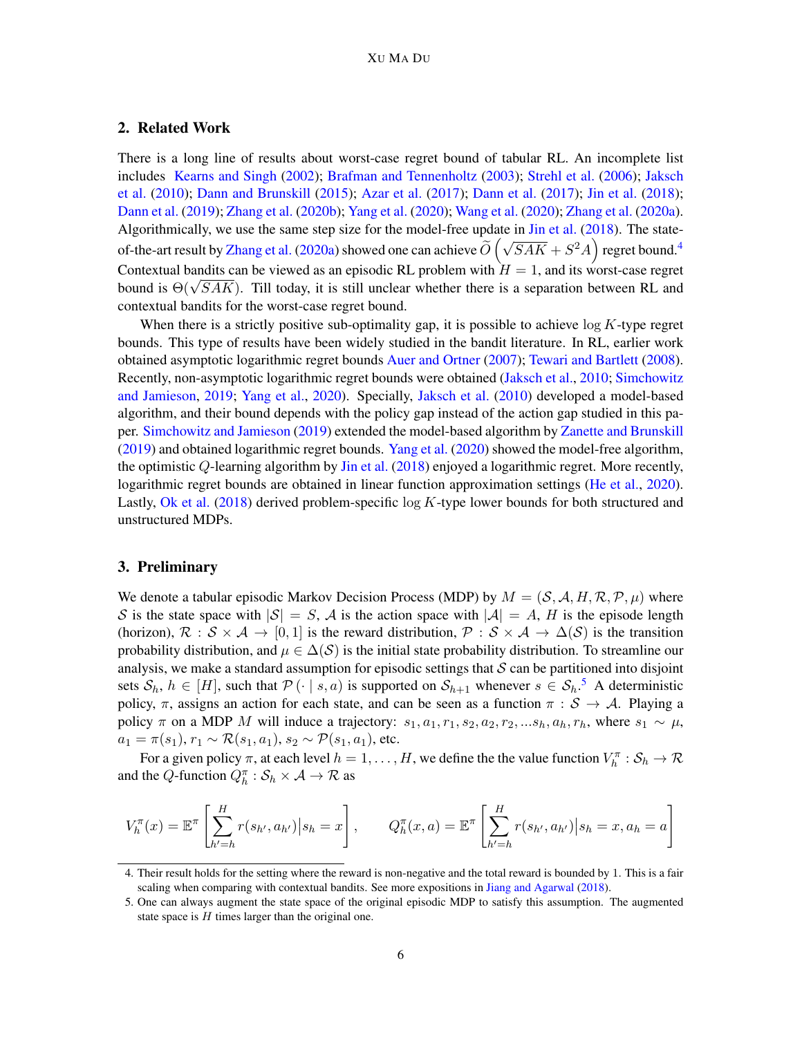## 2. Related Work

There is a long line of results about worst-case regret bound of tabular RL. An incomplete list includes Kearns and Singh (2002); Brafman and Tennenholtz (2003); Strehl et al. (2006); Jaksch et al. (2010); Dann and Brunskill (2015); Azar et al. (2017); Dann et al. (2017); Jin et al. (2018); Dann et al. (2019); Zhang et al. (2020b); Yang et al. (2020); Wang et al. (2020); Zhang et al. (2020a). Algorithmically, we use the same step size for the model-free update in Jin et al. (2018). The state-of-the-art result by Zhang et al. (2020a) showed one can achieve $\widetilde{O}\left(\sqrt{SAK} + S^2A\right)$ regret bound.[4] Contextual bandits can be viewed as an episodic RL problem with $H = 1$, and its worst-case regret bound is $\Theta(\sqrt{SAK})$. Till today, it is still unclear whether there is a separation between RL and contextual bandits for the worst-case regret bound.

When there is a strictly positive sub-optimality gap, it is possible to achieve $\log K$-type regret bounds. This type of results have been widely studied in the bandit literature. In RL, earlier work obtained asymptotic logarithmic regret bounds Auer and Ortner (2007); Tewari and Bartlett (2008). Recently, non-asymptotic logarithmic regret bounds were obtained (Jaksch et al., 2010; Simchowitz and Jamieson, 2019; Yang et al., 2020). Specially, Jaksch et al. (2010) developed a model-based algorithm, and their bound depends with the policy gap instead of the action gap studied in this paper. Simchowitz and Jamieson (2019) extended the model-based algorithm by Zanette and Brunskill (2019) and obtained logarithmic regret bounds. Yang et al. (2020) showed the model-free algorithm, the optimistic $Q$-learning algorithm by Jin et al. (2018) enjoyed a logarithmic regret. More recently, logarithmic regret bounds are obtained in linear function approximation settings (He et al., 2020). Lastly, Ok et al. (2018) derived problem-specific $\log K$-type lower bounds for both structured and unstructured MDPs.

## 3. Preliminary

We denote a tabular episodic Markov Decision Process (MDP) by $M = (\mathcal{S}, \mathcal{A}, H, \mathcal{R}, \mathcal{P}, \mu)$ where $\mathcal{S}$ is the state space with $|\mathcal{S}| = S$, $\mathcal{A}$ is the action space with $|\mathcal{A}| = A$, $H$ is the episode length (horizon), $\mathcal{R} : \mathcal{S} \times \mathcal{A} \to [0, 1]$ is the reward distribution, $\mathcal{P} : \mathcal{S} \times \mathcal{A} \to \Delta(\mathcal{S})$ is the transition probability distribution, and $\mu \in \Delta(\mathcal{S})$ is the initial state probability distribution. To streamline our analysis, we make a standard assumption for episodic settings that $\mathcal{S}$ can be partitioned into disjoint sets $\mathcal{S}_h$, $h \in [H]$, such that $\mathcal{P}(\cdot \mid s, a)$ is supported on $\mathcal{S}_{h+1}$ whenever $s \in \mathcal{S}_h$.[5] A deterministic policy, $\pi$, assigns an action for each state, and can be seen as a function $\pi : \mathcal{S} \to \mathcal{A}$. Playing a policy $\pi$ on a MDP $M$ will induce a trajectory: $s_1, a_1, r_1, s_2, a_2, r_2, ...s_h, a_h, r_h$, where $s_1 \sim \mu$, $a_1 = \pi(s_1)$, $r_1 \sim \mathcal{R}(s_1, a_1)$, $s_2 \sim \mathcal{P}(s_1, a_1)$, etc.

For a given policy $\pi$, at each level $h = 1, \dots, H$, we define the the value function $V_h^\pi : \mathcal{S}_h \to \mathcal{R}$ and the $Q$-function $Q_h^\pi : \mathcal{S}_h \times \mathcal{A} \to \mathcal{R}$ as

$$V_h^\pi(x) = \mathbb{E}^\pi\left[\sum_{h'=h}^{H} r(s_{h'}, a_{h'}) \big| s_h = x\right], \qquad Q_h^\pi(x, a) = \mathbb{E}^\pi\left[\sum_{h'=h}^{H} r(s_{h'}, a_{h'}) \big| s_h = x, a_h = a\right]$$

4. Their result holds for the setting where the reward is non-negative and the total reward is bounded by 1. This is a fair scaling when comparing with contextual bandits. See more expositions in Jiang and Agarwal (2018).

5. One can always augment the state space of the original episodic MDP to satisfy this assumption. The augmented state space is $H$ times larger than the original one.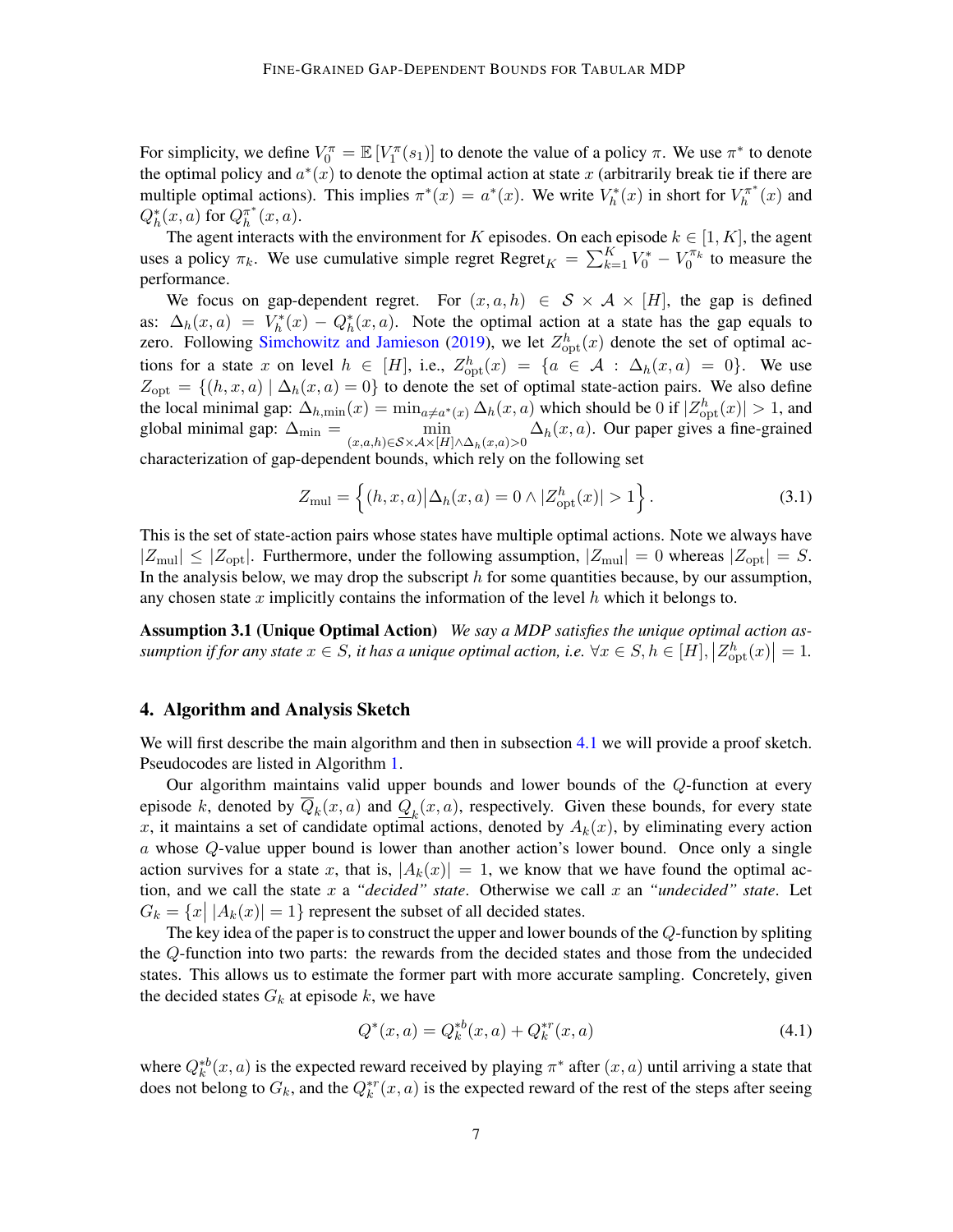For simplicity, we define $V_0^{\pi} = \mathbb{E}\left[V_1^{\pi}(s_1)\right]$ to denote the value of a policy $\pi$. We use $\pi^*$ to denote the optimal policy and $a^*(x)$ to denote the optimal action at state $x$ (arbitrarily break tie if there are multiple optimal actions). This implies $\pi^*(x) = a^*(x)$. We write $V_h^*(x)$ in short for $V_h^{\pi^*}(x)$ and $Q_h^*(x, a)$ for $Q_h^{\pi^*}(x, a)$.

The agent interacts with the environment for $K$ episodes. On each episode $k \in [1, K]$, the agent uses a policy $\pi_k$. We use cumulative simple regret $\text{Regret}_K = \sum_{k=1}^{K} V_0^* - V_0^{\pi_k}$ to measure the performance.

We focus on gap-dependent regret. For $(x, a, h) \in \mathcal{S} \times \mathcal{A} \times [H]$, the gap is defined as: $\Delta_h(x, a) = V_h^*(x) - Q_h^*(x, a)$. Note the optimal action at a state has the gap equals to zero. Following Simchowitz and Jamieson (2019), we let $Z_{\text{opt}}^h(x)$ denote the set of optimal actions for a state $x$ on level $h \in [H]$, i.e., $Z_{\text{opt}}^h(x) = \{a \in \mathcal{A} : \Delta_h(x, a) = 0\}$. We use $Z_{\text{opt}} = \{(h, x, a) \mid \Delta_h(x, a) = 0\}$ to denote the set of optimal state-action pairs. We also define the local minimal gap: $\Delta_{h,\min}(x) = \min_{a \neq a^*(x)} \Delta_h(x, a)$ which should be 0 if $|Z_{\text{opt}}^h(x)| > 1$, and global minimal gap: $\Delta_{\min} = \min_{(x,a,h) \in \mathcal{S} \times \mathcal{A} \times [H] \wedge \Delta_h(x,a) > 0} \Delta_h(x, a)$. Our paper gives a fine-grained characterization of gap-dependent bounds, which rely on the following set

$$Z_{\text{mul}} = \left\{(h, x, a) \middle| \Delta_h(x, a) = 0 \wedge |Z_{\text{opt}}^h(x)| > 1\right\}. \tag{3.1}$$

This is the set of state-action pairs whose states have multiple optimal actions. Note we always have $|Z_{\text{mul}}| \leq |Z_{\text{opt}}|$. Furthermore, under the following assumption, $|Z_{\text{mul}}| = 0$ whereas $|Z_{\text{opt}}| = S$. In the analysis below, we may drop the subscript $h$ for some quantities because, by our assumption, any chosen state $x$ implicitly contains the information of the level $h$ which it belongs to.

**Assumption 3.1 (Unique Optimal Action)** *We say a MDP satisfies the unique optimal action assumption if for any state $x \in S$, it has a unique optimal action, i.e. $\forall x \in S, h \in [H], \left|Z_{\text{opt}}^h(x)\right| = 1$.*

## 4. Algorithm and Analysis Sketch

We will first describe the main algorithm and then in subsection 4.1 we will provide a proof sketch. Pseudocodes are listed in Algorithm 1.

Our algorithm maintains valid upper bounds and lower bounds of the $Q$-function at every episode $k$, denoted by $\overline{Q}_k(x, a)$ and $\underline{Q}_k(x, a)$, respectively. Given these bounds, for every state $x$, it maintains a set of candidate optimal actions, denoted by $A_k(x)$, by eliminating every action $a$ whose $Q$-value upper bound is lower than another action's lower bound. Once only a single action survives for a state $x$, that is, $|A_k(x)| = 1$, we know that we have found the optimal action, and we call the state $x$ a *"decided" state*. Otherwise we call $x$ an *"undecided" state*. Let $G_k = \{x \mid |A_k(x)| = 1\}$ represent the subset of all decided states.

The key idea of the paper is to construct the upper and lower bounds of the $Q$-function by spliting the $Q$-function into two parts: the rewards from the decided states and those from the undecided states. This allows us to estimate the former part with more accurate sampling. Concretely, given the decided states $G_k$ at episode $k$, we have

$$Q^*(x, a) = Q_k^{*b}(x, a) + Q_k^{*r}(x, a) \tag{4.1}$$

where $Q_k^{*b}(x, a)$ is the expected reward received by playing $\pi^*$ after $(x, a)$ until arriving a state that does not belong to $G_k$, and the $Q_k^{*r}(x, a)$ is the expected reward of the rest of the steps after seeing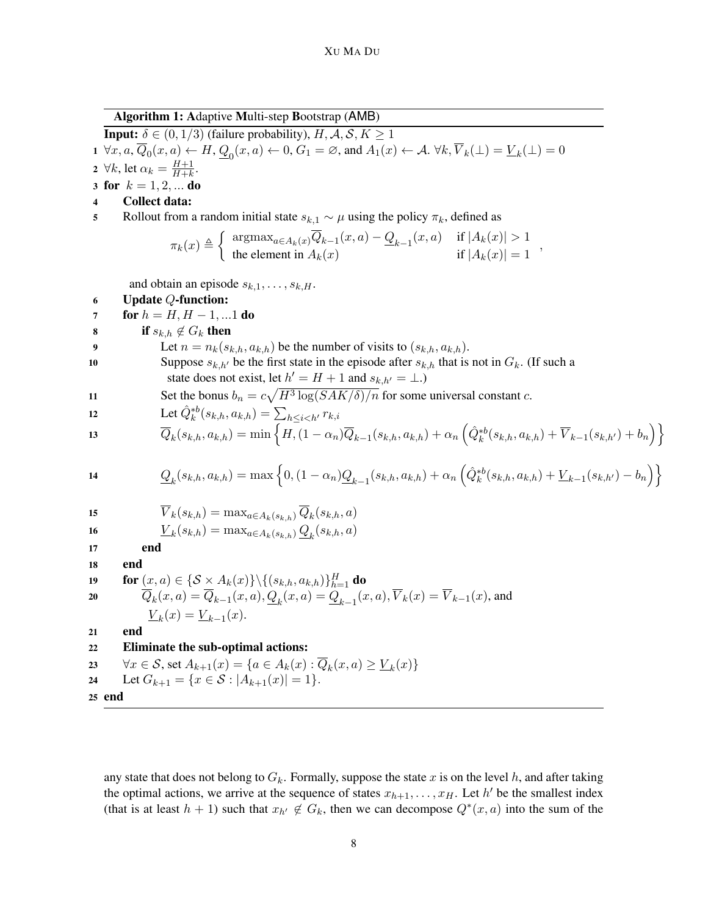**Algorithm 1: A**daptive **M**ulti-step **B**ootstrap (AMB)

**Input:** $\delta \in (0, 1/3)$ (failure probability), $H, \mathcal{A}, \mathcal{S}, K \geq 1$

1 $\forall x, a, \overline{Q}_0(x,a) \leftarrow H$, $\underline{Q}_0(x,a) \leftarrow 0$, $G_1 = \varnothing$, and $A_1(x) \leftarrow \mathcal{A}$. $\forall k, \overline{V}_k(\perp) = \underline{V}_k(\perp) = 0$

2 $\forall k$, let $\alpha_k = \frac{H+1}{H+k}$.

3 **for** $k = 1, 2, ...$ **do**

4 &nbsp;&nbsp;&nbsp;&nbsp;**Collect data:**

5 &nbsp;&nbsp;&nbsp;&nbsp;Rollout from a random initial state $s_{k,1} \sim \mu$ using the policy $\pi_k$, defined as

$$\pi_k(x) \triangleq \begin{cases} \text{argmax}_{a \in A_k(x)} \overline{Q}_{k-1}(x,a) - \underline{Q}_{k-1}(x,a) & \text{if } |A_k(x)| > 1 \\ \text{the element in } A_k(x) & \text{if } |A_k(x)| = 1 \end{cases},$$

&nbsp;&nbsp;&nbsp;&nbsp;and obtain an episode $s_{k,1}, \ldots, s_{k,H}$.

6 &nbsp;&nbsp;&nbsp;&nbsp;**Update** $Q$**-function:**

7 &nbsp;&nbsp;&nbsp;&nbsp;**for** $h = H, H-1, ...1$ **do**

8 &nbsp;&nbsp;&nbsp;&nbsp;&nbsp;&nbsp;&nbsp;&nbsp;**if** $s_{k,h} \notin G_k$ **then**

9 &nbsp;&nbsp;&nbsp;&nbsp;&nbsp;&nbsp;&nbsp;&nbsp;&nbsp;&nbsp;&nbsp;&nbsp;Let $n = n_k(s_{k,h}, a_{k,h})$ be the number of visits to $(s_{k,h}, a_{k,h})$.

10 &nbsp;&nbsp;&nbsp;&nbsp;&nbsp;&nbsp;&nbsp;&nbsp;&nbsp;&nbsp;&nbsp;&nbsp;Suppose $s_{k,h'}$ be the first state in the episode after $s_{k,h}$ that is not in $G_k$. (If such a state does not exist, let $h' = H+1$ and $s_{k,h'} = \perp$.)

11 &nbsp;&nbsp;&nbsp;&nbsp;&nbsp;&nbsp;&nbsp;&nbsp;&nbsp;&nbsp;&nbsp;&nbsp;Set the bonus $b_n = c\sqrt{H^3 \log(SAK/\delta)/n}$ for some universal constant $c$.

12 &nbsp;&nbsp;&nbsp;&nbsp;&nbsp;&nbsp;&nbsp;&nbsp;&nbsp;&nbsp;&nbsp;&nbsp;Let $\hat{Q}_k^{*b}(s_{k,h}, a_{k,h}) = \sum_{h \leq i < h'} r_{k,i}$

13 $$\overline{Q}_k(s_{k,h}, a_{k,h}) = \min\left\{H, (1-\alpha_n)\overline{Q}_{k-1}(s_{k,h}, a_{k,h}) + \alpha_n\left(\hat{Q}_k^{*b}(s_{k,h}, a_{k,h}) + \overline{V}_{k-1}(s_{k,h'}) + b_n\right)\right\}$$

14 $$\underline{Q}_k(s_{k,h}, a_{k,h}) = \max\left\{0, (1-\alpha_n)\underline{Q}_{k-1}(s_{k,h}, a_{k,h}) + \alpha_n\left(\hat{Q}_k^{*b}(s_{k,h}, a_{k,h}) + \underline{V}_{k-1}(s_{k,h'}) - b_n\right)\right\}$$

15 &nbsp;&nbsp;&nbsp;&nbsp;&nbsp;&nbsp;&nbsp;&nbsp;&nbsp;&nbsp;&nbsp;&nbsp;$\overline{V}_k(s_{k,h}) = \max_{a \in A_k(s_{k,h})} \overline{Q}_k(s_{k,h}, a)$

16 &nbsp;&nbsp;&nbsp;&nbsp;&nbsp;&nbsp;&nbsp;&nbsp;&nbsp;&nbsp;&nbsp;&nbsp;$\underline{V}_k(s_{k,h}) = \max_{a \in A_k(s_{k,h})} \underline{Q}_k(s_{k,h}, a)$

17 &nbsp;&nbsp;&nbsp;&nbsp;&nbsp;&nbsp;&nbsp;&nbsp;**end**

18 &nbsp;&nbsp;&nbsp;&nbsp;**end**

19 &nbsp;&nbsp;&nbsp;&nbsp;**for** $(x,a) \in \{\mathcal{S} \times A_k(x)\} \backslash \{(s_{k,h}, a_{k,h})\}_{h=1}^H$ **do**

20 &nbsp;&nbsp;&nbsp;&nbsp;&nbsp;&nbsp;&nbsp;&nbsp;$\overline{Q}_k(x,a) = \overline{Q}_{k-1}(x,a), \underline{Q}_k(x,a) = \underline{Q}_{k-1}(x,a), \overline{V}_k(x) = \overline{V}_{k-1}(x)$, and $\underline{V}_k(x) = \underline{V}_{k-1}(x)$.

21 &nbsp;&nbsp;&nbsp;&nbsp;**end**

22 &nbsp;&nbsp;&nbsp;&nbsp;**Eliminate the sub-optimal actions:**

23 &nbsp;&nbsp;&nbsp;&nbsp;$\forall x \in \mathcal{S}$, set $A_{k+1}(x) = \{a \in A_k(x) : \overline{Q}_k(x,a) \geq \underline{V}_k(x)\}$

24 &nbsp;&nbsp;&nbsp;&nbsp;Let $G_{k+1} = \{x \in \mathcal{S} : |A_{k+1}(x)| = 1\}$.

25 **end**

any state that does not belong to $G_k$. Formally, suppose the state $x$ is on the level $h$, and after taking the optimal actions, we arrive at the sequence of states $x_{h+1}, \ldots, x_H$. Let $h'$ be the smallest index (that is at least $h+1$) such that $x_{h'} \notin G_k$, then we can decompose $Q^*(x,a)$ into the sum of the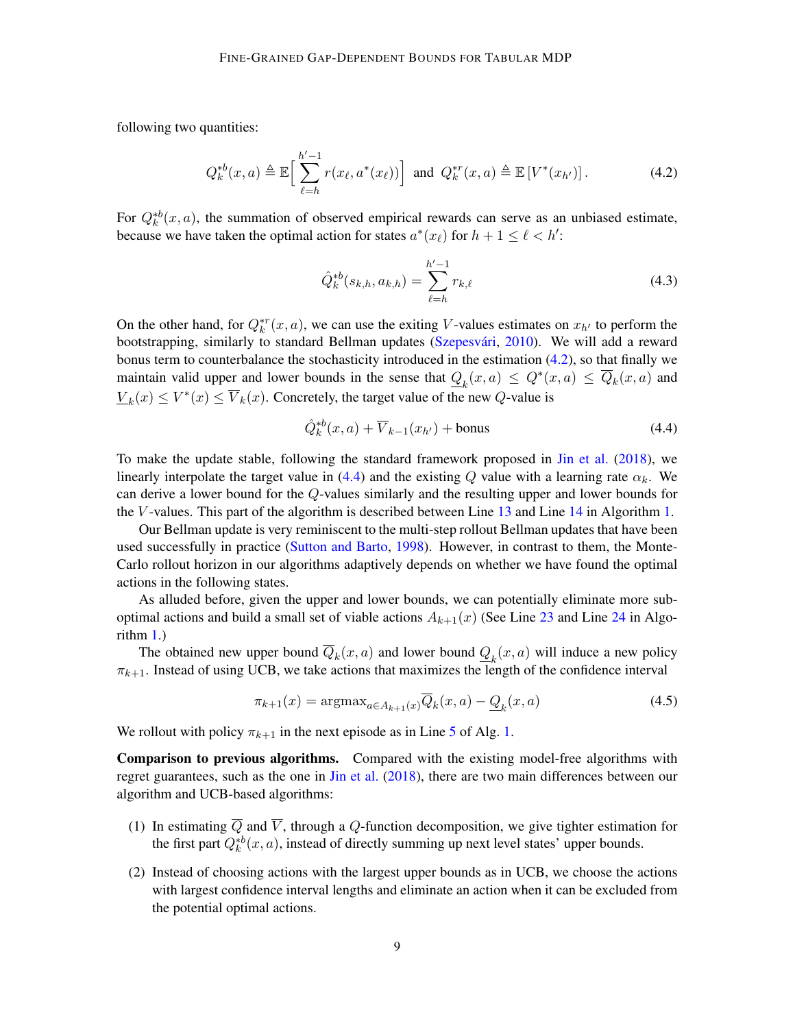following two quantities:

$$Q_k^{*b}(x,a) \triangleq \mathbb{E}\Big[\sum_{\ell=h}^{h'-1} r(x_\ell, a^*(x_\ell))\Big] \text{ and } Q_k^{*r}(x,a) \triangleq \mathbb{E}\left[V^*(x_{h'})\right]. \tag{4.2}$$

For $Q_k^{*b}(x,a)$, the summation of observed empirical rewards can serve as an unbiased estimate, because we have taken the optimal action for states $a^*(x_\ell)$ for $h+1 \leq \ell < h'$:

$$\hat{Q}_k^{*b}(s_{k,h}, a_{k,h}) = \sum_{\ell=h}^{h'-1} r_{k,\ell} \tag{4.3}$$

On the other hand, for $Q_k^{*r}(x,a)$, we can use the exiting $V$-values estimates on $x_{h'}$ to perform the bootstrapping, similarly to standard Bellman updates (Szepesvári, 2010). We will add a reward bonus term to counterbalance the stochasticity introduced in the estimation (4.2), so that finally we maintain valid upper and lower bounds in the sense that $\underline{Q}_k(x,a) \leq Q^*(x,a) \leq \overline{Q}_k(x,a)$ and $\underline{V}_k(x) \leq V^*(x) \leq \overline{V}_k(x)$. Concretely, the target value of the new $Q$-value is

$$\hat{Q}_k^{*b}(x,a) + \overline{V}_{k-1}(x_{h'}) + \text{bonus} \tag{4.4}$$

To make the update stable, following the standard framework proposed in Jin et al. (2018), we linearly interpolate the target value in (4.4) and the existing $Q$ value with a learning rate $\alpha_k$. We can derive a lower bound for the $Q$-values similarly and the resulting upper and lower bounds for the $V$-values. This part of the algorithm is described between Line 13 and Line 14 in Algorithm 1.

Our Bellman update is very reminiscent to the multi-step rollout Bellman updates that have been used successfully in practice (Sutton and Barto, 1998). However, in contrast to them, the Monte-Carlo rollout horizon in our algorithms adaptively depends on whether we have found the optimal actions in the following states.

As alluded before, given the upper and lower bounds, we can potentially eliminate more sub-optimal actions and build a small set of viable actions $A_{k+1}(x)$ (See Line 23 and Line 24 in Algorithm 1.)

The obtained new upper bound $\overline{Q}_k(x,a)$ and lower bound $\underline{Q}_k(x,a)$ will induce a new policy $\pi_{k+1}$. Instead of using UCB, we take actions that maximizes the length of the confidence interval

$$\pi_{k+1}(x) = \text{argmax}_{a \in A_{k+1}(x)} \overline{Q}_k(x,a) - \underline{Q}_k(x,a) \tag{4.5}$$

We rollout with policy $\pi_{k+1}$ in the next episode as in Line 5 of Alg. 1.

**Comparison to previous algorithms.** Compared with the existing model-free algorithms with regret guarantees, such as the one in Jin et al. (2018), there are two main differences between our algorithm and UCB-based algorithms:

(1) In estimating $\overline{Q}$ and $\overline{V}$, through a $Q$-function decomposition, we give tighter estimation for the first part $Q_k^{*b}(x,a)$, instead of directly summing up next level states' upper bounds.

(2) Instead of choosing actions with the largest upper bounds as in UCB, we choose the actions with largest confidence interval lengths and eliminate an action when it can be excluded from the potential optimal actions.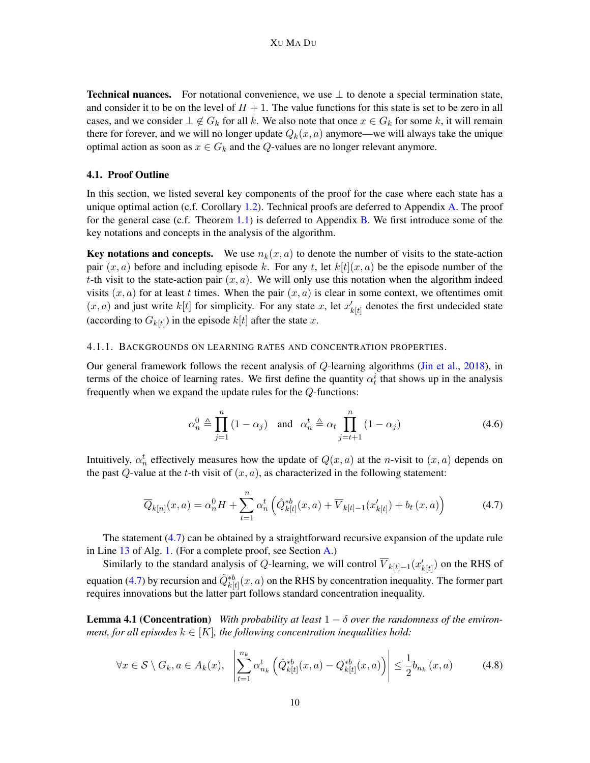**Technical nuances.** For notational convenience, we use $\perp$ to denote a special termination state, and consider it to be on the level of $H+1$. The value functions for this state is set to be zero in all cases, and we consider $\perp \notin G_k$ for all $k$. We also note that once $x \in G_k$ for some $k$, it will remain there for forever, and we will no longer update $Q_k(x,a)$ anymore—we will always take the unique optimal action as soon as $x \in G_k$ and the $Q$-values are no longer relevant anymore.

## 4.1. Proof Outline

In this section, we listed several key components of the proof for the case where each state has a unique optimal action (c.f. Corollary 1.2). Technical proofs are deferred to Appendix A. The proof for the general case (c.f. Theorem 1.1) is deferred to Appendix B. We first introduce some of the key notations and concepts in the analysis of the algorithm.

**Key notations and concepts.** We use $n_k(x,a)$ to denote the number of visits to the state-action pair $(x,a)$ before and including episode $k$. For any $t$, let $k[t](x,a)$ be the episode number of the $t$-th visit to the state-action pair $(x,a)$. We will only use this notation when the algorithm indeed visits $(x,a)$ for at least $t$ times. When the pair $(x,a)$ is clear in some context, we oftentimes omit $(x,a)$ and just write $k[t]$ for simplicity. For any state $x$, let $x'_{k[t]}$ denotes the first undecided state (according to $G_{k[t]}$) in the episode $k[t]$ after the state $x$.

### 4.1.1. Backgrounds on learning rates and concentration properties.

Our general framework follows the recent analysis of $Q$-learning algorithms (Jin et al., 2018), in terms of the choice of learning rates. We first define the quantity $\alpha_t^i$ that shows up in the analysis frequently when we expand the update rules for the $Q$-functions:

$$\alpha_n^0 \triangleq \prod_{j=1}^{n} (1-\alpha_j) \quad \text{and} \quad \alpha_n^t \triangleq \alpha_t \prod_{j=t+1}^{n} (1-\alpha_j) \tag{4.6}$$

Intuitively, $\alpha_n^t$ effectively measures how the update of $Q(x,a)$ at the $n$-visit to $(x,a)$ depends on the past $Q$-value at the $t$-th visit of $(x,a)$, as characterized in the following statement:

$$\overline{Q}_{k[n]}(x,a) = \alpha_n^0 H + \sum_{t=1}^{n} \alpha_n^t \left( \hat{Q}^{*b}_{k[t]}(x,a) + \overline{V}_{k[t]-1}(x'_{k[t]}) + b_t(x,a) \right) \tag{4.7}$$

The statement (4.7) can be obtained by a straightforward recursive expansion of the update rule in Line 13 of Alg. 1. (For a complete proof, see Section A.)

Similarly to the standard analysis of $Q$-learning, we will control $\overline{V}_{k[t]-1}(x'_{k[t]})$ on the RHS of equation (4.7) by recursion and $\hat{Q}^{*b}_{k[t]}(x,a)$ on the RHS by concentration inequality. The former part requires innovations but the latter part follows standard concentration inequality.

**Lemma 4.1 (Concentration)** *With probability at least $1-\delta$ over the randomness of the environment, for all episodes $k \in [K]$, the following concentration inequalities hold:*

$$\forall x \in \mathcal{S} \setminus G_k, a \in A_k(x), \quad \left| \sum_{t=1}^{n_k} \alpha_{n_k}^t \left( \hat{Q}^{*b}_{k[t]}(x,a) - Q^{*b}_{k[t]}(x,a) \right) \right| \le \frac{1}{2} b_{n_k}(x,a) \tag{4.8}$$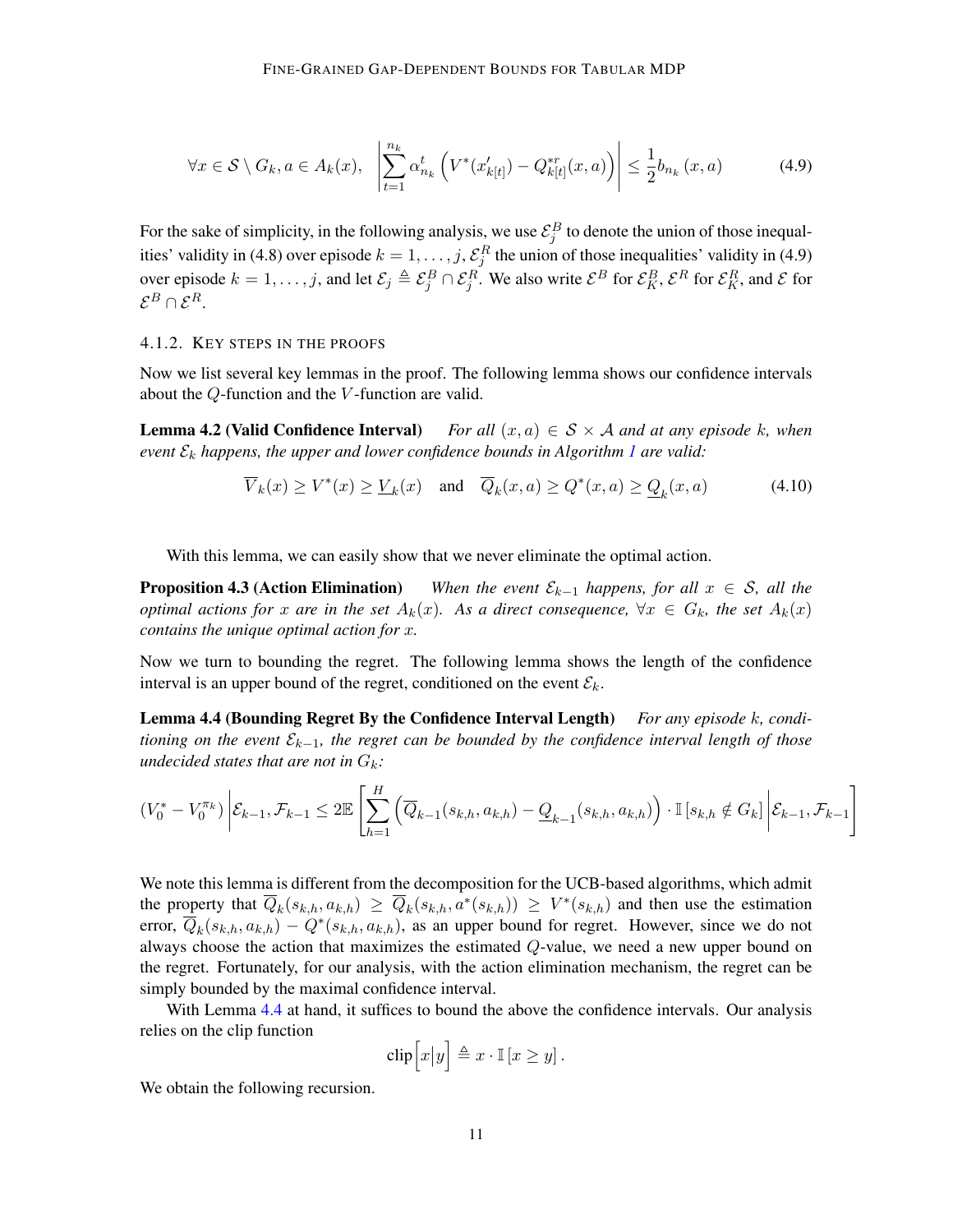$$\forall x \in \mathcal{S} \setminus G_k, a \in A_k(x), \quad \left| \sum_{t=1}^{n_k} \alpha_{n_k}^t \left( V^*(x'_{k[t]}) - Q^{*r}_{k[t]}(x,a) \right) \right| \leq \frac{1}{2} b_{n_k}(x,a) \tag{4.9}$$

For the sake of simplicity, in the following analysis, we use $\mathcal{E}_j^B$ to denote the union of those inequalities' validity in (4.8) over episode $k = 1, \ldots, j$, $\mathcal{E}_j^R$ the union of those inequalities' validity in (4.9) over episode $k = 1, \ldots, j$, and let $\mathcal{E}_j \triangleq \mathcal{E}_j^B \cap \mathcal{E}_j^R$. We also write $\mathcal{E}^B$ for $\mathcal{E}_K^B$, $\mathcal{E}^R$ for $\mathcal{E}_K^R$, and $\mathcal{E}$ for $\mathcal{E}^B \cap \mathcal{E}^R$.

#### 4.1.2. Key steps in the proofs

Now we list several key lemmas in the proof. The following lemma shows our confidence intervals about the $Q$-function and the $V$-function are valid.

**Lemma 4.2 (Valid Confidence Interval)** *For all $(x,a) \in \mathcal{S} \times \mathcal{A}$ and at any episode $k$, when event $\mathcal{E}_k$ happens, the upper and lower confidence bounds in Algorithm 1 are valid:*

$$\overline{V}_k(x) \geq V^*(x) \geq \underline{V}_k(x) \quad \text{and} \quad \overline{Q}_k(x,a) \geq Q^*(x,a) \geq \underline{Q}_k(x,a) \tag{4.10}$$

With this lemma, we can easily show that we never eliminate the optimal action.

**Proposition 4.3 (Action Elimination)** *When the event $\mathcal{E}_{k-1}$ happens, for all $x \in \mathcal{S}$, all the optimal actions for $x$ are in the set $A_k(x)$. As a direct consequence, $\forall x \in G_k$, the set $A_k(x)$ contains the unique optimal action for $x$.*

Now we turn to bounding the regret. The following lemma shows the length of the confidence interval is an upper bound of the regret, conditioned on the event $\mathcal{E}_k$.

**Lemma 4.4 (Bounding Regret By the Confidence Interval Length)** *For any episode $k$, conditioning on the event $\mathcal{E}_{k-1}$, the regret can be bounded by the confidence interval length of those undecided states that are not in $G_k$:*

$$\left(V_0^* - V_0^{\pi_k}\right) \bigg| \mathcal{E}_{k-1}, \mathcal{F}_{k-1} \leq 2\mathbb{E}\left[ \sum_{h=1}^{H} \left( \overline{Q}_{k-1}(s_{k,h}, a_{k,h}) - \underline{Q}_{k-1}(s_{k,h}, a_{k,h}) \right) \cdot \mathbb{I}\left[ s_{k,h} \notin G_k \right] \bigg| \mathcal{E}_{k-1}, \mathcal{F}_{k-1} \right]$$

We note this lemma is different from the decomposition for the UCB-based algorithms, which admit the property that $\overline{Q}_k(s_{k,h}, a_{k,h}) \geq \overline{Q}_k(s_{k,h}, a^*(s_{k,h})) \geq V^*(s_{k,h})$ and then use the estimation error, $\overline{Q}_k(s_{k,h}, a_{k,h}) - Q^*(s_{k,h}, a_{k,h})$, as an upper bound for regret. However, since we do not always choose the action that maximizes the estimated $Q$-value, we need a new upper bound on the regret. Fortunately, for our analysis, with the action elimination mechanism, the regret can be simply bounded by the maximal confidence interval.

With Lemma 4.4 at hand, it suffices to bound the above the confidence intervals. Our analysis relies on the clip function

$$\text{clip}\left[x \middle| y\right] \triangleq x \cdot \mathbb{I}\left[x \geq y\right].$$

We obtain the following recursion.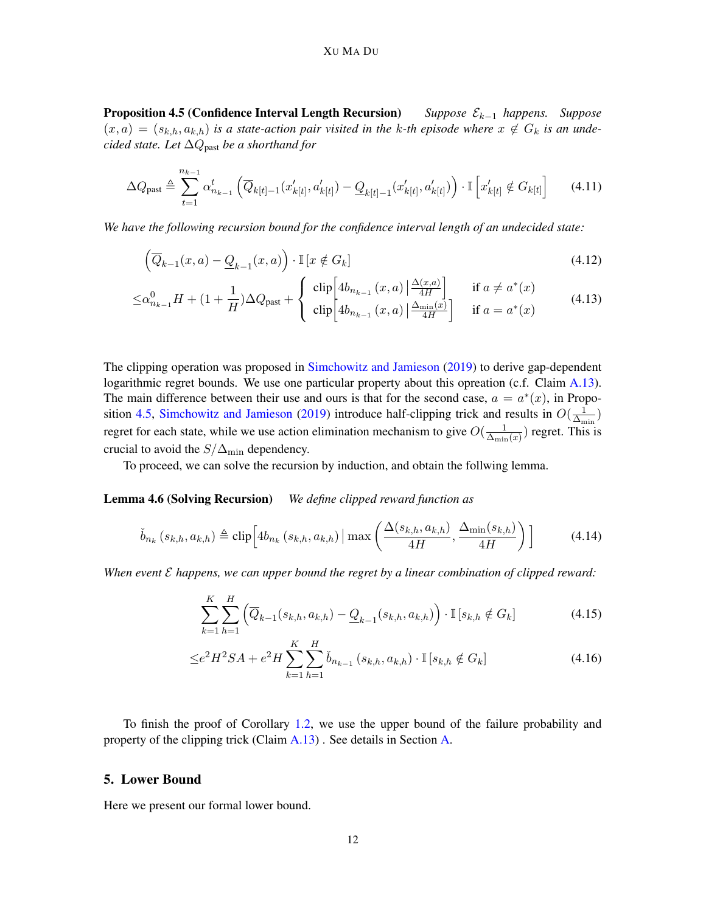**Proposition 4.5 (Confidence Interval Length Recursion)** *Suppose $\mathcal{E}_{k-1}$ happens. Suppose $(x, a) = (s_{k,h}, a_{k,h})$ is a state-action pair visited in the $k$-th episode where $x \notin G_k$ is an undecided state. Let $\Delta Q_{\text{past}}$ be a shorthand for*

$$\Delta Q_{\text{past}} \triangleq \sum_{t=1}^{n_{k-1}} \alpha_{n_{k-1}}^t \left( \overline{Q}_{k[t]-1}(x'_{k[t]}, a'_{k[t]}) - \underline{Q}_{k[t]-1}(x'_{k[t]}, a'_{k[t]}) \right) \cdot \mathbb{I}\left[ x'_{k[t]} \notin G_{k[t]} \right] \tag{4.11}$$

*We have the following recursion bound for the confidence interval length of an undecided state:*

$$\left( \overline{Q}_{k-1}(x, a) - \underline{Q}_{k-1}(x, a) \right) \cdot \mathbb{I}\left[ x \notin G_k \right] \tag{4.12}$$

$$\leq \alpha_{n_{k-1}}^0 H + (1 + \frac{1}{H}) \Delta Q_{\text{past}} + \begin{cases} \text{clip}\left[ 4b_{n_{k-1}}(x, a) \,\middle|\, \frac{\Delta(x,a)}{4H} \right] & \text{if } a \neq a^*(x) \\ \text{clip}\left[ 4b_{n_{k-1}}(x, a) \,\middle|\, \frac{\Delta_{\min}(x)}{4H} \right] & \text{if } a = a^*(x) \end{cases} \tag{4.13}$$

The clipping operation was proposed in Simchowitz and Jamieson (2019) to derive gap-dependent logarithmic regret bounds. We use one particular property about this opreation (c.f. Claim A.13). The main difference between their use and ours is that for the second case, $a = a^*(x)$, in Proposition 4.5, Simchowitz and Jamieson (2019) introduce half-clipping trick and results in $O(\frac{1}{\Delta_{\min}})$ regret for each state, while we use action elimination mechanism to give $O(\frac{1}{\Delta_{\min}(x)})$ regret. This is crucial to avoid the $S/\Delta_{\min}$ dependency.

To proceed, we can solve the recursion by induction, and obtain the follwing lemma.

**Lemma 4.6 (Solving Recursion)** *We define clipped reward function as*

$$\check{b}_{n_k}(s_{k,h}, a_{k,h}) \triangleq \text{clip}\left[ 4b_{n_k}(s_{k,h}, a_{k,h}) \,\middle|\, \max\left( \frac{\Delta(s_{k,h}, a_{k,h})}{4H}, \frac{\Delta_{\min}(s_{k,h})}{4H} \right) \right] \tag{4.14}$$

*When event $\mathcal{E}$ happens, we can upper bound the regret by a linear combination of clipped reward:*

$$\sum_{k=1}^{K} \sum_{h=1}^{H} \left( \overline{Q}_{k-1}(s_{k,h}, a_{k,h}) - \underline{Q}_{k-1}(s_{k,h}, a_{k,h}) \right) \cdot \mathbb{I}\left[ s_{k,h} \notin G_k \right] \tag{4.15}$$

$$\leq e^2 H^2 SA + e^2 H \sum_{k=1}^{K} \sum_{h=1}^{H} \check{b}_{n_{k-1}}(s_{k,h}, a_{k,h}) \cdot \mathbb{I}\left[ s_{k,h} \notin G_k \right] \tag{4.16}$$

To finish the proof of Corollary 1.2, we use the upper bound of the failure probability and property of the clipping trick (Claim A.13) . See details in Section A.

## 5. Lower Bound

Here we present our formal lower bound.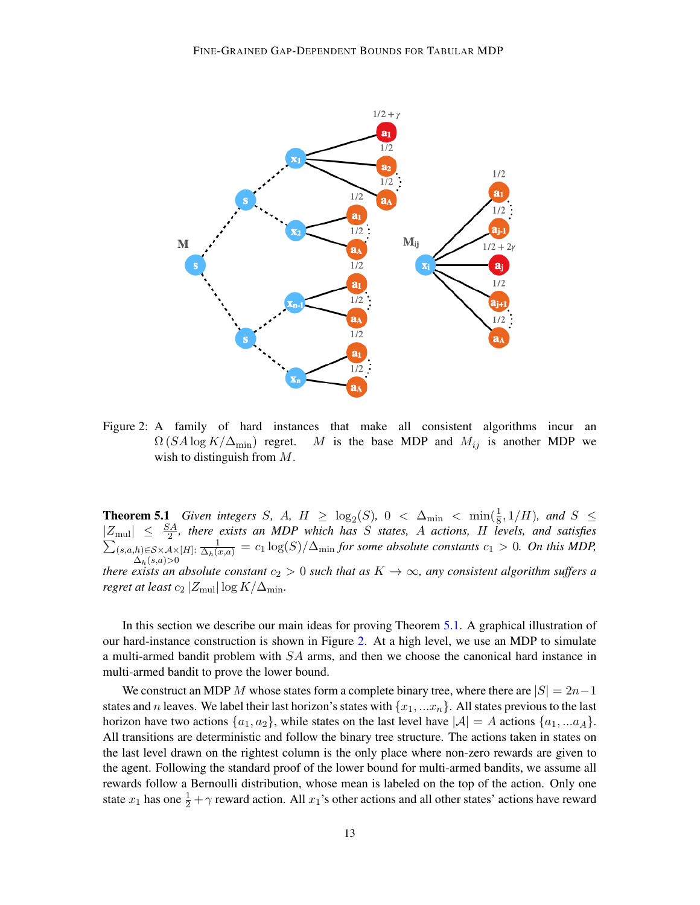Figure 2: A family of hard instances that make all consistent algorithms incur an $\Omega\left(SA \log K/\Delta_{\min}\right)$ regret. $M$ is the base MDP and $M_{ij}$ is another MDP we wish to distinguish from $M$.

**Theorem 5.1** *Given integers $S$, $A$, $H \geq \log_2(S)$, $0 < \Delta_{\min} < \min(\frac{1}{8}, 1/H)$, and $S \leq |Z_{\text{mul}}| \leq \frac{SA}{2}$, there exists an MDP which has $S$ states, $A$ actions, $H$ levels, and satisfies $\sum_{\substack{(s,a,h)\in\mathcal{S}\times\mathcal{A}\times[H]:\\ \Delta_h(s,a)>0}} \frac{1}{\Delta_h(x,a)} = c_1 \log(S)/\Delta_{\min}$ for some absolute constants $c_1 > 0$. On this MDP, there exists an absolute constant $c_2 > 0$ such that as $K \to \infty$, any consistent algorithm suffers a regret at least $c_2 \, |Z_{\text{mul}}| \log K/\Delta_{\min}$.*

In this section we describe our main ideas for proving Theorem 5.1. A graphical illustration of our hard-instance construction is shown in Figure 2. At a high level, we use an MDP to simulate a multi-armed bandit problem with $SA$ arms, and then we choose the canonical hard instance in multi-armed bandit to prove the lower bound.

We construct an MDP $M$ whose states form a complete binary tree, where there are $|S| = 2n-1$ states and $n$ leaves. We label their last horizon's states with $\{x_1, ...x_n\}$. All states previous to the last horizon have two actions $\{a_1, a_2\}$, while states on the last level have $|\mathcal{A}| = A$ actions $\{a_1, ...a_A\}$. All transitions are deterministic and follow the binary tree structure. The actions taken in states on the last level drawn on the rightest column is the only place where non-zero rewards are given to the agent. Following the standard proof of the lower bound for multi-armed bandits, we assume all rewards follow a Bernoulli distribution, whose mean is labeled on the top of the action. Only one state $x_1$ has one $\frac{1}{2} + \gamma$ reward action. All $x_1$'s other actions and all other states' actions have reward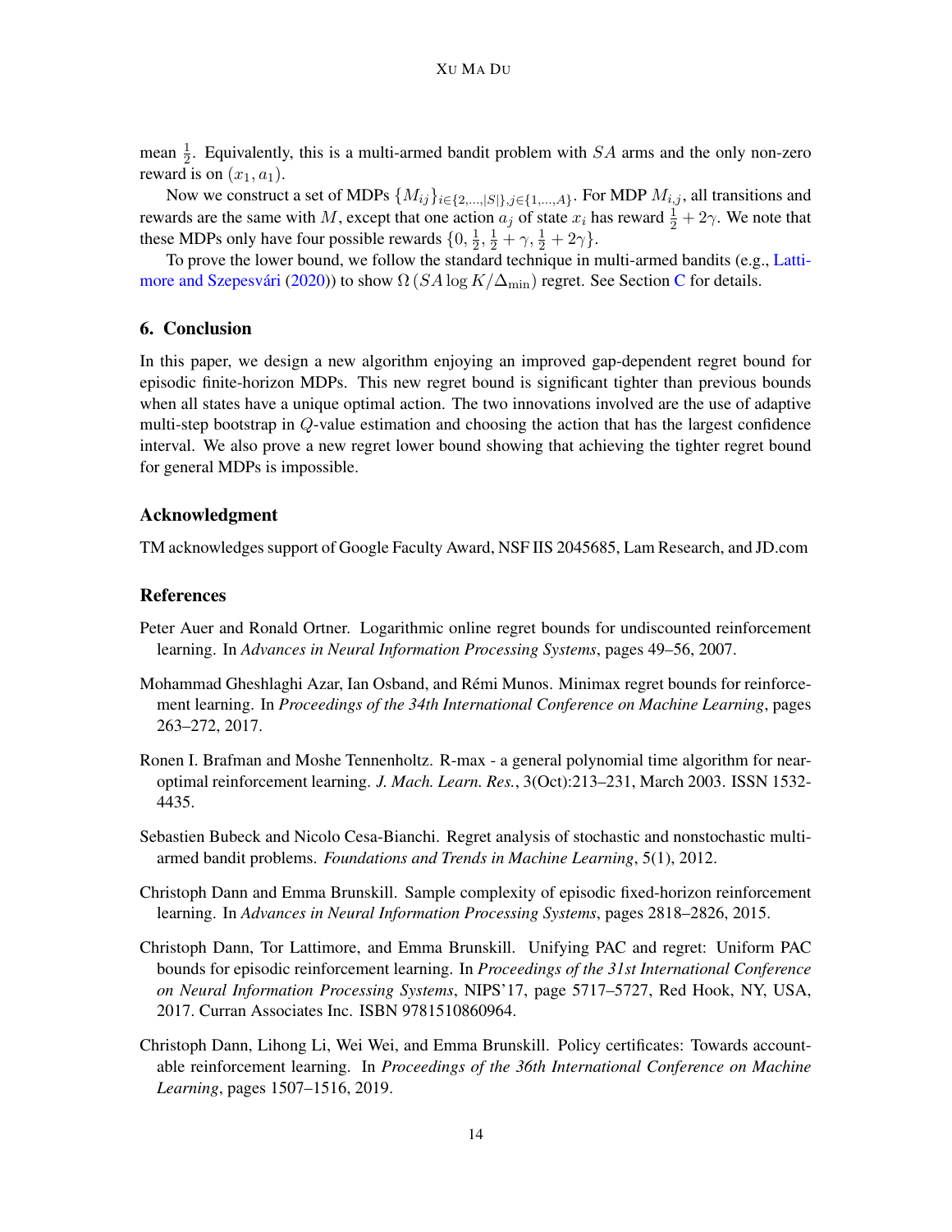mean $\frac{1}{2}$. Equivalently, this is a multi-armed bandit problem with $SA$ arms and the only non-zero reward is on $(x_1, a_1)$.

Now we construct a set of MDPs $\{M_{ij}\}_{i\in\{2,\ldots,|S|\},j\in\{1,\ldots,A\}}$. For MDP $M_{i,j}$, all transitions and rewards are the same with $M$, except that one action $a_j$ of state $x_i$ has reward $\frac{1}{2} + 2\gamma$. We note that these MDPs only have four possible rewards $\{0, \frac{1}{2}, \frac{1}{2} + \gamma, \frac{1}{2} + 2\gamma\}$.

To prove the lower bound, we follow the standard technique in multi-armed bandits (e.g., Lattimore and Szepesvári (2020)) to show $\Omega\left(SA \log K/\Delta_{\min}\right)$ regret. See Section C for details.

## 6. Conclusion

In this paper, we design a new algorithm enjoying an improved gap-dependent regret bound for episodic finite-horizon MDPs. This new regret bound is significant tighter than previous bounds when all states have a unique optimal action. The two innovations involved are the use of adaptive multi-step bootstrap in $Q$-value estimation and choosing the action that has the largest confidence interval. We also prove a new regret lower bound showing that achieving the tighter regret bound for general MDPs is impossible.

## Acknowledgment

TM acknowledges support of Google Faculty Award, NSF IIS 2045685, Lam Research, and JD.com

## References

Peter Auer and Ronald Ortner. Logarithmic online regret bounds for undiscounted reinforcement learning. In *Advances in Neural Information Processing Systems*, pages 49–56, 2007.

Mohammad Gheshlaghi Azar, Ian Osband, and Rémi Munos. Minimax regret bounds for reinforcement learning. In *Proceedings of the 34th International Conference on Machine Learning*, pages 263–272, 2017.

Ronen I. Brafman and Moshe Tennenholtz. R-max - a general polynomial time algorithm for near-optimal reinforcement learning. *J. Mach. Learn. Res.*, 3(Oct):213–231, March 2003. ISSN 1532-4435.

Sebastien Bubeck and Nicolo Cesa-Bianchi. Regret analysis of stochastic and nonstochastic multi-armed bandit problems. *Foundations and Trends in Machine Learning*, 5(1), 2012.

Christoph Dann and Emma Brunskill. Sample complexity of episodic fixed-horizon reinforcement learning. In *Advances in Neural Information Processing Systems*, pages 2818–2826, 2015.

Christoph Dann, Tor Lattimore, and Emma Brunskill. Unifying PAC and regret: Uniform PAC bounds for episodic reinforcement learning. In *Proceedings of the 31st International Conference on Neural Information Processing Systems*, NIPS'17, page 5717–5727, Red Hook, NY, USA, 2017. Curran Associates Inc. ISBN 9781510860964.

Christoph Dann, Lihong Li, Wei Wei, and Emma Brunskill. Policy certificates: Towards accountable reinforcement learning. In *Proceedings of the 36th International Conference on Machine Learning*, pages 1507–1516, 2019.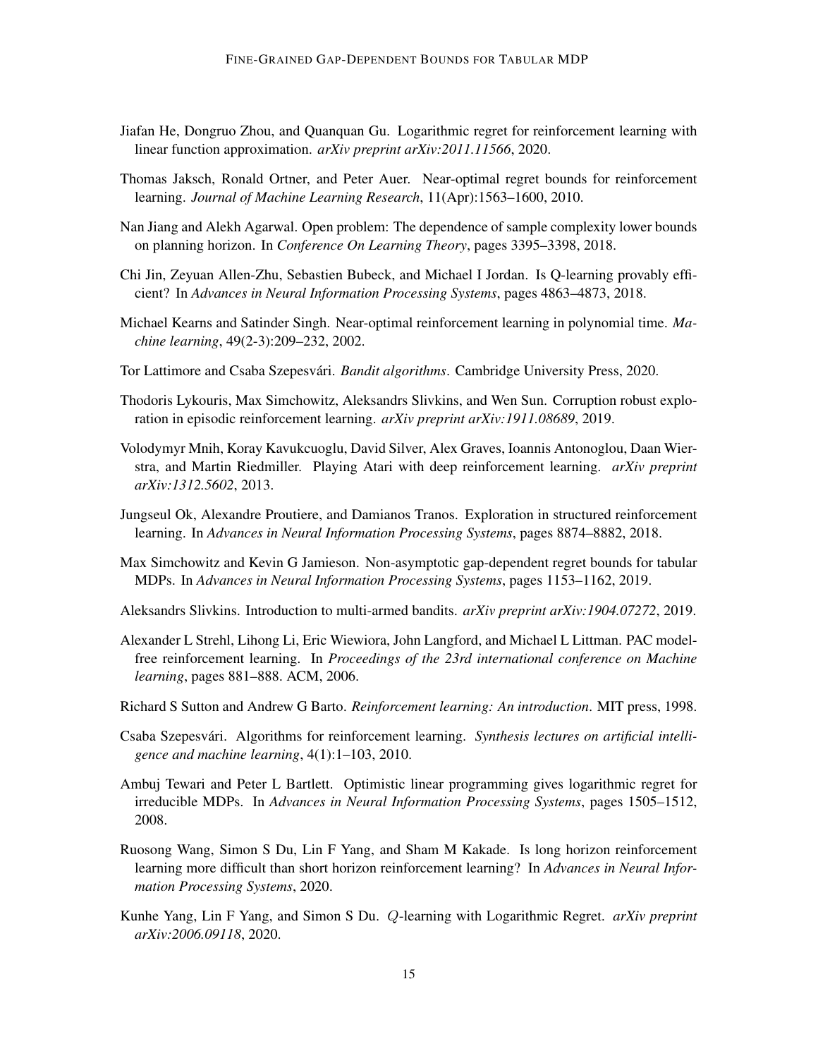Jiafan He, Dongruo Zhou, and Quanquan Gu. Logarithmic regret for reinforcement learning with linear function approximation. *arXiv preprint arXiv:2011.11566*, 2020.

Thomas Jaksch, Ronald Ortner, and Peter Auer. Near-optimal regret bounds for reinforcement learning. *Journal of Machine Learning Research*, 11(Apr):1563–1600, 2010.

Nan Jiang and Alekh Agarwal. Open problem: The dependence of sample complexity lower bounds on planning horizon. In *Conference On Learning Theory*, pages 3395–3398, 2018.

Chi Jin, Zeyuan Allen-Zhu, Sebastien Bubeck, and Michael I Jordan. Is Q-learning provably efficient? In *Advances in Neural Information Processing Systems*, pages 4863–4873, 2018.

Michael Kearns and Satinder Singh. Near-optimal reinforcement learning in polynomial time. *Machine learning*, 49(2-3):209–232, 2002.

Tor Lattimore and Csaba Szepesvári. *Bandit algorithms*. Cambridge University Press, 2020.

Thodoris Lykouris, Max Simchowitz, Aleksandrs Slivkins, and Wen Sun. Corruption robust exploration in episodic reinforcement learning. *arXiv preprint arXiv:1911.08689*, 2019.

Volodymyr Mnih, Koray Kavukcuoglu, David Silver, Alex Graves, Ioannis Antonoglou, Daan Wierstra, and Martin Riedmiller. Playing Atari with deep reinforcement learning. *arXiv preprint arXiv:1312.5602*, 2013.

Jungseul Ok, Alexandre Proutiere, and Damianos Tranos. Exploration in structured reinforcement learning. In *Advances in Neural Information Processing Systems*, pages 8874–8882, 2018.

Max Simchowitz and Kevin G Jamieson. Non-asymptotic gap-dependent regret bounds for tabular MDPs. In *Advances in Neural Information Processing Systems*, pages 1153–1162, 2019.

Aleksandrs Slivkins. Introduction to multi-armed bandits. *arXiv preprint arXiv:1904.07272*, 2019.

Alexander L Strehl, Lihong Li, Eric Wiewiora, John Langford, and Michael L Littman. PAC model-free reinforcement learning. In *Proceedings of the 23rd international conference on Machine learning*, pages 881–888. ACM, 2006.

Richard S Sutton and Andrew G Barto. *Reinforcement learning: An introduction*. MIT press, 1998.

Csaba Szepesvári. Algorithms for reinforcement learning. *Synthesis lectures on artificial intelligence and machine learning*, 4(1):1–103, 2010.

Ambuj Tewari and Peter L Bartlett. Optimistic linear programming gives logarithmic regret for irreducible MDPs. In *Advances in Neural Information Processing Systems*, pages 1505–1512, 2008.

Ruosong Wang, Simon S Du, Lin F Yang, and Sham M Kakade. Is long horizon reinforcement learning more difficult than short horizon reinforcement learning? In *Advances in Neural Information Processing Systems*, 2020.

Kunhe Yang, Lin F Yang, and Simon S Du. $Q$-learning with Logarithmic Regret. *arXiv preprint arXiv:2006.09118*, 2020.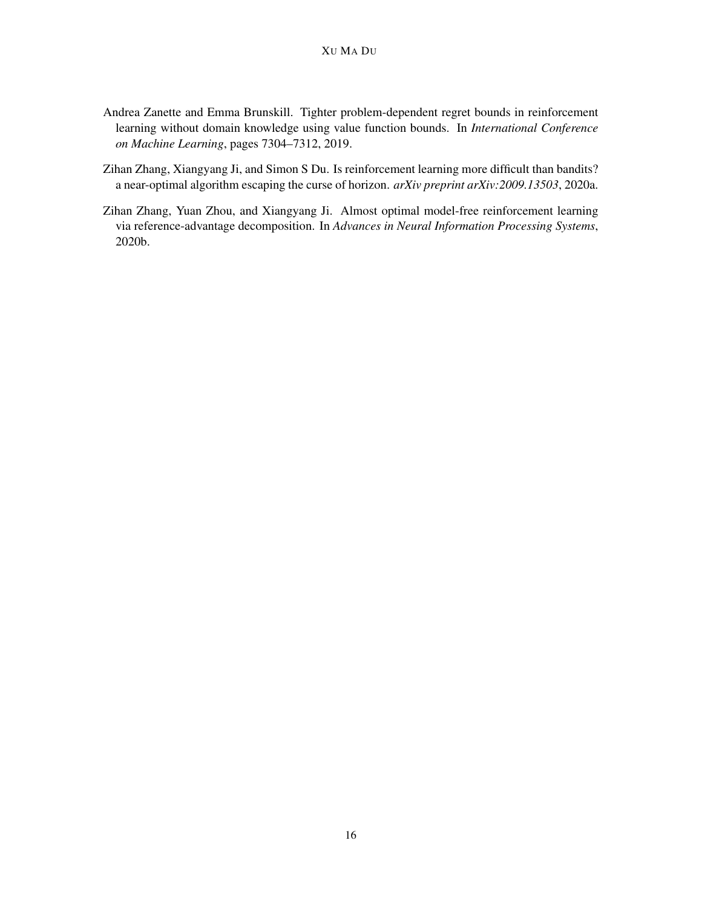Andrea Zanette and Emma Brunskill. Tighter problem-dependent regret bounds in reinforcement learning without domain knowledge using value function bounds. In *International Conference on Machine Learning*, pages 7304–7312, 2019.

Zihan Zhang, Xiangyang Ji, and Simon S Du. Is reinforcement learning more difficult than bandits? a near-optimal algorithm escaping the curse of horizon. *arXiv preprint arXiv:2009.13503*, 2020a.

Zihan Zhang, Yuan Zhou, and Xiangyang Ji. Almost optimal model-free reinforcement learning via reference-advantage decomposition. In *Advances in Neural Information Processing Systems*, 2020b.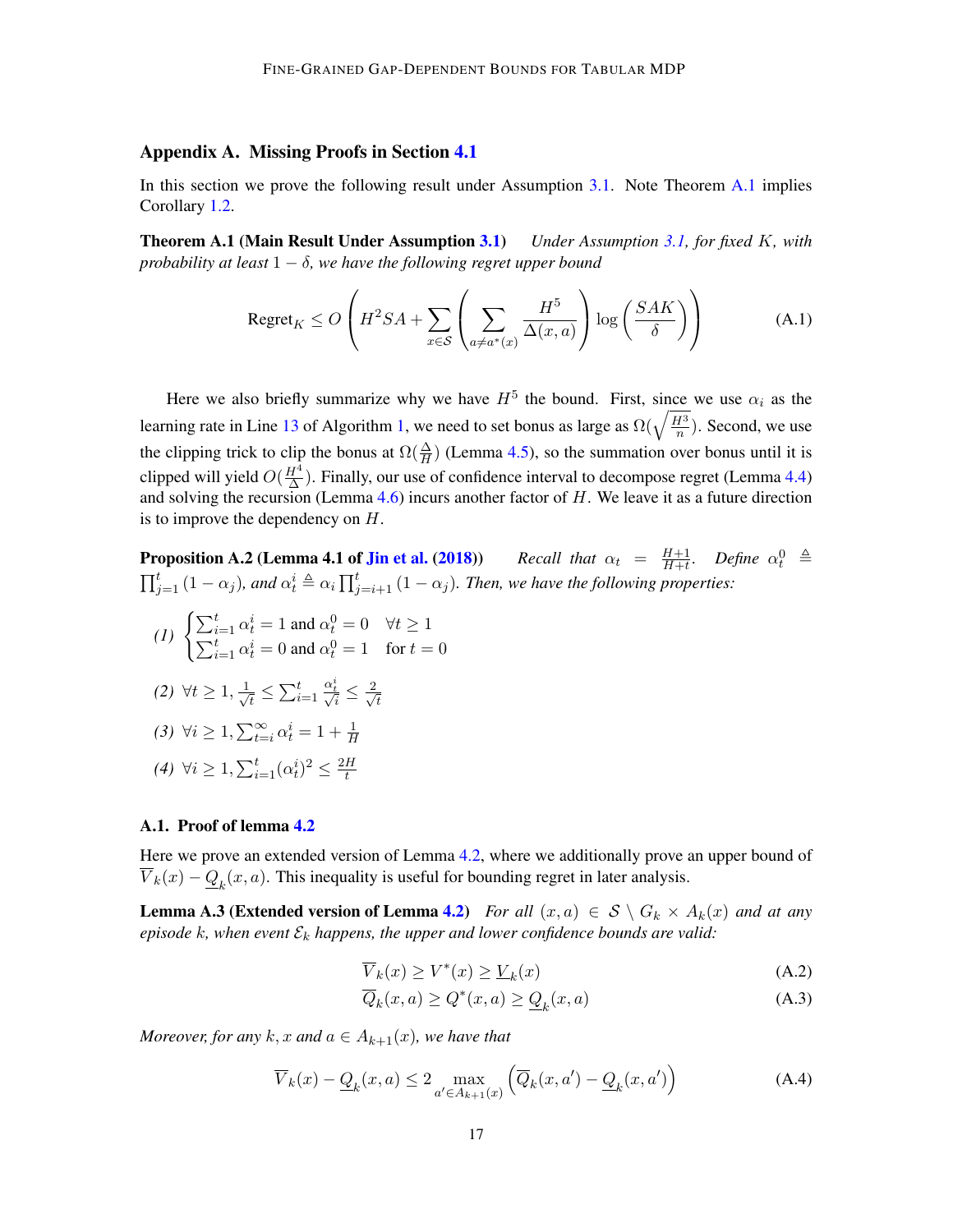## Appendix A. Missing Proofs in Section 4.1

In this section we prove the following result under Assumption 3.1. Note Theorem A.1 implies Corollary 1.2.

**Theorem A.1 (Main Result Under Assumption 3.1)** *Under Assumption 3.1, for fixed $K$, with probability at least $1-\delta$, we have the following regret upper bound*

$$\text{Regret}_K \leq O\left(H^2SA + \sum_{x\in\mathcal{S}}\left(\sum_{a\neq a^*(x)}\frac{H^5}{\Delta(x,a)}\right)\log\left(\frac{SAK}{\delta}\right)\right) \tag{A.1}$$

Here we also briefly summarize why we have $H^5$ the bound. First, since we use $\alpha_i$ as the learning rate in Line 13 of Algorithm 1, we need to set bonus as large as $\Omega(\sqrt{\frac{H^3}{n}})$. Second, we use the clipping trick to clip the bonus at $\Omega(\frac{\Delta}{H})$ (Lemma 4.5), so the summation over bonus until it is clipped will yield $O(\frac{H^4}{\Delta})$. Finally, our use of confidence interval to decompose regret (Lemma 4.4) and solving the recursion (Lemma 4.6) incurs another factor of $H$. We leave it as a future direction is to improve the dependency on $H$.

**Proposition A.2 (Lemma 4.1 of Jin et al. (2018))** *Recall that $\alpha_t = \frac{H+1}{H+t}$. Define $\alpha_t^0 \triangleq \prod_{j=1}^{t}(1-\alpha_j)$, and $\alpha_t^i \triangleq \alpha_i\prod_{j=i+1}^{t}(1-\alpha_j)$. Then, we have the following properties:*

*(1)* $\begin{cases}\sum_{i=1}^t \alpha_t^i = 1 \text{ and } \alpha_t^0 = 0 & \forall t\geq 1\\ \sum_{i=1}^t \alpha_t^i = 0 \text{ and } \alpha_t^0 = 1 & \text{for } t=0\end{cases}$

*(2)* $\forall t\geq 1, \frac{1}{\sqrt{t}} \leq \sum_{i=1}^t \frac{\alpha_t^i}{\sqrt{i}} \leq \frac{2}{\sqrt{t}}$

*(3)* $\forall i\geq 1, \sum_{t=i}^{\infty}\alpha_t^i = 1+\frac{1}{H}$

*(4)* $\forall i\geq 1, \sum_{i=1}^{t}(\alpha_t^i)^2 \leq \frac{2H}{t}$

### A.1. Proof of lemma 4.2

Here we prove an extended version of Lemma 4.2, where we additionally prove an upper bound of $\overline{V}_k(x) - \underline{Q}_k(x,a)$. This inequality is useful for bounding regret in later analysis.

**Lemma A.3 (Extended version of Lemma 4.2)** *For all $(x,a)\in\mathcal{S}\setminus G_k\times A_k(x)$ and at any episode $k$, when event $\mathcal{E}_k$ happens, the upper and lower confidence bounds are valid:*

$$\overline{V}_k(x) \geq V^*(x) \geq \underline{V}_k(x) \tag{A.2}$$

$$\overline{Q}_k(x,a) \geq Q^*(x,a) \geq \underline{Q}_k(x,a) \tag{A.3}$$

*Moreover, for any $k, x$ and $a\in A_{k+1}(x)$, we have that*

$$\overline{V}_k(x) - \underline{Q}_k(x,a) \leq 2\max_{a'\in A_{k+1}(x)}\left(\overline{Q}_k(x,a') - \underline{Q}_k(x,a')\right) \tag{A.4}$$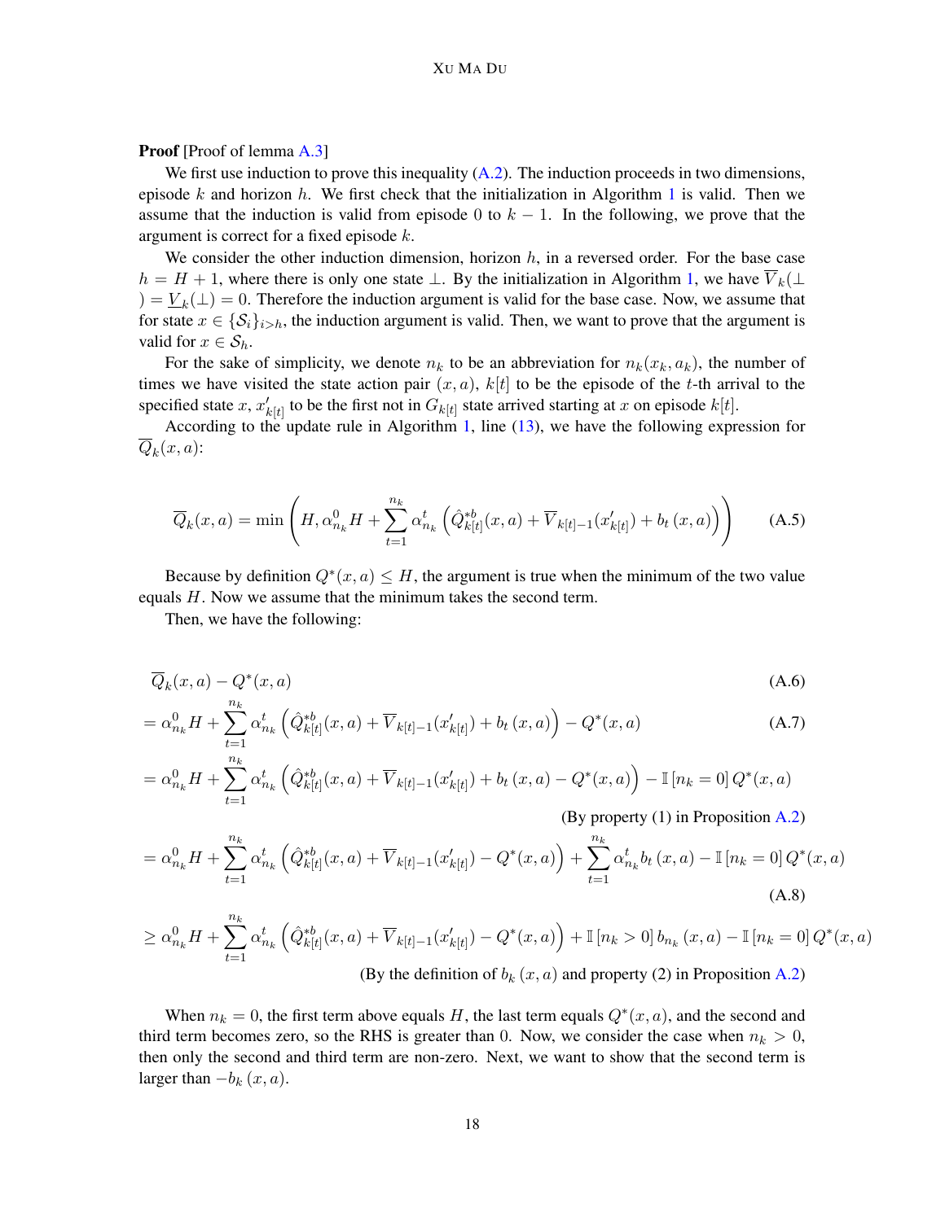**Proof** [Proof of lemma A.3]

We first use induction to prove this inequality (A.2). The induction proceeds in two dimensions, episode $k$ and horizon $h$. We first check that the initialization in Algorithm 1 is valid. Then we assume that the induction is valid from episode 0 to $k-1$. In the following, we prove that the argument is correct for a fixed episode $k$.

We consider the other induction dimension, horizon $h$, in a reversed order. For the base case $h = H+1$, where there is only one state $\perp$. By the initialization in Algorithm 1, we have $\overline{V}_k(\perp) = \underline{V}_k(\perp) = 0$. Therefore the induction argument is valid for the base case. Now, we assume that for state $x \in \{\mathcal{S}_i\}_{i>h}$, the induction argument is valid. Then, we want to prove that the argument is valid for $x \in \mathcal{S}_h$.

For the sake of simplicity, we denote $n_k$ to be an abbreviation for $n_k(x_k, a_k)$, the number of times we have visited the state action pair $(x, a)$, $k[t]$ to be the episode of the $t$-th arrival to the specified state $x$, $x'_{k[t]}$ to be the first not in $G_{k[t]}$ state arrived starting at $x$ on episode $k[t]$.

According to the update rule in Algorithm 1, line (13), we have the following expression for $\overline{Q}_k(x, a)$:

$$\overline{Q}_k(x,a) = \min\left(H, \alpha_{n_k}^0 H + \sum_{t=1}^{n_k} \alpha_{n_k}^t \left(\hat{Q}_{k[t]}^{*b}(x,a) + \overline{V}_{k[t]-1}(x'_{k[t]}) + b_t(x,a)\right)\right) \tag{A.5}$$

Because by definition $Q^*(x,a) \leq H$, the argument is true when the minimum of the two value equals $H$. Now we assume that the minimum takes the second term.

Then, we have the following:

$$\overline{Q}_k(x,a) - Q^*(x,a) \tag{A.6}$$

$$= \alpha_{n_k}^0 H + \sum_{t=1}^{n_k} \alpha_{n_k}^t \left(\hat{Q}_{k[t]}^{*b}(x,a) + \overline{V}_{k[t]-1}(x'_{k[t]}) + b_t(x,a)\right) - Q^*(x,a) \tag{A.7}$$

$$= \alpha_{n_k}^0 H + \sum_{t=1}^{n_k} \alpha_{n_k}^t \left(\hat{Q}_{k[t]}^{*b}(x,a) + \overline{V}_{k[t]-1}(x'_{k[t]}) + b_t(x,a) - Q^*(x,a)\right) - \mathbb{I}[n_k = 0]\, Q^*(x,a)$$

(By property (1) in Proposition A.2)

$$= \alpha_{n_k}^0 H + \sum_{t=1}^{n_k} \alpha_{n_k}^t \left(\hat{Q}_{k[t]}^{*b}(x,a) + \overline{V}_{k[t]-1}(x'_{k[t]}) - Q^*(x,a)\right) + \sum_{t=1}^{n_k} \alpha_{n_k}^t b_t(x,a) - \mathbb{I}[n_k = 0]\, Q^*(x,a) \tag{A.8}$$

$$\geq \alpha_{n_k}^0 H + \sum_{t=1}^{n_k} \alpha_{n_k}^t \left(\hat{Q}_{k[t]}^{*b}(x,a) + \overline{V}_{k[t]-1}(x'_{k[t]}) - Q^*(x,a)\right) + \mathbb{I}[n_k > 0]\, b_{n_k}(x,a) - \mathbb{I}[n_k = 0]\, Q^*(x,a)$$

(By the definition of $b_k(x,a)$ and property (2) in Proposition A.2)

When $n_k = 0$, the first term above equals $H$, the last term equals $Q^*(x,a)$, and the second and third term becomes zero, so the RHS is greater than 0. Now, we consider the case when $n_k > 0$, then only the second and third term are non-zero. Next, we want to show that the second term is larger than $-b_k(x,a)$.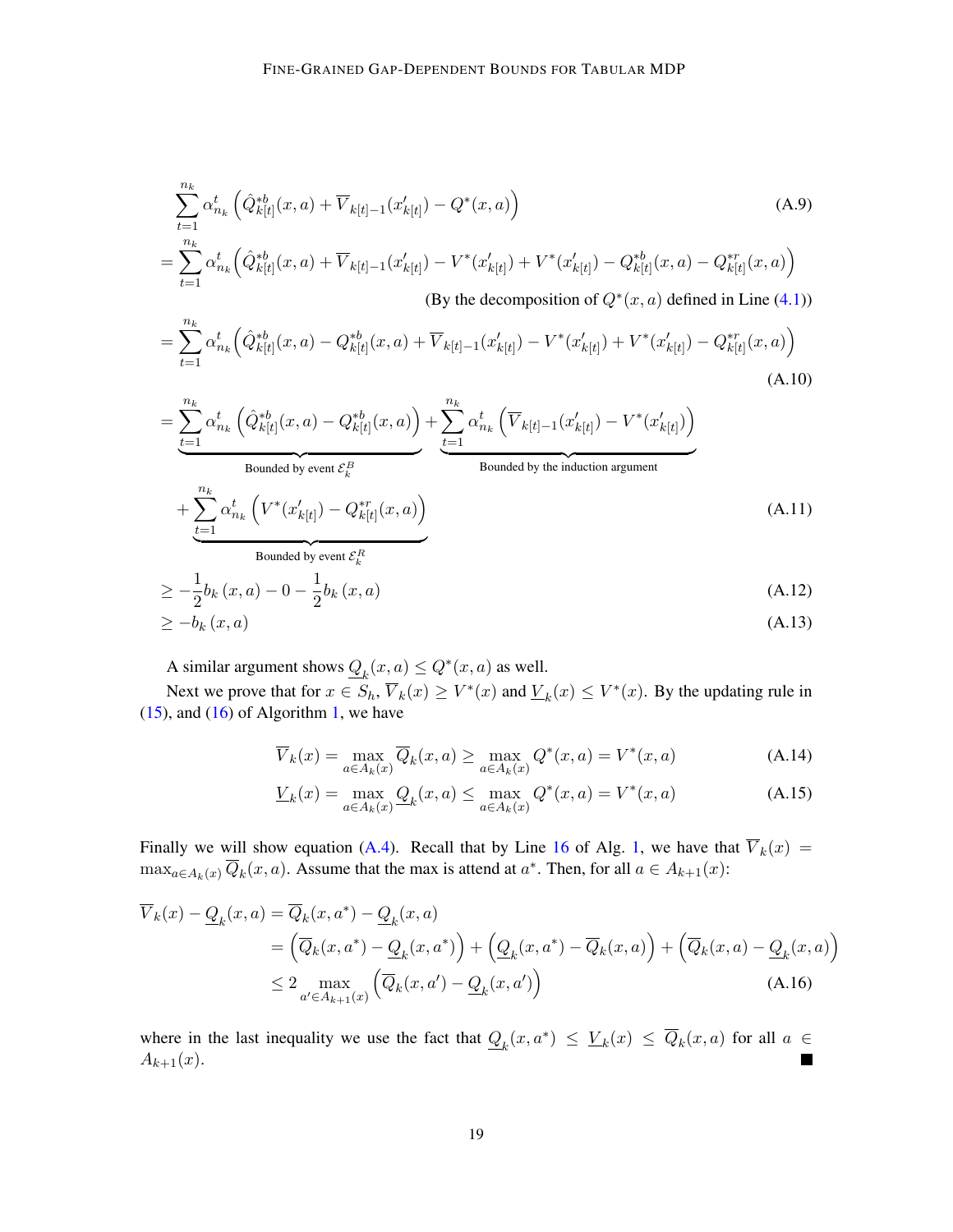$$
\sum_{t=1}^{n_k} \alpha_{n_k}^t \left( \hat{Q}_{k[t]}^{*b}(x,a) + \overline{V}_{k[t]-1}(x'_{k[t]}) - Q^*(x,a) \right) \tag{A.9}
$$

$$
= \sum_{t=1}^{n_k} \alpha_{n_k}^t \left( \hat{Q}_{k[t]}^{*b}(x,a) + \overline{V}_{k[t]-1}(x'_{k[t]}) - V^*(x'_{k[t]}) + V^*(x'_{k[t]}) - Q_{k[t]}^{*b}(x,a) - Q_{k[t]}^{*r}(x,a) \right)
$$

(By the decomposition of $Q^*(x,a)$ defined in Line (4.1))

$$
= \sum_{t=1}^{n_k} \alpha_{n_k}^t \left( \hat{Q}_{k[t]}^{*b}(x,a) - Q_{k[t]}^{*b}(x,a) + \overline{V}_{k[t]-1}(x'_{k[t]}) - V^*(x'_{k[t]}) + V^*(x'_{k[t]}) - Q_{k[t]}^{*r}(x,a) \right) \tag{A.10}
$$

$$
= \underbrace{\sum_{t=1}^{n_k} \alpha_{n_k}^t \left( \hat{Q}_{k[t]}^{*b}(x,a) - Q_{k[t]}^{*b}(x,a) \right)}_{\text{Bounded by event } \mathcal{E}_k^B} + \underbrace{\sum_{t=1}^{n_k} \alpha_{n_k}^t \left( \overline{V}_{k[t]-1}(x'_{k[t]}) - V^*(x'_{k[t]}) \right)}_{\text{Bounded by the induction argument}}
$$

$$
+ \underbrace{\sum_{t=1}^{n_k} \alpha_{n_k}^t \left( V^*(x'_{k[t]}) - Q_{k[t]}^{*r}(x,a) \right)}_{\text{Bounded by event } \mathcal{E}_k^R} \tag{A.11}
$$

$$
\geq -\frac{1}{2} b_k(x,a) - 0 - \frac{1}{2} b_k(x,a) \tag{A.12}
$$

$$
\geq -b_k(x,a) \tag{A.13}
$$

A similar argument shows $\underline{Q}_k(x,a) \leq Q^*(x,a)$ as well.

Next we prove that for $x \in S_h$, $\overline{V}_k(x) \geq V^*(x)$ and $\underline{V}_k(x) \leq V^*(x)$. By the updating rule in (15), and (16) of Algorithm 1, we have

$$
\overline{V}_k(x) = \max_{a \in A_k(x)} \overline{Q}_k(x,a) \geq \max_{a \in A_k(x)} Q^*(x,a) = V^*(x,a) \tag{A.14}
$$

$$
\underline{V}_k(x) = \max_{a \in A_k(x)} \underline{Q}_k(x,a) \leq \max_{a \in A_k(x)} Q^*(x,a) = V^*(x,a) \tag{A.15}
$$

Finally we will show equation (A.4). Recall that by Line 16 of Alg. 1, we have that $\overline{V}_k(x) = \max_{a \in A_k(x)} \overline{Q}_k(x,a)$. Assume that the max is attend at $a^*$. Then, for all $a \in A_{k+1}(x)$:

$$
\begin{aligned}
\overline{V}_k(x) - \underline{Q}_k(x,a) &= \overline{Q}_k(x,a^*) - \underline{Q}_k(x,a) \\
&= \left( \overline{Q}_k(x,a^*) - \underline{Q}_k(x,a^*) \right) + \left( \underline{Q}_k(x,a^*) - \overline{Q}_k(x,a) \right) + \left( \overline{Q}_k(x,a) - \underline{Q}_k(x,a) \right) \\
&\leq 2 \max_{a' \in A_{k+1}(x)} \left( \overline{Q}_k(x,a') - \underline{Q}_k(x,a') \right)
\end{aligned} \tag{A.16}
$$

where in the last inequality we use the fact that $\underline{Q}_k(x,a^*) \leq \underline{V}_k(x) \leq \overline{Q}_k(x,a)$ for all $a \in A_{k+1}(x)$. ■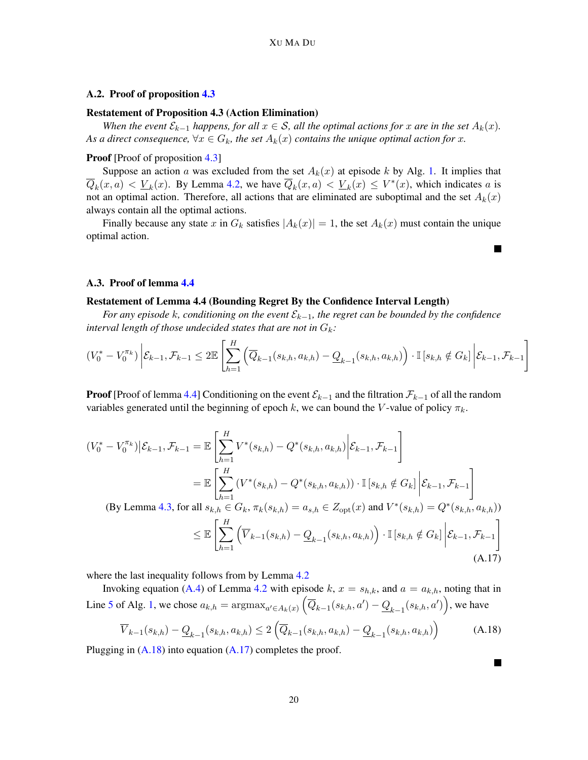### A.2. Proof of proposition 4.3

**Restatement of Proposition 4.3 (Action Elimination)**

*When the event $\mathcal{E}_{k-1}$ happens, for all $x \in \mathcal{S}$, all the optimal actions for $x$ are in the set $A_k(x)$. As a direct consequence, $\forall x \in G_k$, the set $A_k(x)$ contains the unique optimal action for $x$.*

**Proof** [Proof of proposition 4.3]

Suppose an action $a$ was excluded from the set $A_k(x)$ at episode $k$ by Alg. 1. It implies that $\overline{Q}_k(x,a) < \underline{V}_k(x)$. By Lemma 4.2, we have $\overline{Q}_k(x,a) < \underline{V}_k(x) \leq V^*(x)$, which indicates $a$ is not an optimal action. Therefore, all actions that are eliminated are suboptimal and the set $A_k(x)$ always contain all the optimal actions.

Finally because any state $x$ in $G_k$ satisfies $|A_k(x)| = 1$, the set $A_k(x)$ must contain the unique optimal action. ■

### A.3. Proof of lemma 4.4

**Restatement of Lemma 4.4 (Bounding Regret By the Confidence Interval Length)**

*For any episode $k$, conditioning on the event $\mathcal{E}_{k-1}$, the regret can be bounded by the confidence interval length of those undecided states that are not in $G_k$:*

$$(V_0^* - V_0^{\pi_k}) \Big| \mathcal{E}_{k-1}, \mathcal{F}_{k-1} \leq 2\mathbb{E}\left[\sum_{h=1}^{H} \left(\overline{Q}_{k-1}(s_{k,h}, a_{k,h}) - \underline{Q}_{k-1}(s_{k,h}, a_{k,h})\right) \cdot \mathbb{I}\left[s_{k,h} \notin G_k\right] \Big| \mathcal{E}_{k-1}, \mathcal{F}_{k-1}\right]$$

**Proof** [Proof of lemma 4.4] Conditioning on the event $\mathcal{E}_{k-1}$ and the filtration $\mathcal{F}_{k-1}$ of all the random variables generated until the beginning of epoch $k$, we can bound the $V$-value of policy $\pi_k$.

$$\begin{aligned}
(V_0^* - V_0^{\pi_k})\big|\mathcal{E}_{k-1}, \mathcal{F}_{k-1} &= \mathbb{E}\left[\sum_{h=1}^{H} V^*(s_{k,h}) - Q^*(s_{k,h}, a_{k,h}) \Big| \mathcal{E}_{k-1}, \mathcal{F}_{k-1}\right] \\
&= \mathbb{E}\left[\sum_{h=1}^{H} \left(V^*(s_{k,h}) - Q^*(s_{k,h}, a_{k,h})\right) \cdot \mathbb{I}\left[s_{k,h} \notin G_k\right] \Big| \mathcal{E}_{k-1}, \mathcal{F}_{k-1}\right] \\
&\text{(By Lemma 4.3, for all } s_{k,h} \in G_k, \pi_k(s_{k,h}) = a_{s,h} \in Z_{\text{opt}}(x) \text{ and } V^*(s_{k,h}) = Q^*(s_{k,h}, a_{k,h})) \\
&\leq \mathbb{E}\left[\sum_{h=1}^{H} \left(\overline{V}_{k-1}(s_{k,h}) - \underline{Q}_{k-1}(s_{k,h}, a_{k,h})\right) \cdot \mathbb{I}\left[s_{k,h} \notin G_k\right] \Big| \mathcal{E}_{k-1}, \mathcal{F}_{k-1}\right]
\end{aligned} \tag{A.17}$$

where the last inequality follows from by Lemma 4.2

Invoking equation (A.4) of Lemma 4.2 with episode $k$, $x = s_{h,k}$, and $a = a_{k,h}$, noting that in Line 5 of Alg. 1, we chose $a_{k,h} = \text{argmax}_{a' \in A_k(x)} \left(\overline{Q}_{k-1}(s_{k,h}, a') - \underline{Q}_{k-1}(s_{k,h}, a')\right)$, we have

$$\overline{V}_{k-1}(s_{k,h}) - \underline{Q}_{k-1}(s_{k,h}, a_{k,h}) \leq 2\left(\overline{Q}_{k-1}(s_{k,h}, a_{k,h}) - \underline{Q}_{k-1}(s_{k,h}, a_{k,h})\right) \tag{A.18}$$

Plugging in (A.18) into equation (A.17) completes the proof. ■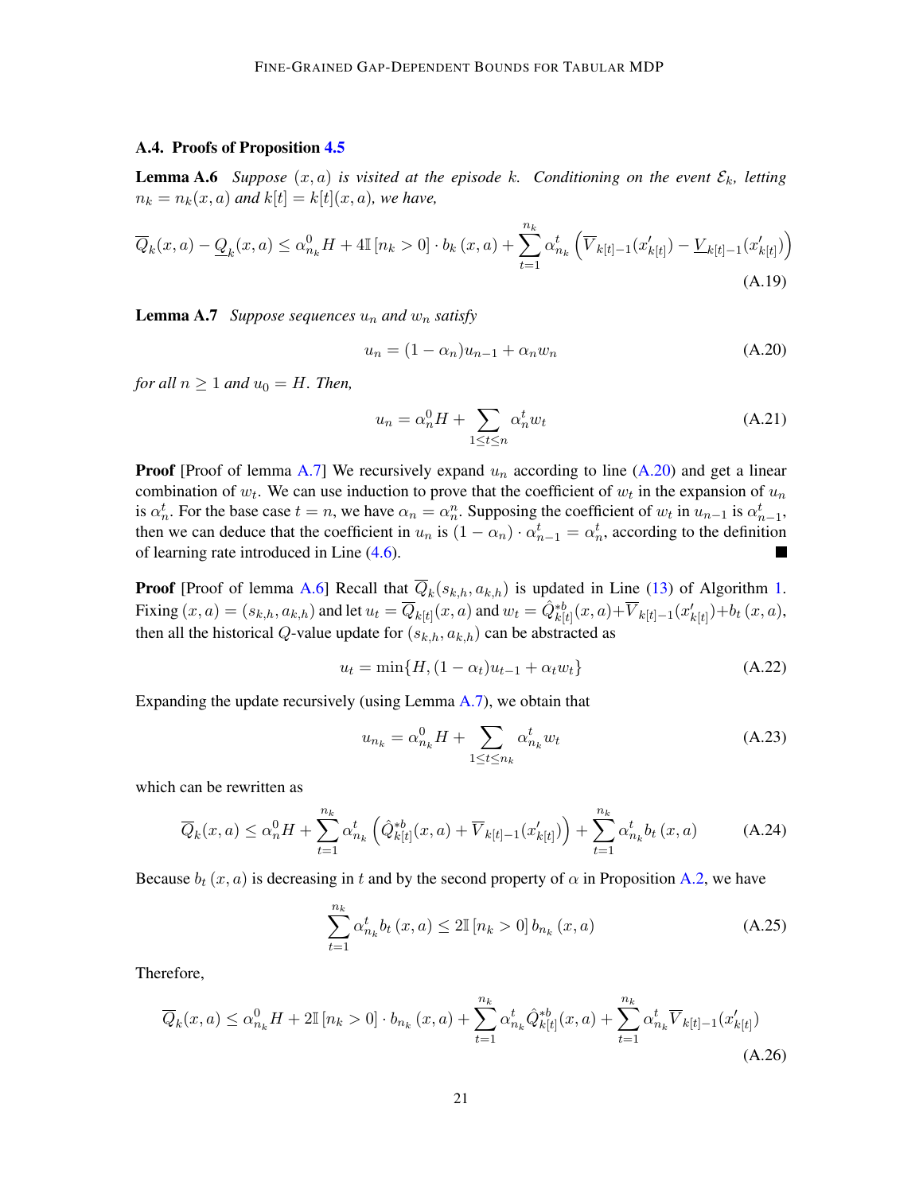### A.4. Proofs of Proposition 4.5

**Lemma A.6** *Suppose $(x,a)$ is visited at the episode $k$. Conditioning on the event $\mathcal{E}_k$, letting $n_k = n_k(x,a)$ and $k[t] = k[t](x,a)$, we have,*

$$
\overline{Q}_k(x,a) - \underline{Q}_k(x,a) \leq \alpha_{n_k}^0 H + 4\mathbb{I}\left[n_k > 0\right] \cdot b_k\left(x,a\right) + \sum_{t=1}^{n_k} \alpha_{n_k}^t \left(\overline{V}_{k[t]-1}(x'_{k[t]}) - \underline{V}_{k[t]-1}(x'_{k[t]})\right) \tag{A.19}
$$

**Lemma A.7** *Suppose sequences $u_n$ and $w_n$ satisfy*

$$
u_n = (1-\alpha_n)u_{n-1} + \alpha_n w_n \tag{A.20}
$$

*for all $n \geq 1$ and $u_0 = H$. Then,*

$$
u_n = \alpha_n^0 H + \sum_{1\leq t\leq n} \alpha_n^t w_t \tag{A.21}
$$

**Proof** [Proof of lemma A.7] We recursively expand $u_n$ according to line (A.20) and get a linear combination of $w_t$. We can use induction to prove that the coefficient of $w_t$ in the expansion of $u_n$ is $\alpha_n^t$. For the base case $t = n$, we have $\alpha_n = \alpha_n^n$. Supposing the coefficient of $w_t$ in $u_{n-1}$ is $\alpha_{n-1}^t$, then we can deduce that the coefficient in $u_n$ is $(1-\alpha_n)\cdot\alpha_{n-1}^t = \alpha_n^t$, according to the definition of learning rate introduced in Line (4.6). ■

**Proof** [Proof of lemma A.6] Recall that $\overline{Q}_k(s_{k,h}, a_{k,h})$ is updated in Line (13) of Algorithm 1. Fixing $(x,a) = (s_{k,h}, a_{k,h})$ and let $u_t = \overline{Q}_{k[t]}(x,a)$ and $w_t = \hat{Q}^{*b}_{k[t]}(x,a) + \overline{V}_{k[t]-1}(x'_{k[t]}) + b_t\left(x,a\right)$, then all the historical $Q$-value update for $(s_{k,h}, a_{k,h})$ can be abstracted as

$$
u_t = \min\{H, (1-\alpha_t)u_{t-1} + \alpha_t w_t\} \tag{A.22}
$$

Expanding the update recursively (using Lemma A.7), we obtain that

$$
u_{n_k} = \alpha_{n_k}^0 H + \sum_{1\leq t\leq n_k} \alpha_{n_k}^t w_t \tag{A.23}
$$

which can be rewritten as

$$
\overline{Q}_k(x,a) \leq \alpha_n^0 H + \sum_{t=1}^{n_k} \alpha_{n_k}^t \left(\hat{Q}^{*b}_{k[t]}(x,a) + \overline{V}_{k[t]-1}(x'_{k[t]})\right) + \sum_{t=1}^{n_k} \alpha_{n_k}^t b_t\left(x,a\right) \tag{A.24}
$$

Because $b_t\left(x,a\right)$ is decreasing in $t$ and by the second property of $\alpha$ in Proposition A.2, we have

$$
\sum_{t=1}^{n_k} \alpha_{n_k}^t b_t\left(x,a\right) \leq 2\mathbb{I}\left[n_k > 0\right] b_{n_k}\left(x,a\right) \tag{A.25}
$$

Therefore,

$$
\overline{Q}_k(x,a) \leq \alpha_{n_k}^0 H + 2\mathbb{I}\left[n_k > 0\right] \cdot b_{n_k}\left(x,a\right) + \sum_{t=1}^{n_k} \alpha_{n_k}^t \hat{Q}^{*b}_{k[t]}(x,a) + \sum_{t=1}^{n_k} \alpha_{n_k}^t \overline{V}_{k[t]-1}(x'_{k[t]}) \tag{A.26}
$$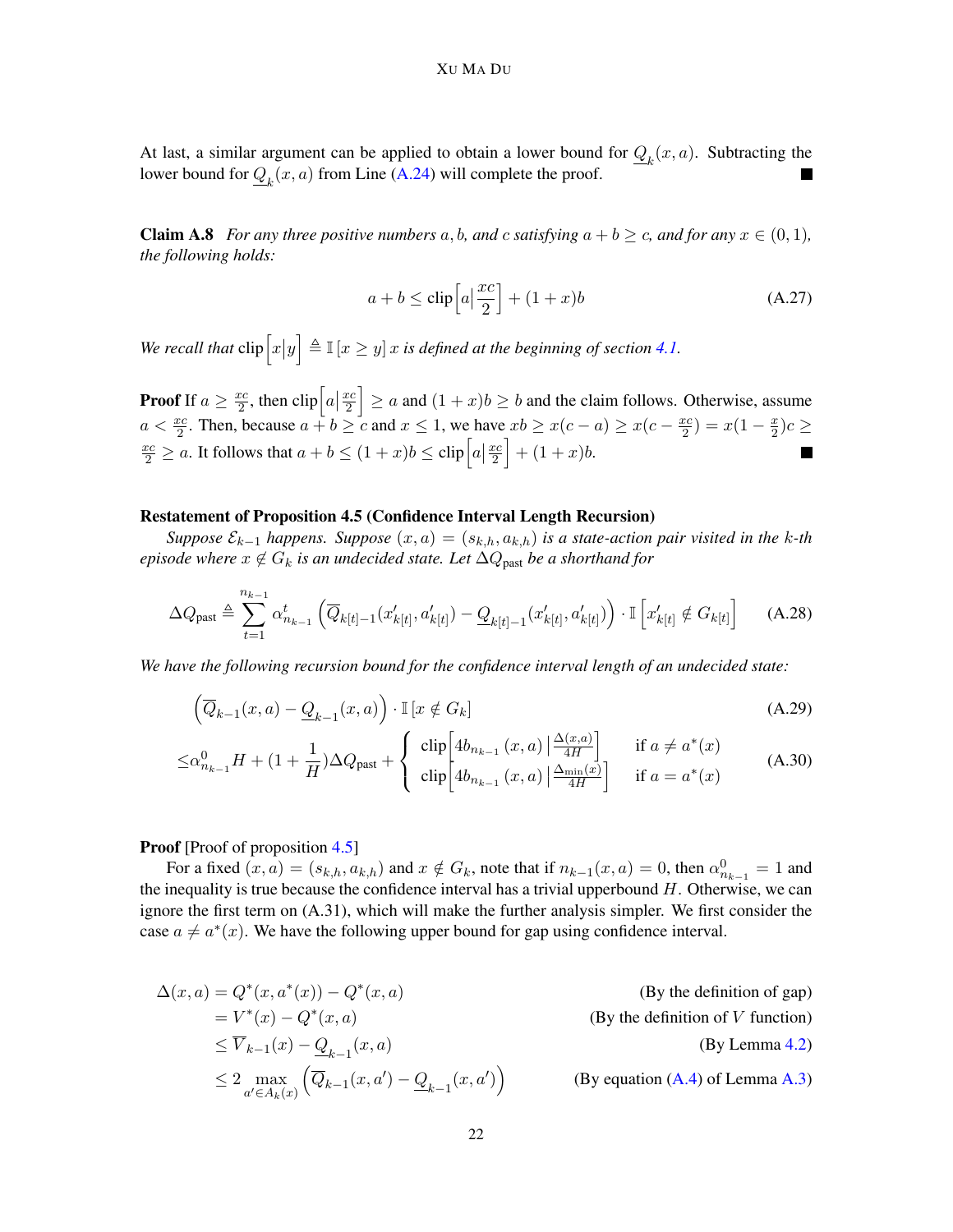At last, a similar argument can be applied to obtain a lower bound for $\underline{Q}_k(x, a)$. Subtracting the lower bound for $\underline{Q}_k(x, a)$ from Line (A.24) will complete the proof. ∎

**Claim A.8** *For any three positive numbers $a, b$, and $c$ satisfying $a + b \geq c$, and for any $x \in (0, 1)$, the following holds:*

$$a + b \leq \text{clip}\Big[a \Big| \frac{xc}{2}\Big] + (1 + x)b \tag{A.27}$$

*We recall that $\text{clip}\Big[x \Big| y\Big] \triangleq \mathbb{I}\left[x \geq y\right] x$ is defined at the beginning of section 4.1.*

**Proof** If $a \geq \frac{xc}{2}$, then $\text{clip}\Big[a \Big| \frac{xc}{2}\Big] \geq a$ and $(1 + x)b \geq b$ and the claim follows. Otherwise, assume $a < \frac{xc}{2}$. Then, because $a + b \geq c$ and $x \leq 1$, we have $xb \geq x(c - a) \geq x(c - \frac{xc}{2}) = x(1 - \frac{x}{2})c \geq \frac{xc}{2} \geq a$. It follows that $a + b \leq (1 + x)b \leq \text{clip}\Big[a \Big| \frac{xc}{2}\Big] + (1 + x)b$. ∎

**Restatement of Proposition 4.5 (Confidence Interval Length Recursion)**

*Suppose $\mathcal{E}_{k-1}$ happens. Suppose $(x, a) = (s_{k,h}, a_{k,h})$ is a state-action pair visited in the $k$-th episode where $x \notin G_k$ is an undecided state. Let $\Delta Q_{\text{past}}$ be a shorthand for*

$$\Delta Q_{\text{past}} \triangleq \sum_{t=1}^{n_{k-1}} \alpha_{n_{k-1}}^t \left( \overline{Q}_{k[t]-1}(x'_{k[t]}, a'_{k[t]}) - \underline{Q}_{k[t]-1}(x'_{k[t]}, a'_{k[t]}) \right) \cdot \mathbb{I}\left[x'_{k[t]} \notin G_{k[t]}\right] \tag{A.28}$$

*We have the following recursion bound for the confidence interval length of an undecided state:*

$$\left( \overline{Q}_{k-1}(x, a) - \underline{Q}_{k-1}(x, a) \right) \cdot \mathbb{I}\left[x \notin G_k\right] \tag{A.29}$$

$$\leq \alpha_{n_{k-1}}^0 H + (1 + \frac{1}{H}) \Delta Q_{\text{past}} + \begin{cases} \text{clip}\Big[4b_{n_{k-1}}(x, a) \Big| \frac{\Delta(x,a)}{4H}\Big] & \text{if } a \neq a^*(x) \\ \text{clip}\Big[4b_{n_{k-1}}(x, a) \Big| \frac{\Delta_{\min}(x)}{4H}\Big] & \text{if } a = a^*(x) \end{cases} \tag{A.30}$$

**Proof** [Proof of proposition 4.5]

For a fixed $(x, a) = (s_{k,h}, a_{k,h})$ and $x \notin G_k$, note that if $n_{k-1}(x, a) = 0$, then $\alpha_{n_{k-1}}^0 = 1$ and the inequality is true because the confidence interval has a trivial upperbound $H$. Otherwise, we can ignore the first term on (A.31), which will make the further analysis simpler. We first consider the case $a \neq a^*(x)$. We have the following upper bound for gap using confidence interval.

$$\begin{aligned}
\Delta(x, a) &= Q^*(x, a^*(x)) - Q^*(x, a) && \text{(By the definition of gap)} \\
&= V^*(x) - Q^*(x, a) && \text{(By the definition of } V \text{ function)} \\
&\leq \overline{V}_{k-1}(x) - \underline{Q}_{k-1}(x, a) && \text{(By Lemma 4.2)} \\
&\leq 2 \max_{a' \in A_k(x)} \left( \overline{Q}_{k-1}(x, a') - \underline{Q}_{k-1}(x, a') \right) && \text{(By equation (A.4) of Lemma A.3)}
\end{aligned}$$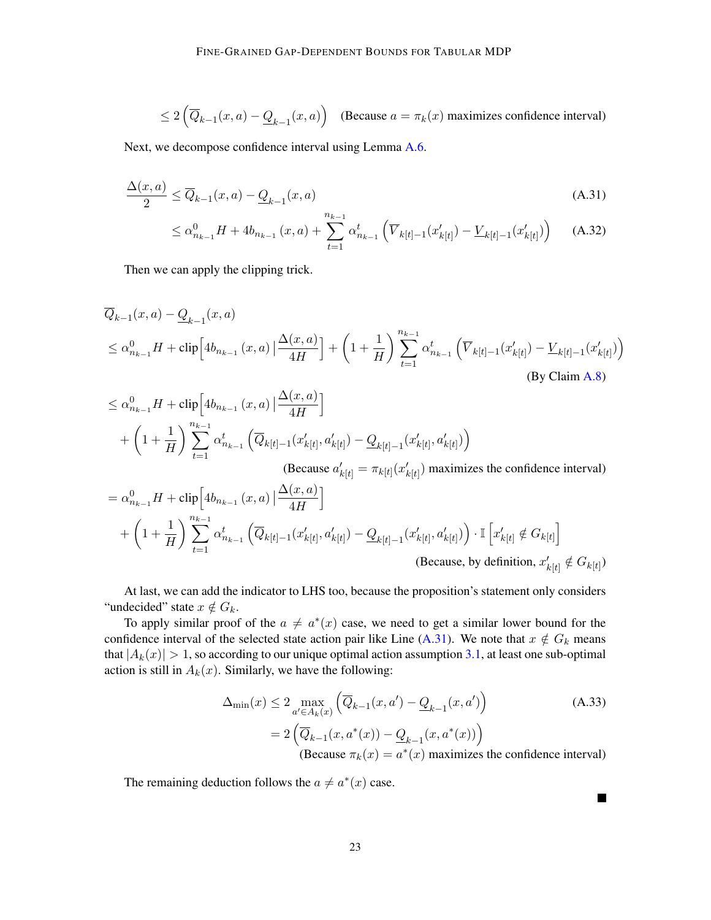$$\leq 2\left(\overline{Q}_{k-1}(x,a) - \underline{Q}_{k-1}(x,a)\right) \quad \text{(Because } a = \pi_k(x) \text{ maximizes confidence interval)}$$

Next, we decompose confidence interval using Lemma A.6.

$$\frac{\Delta(x,a)}{2} \leq \overline{Q}_{k-1}(x,a) - \underline{Q}_{k-1}(x,a) \tag{A.31}$$

$$\leq \alpha^0_{n_{k-1}} H + 4b_{n_{k-1}}(x,a) + \sum_{t=1}^{n_{k-1}} \alpha^t_{n_{k-1}} \left(\overline{V}_{k[t]-1}(x'_{k[t]}) - \underline{V}_{k[t]-1}(x'_{k[t]})\right) \tag{A.32}$$

Then we can apply the clipping trick.

$$\begin{aligned}
&\overline{Q}_{k-1}(x,a) - \underline{Q}_{k-1}(x,a) \\
&\leq \alpha^0_{n_{k-1}} H + \text{clip}\left[4b_{n_{k-1}}(x,a) \,|\, \frac{\Delta(x,a)}{4H}\right] + \left(1 + \frac{1}{H}\right) \sum_{t=1}^{n_{k-1}} \alpha^t_{n_{k-1}} \left(\overline{V}_{k[t]-1}(x'_{k[t]}) - \underline{V}_{k[t]-1}(x'_{k[t]})\right) \\
&\hspace{30em} \text{(By Claim A.8)} \\
&\leq \alpha^0_{n_{k-1}} H + \text{clip}\left[4b_{n_{k-1}}(x,a) \,|\, \frac{\Delta(x,a)}{4H}\right] \\
&\quad + \left(1 + \frac{1}{H}\right) \sum_{t=1}^{n_{k-1}} \alpha^t_{n_{k-1}} \left(\overline{Q}_{k[t]-1}(x'_{k[t]}, a'_{k[t]}) - \underline{Q}_{k[t]-1}(x'_{k[t]}, a'_{k[t]})\right) \\
&\hspace{12em} \text{(Because } a'_{k[t]} = \pi_{k[t]}(x'_{k[t]}) \text{ maximizes the confidence interval)} \\
&= \alpha^0_{n_{k-1}} H + \text{clip}\left[4b_{n_{k-1}}(x,a) \,|\, \frac{\Delta(x,a)}{4H}\right] \\
&\quad + \left(1 + \frac{1}{H}\right) \sum_{t=1}^{n_{k-1}} \alpha^t_{n_{k-1}} \left(\overline{Q}_{k[t]-1}(x'_{k[t]}, a'_{k[t]}) - \underline{Q}_{k[t]-1}(x'_{k[t]}, a'_{k[t]})\right) \cdot \mathbb{I}\left[x'_{k[t]} \notin G_{k[t]}\right] \\
&\hspace{20em} \text{(Because, by definition, } x'_{k[t]} \notin G_{k[t]}\text{)}
\end{aligned}$$

At last, we can add the indicator to LHS too, because the proposition's statement only considers "undecided" state $x \notin G_k$.

To apply similar proof of the $a \neq a^*(x)$ case, we need to get a similar lower bound for the confidence interval of the selected state action pair like Line (A.31). We note that $x \notin G_k$ means that $|A_k(x)| > 1$, so according to our unique optimal action assumption 3.1, at least one sub-optimal action is still in $A_k(x)$. Similarly, we have the following:

$$\begin{aligned}
\Delta_{\min}(x) &\leq 2 \max_{a' \in A_k(x)} \left(\overline{Q}_{k-1}(x,a') - \underline{Q}_{k-1}(x,a')\right) \qquad \text{(A.33)} \\
&= 2\left(\overline{Q}_{k-1}(x,a^*(x)) - \underline{Q}_{k-1}(x,a^*(x))\right) \\
&\hspace{3em} \text{(Because } \pi_k(x) = a^*(x) \text{ maximizes the confidence interval)}
\end{aligned}$$

The remaining deduction follows the $a \neq a^*(x)$ case.

■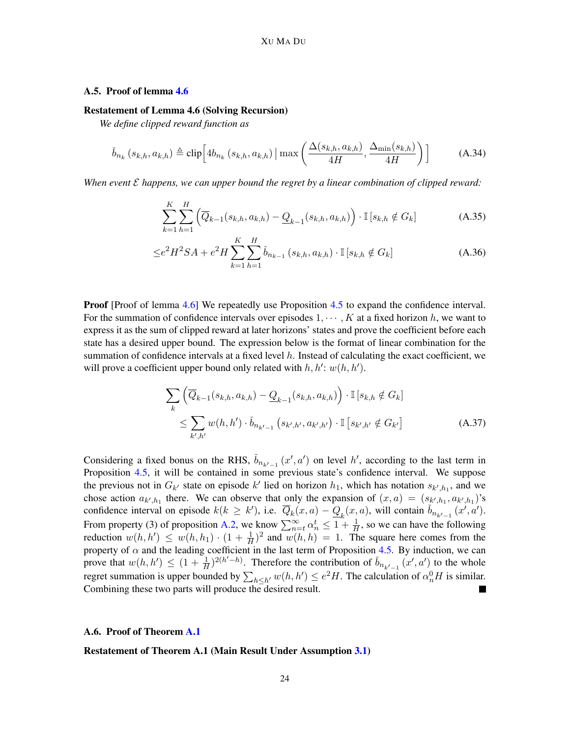### A.5. Proof of lemma 4.6

**Restatement of Lemma 4.6 (Solving Recursion)**

*We define clipped reward function as*

$$\check{b}_{n_k}(s_{k,h}, a_{k,h}) \triangleq \text{clip}\Big[4b_{n_k}(s_{k,h}, a_{k,h}) \,\Big|\, \max\Big(\frac{\Delta(s_{k,h}, a_{k,h})}{4H}, \frac{\Delta_{\min}(s_{k,h})}{4H}\Big)\Big] \tag{A.34}$$

*When event $\mathcal{E}$ happens, we can upper bound the regret by a linear combination of clipped reward:*

$$\sum_{k=1}^{K}\sum_{h=1}^{H}\Big(\overline{Q}_{k-1}(s_{k,h}, a_{k,h}) - \underline{Q}_{k-1}(s_{k,h}, a_{k,h})\Big)\cdot \mathbb{I}\left[s_{k,h} \notin G_k\right] \tag{A.35}$$

$$\leq e^2H^2SA + e^2H\sum_{k=1}^{K}\sum_{h=1}^{H}\check{b}_{n_{k-1}}(s_{k,h}, a_{k,h})\cdot \mathbb{I}\left[s_{k,h} \notin G_k\right] \tag{A.36}$$

**Proof** [Proof of lemma 4.6] We repeatedly use Proposition 4.5 to expand the confidence interval. For the summation of confidence intervals over episodes $1, \cdots, K$ at a fixed horizon $h$, we want to express it as the sum of clipped reward at later horizons' states and prove the coefficient before each state has a desired upper bound. The expression below is the format of linear combination for the summation of confidence intervals at a fixed level $h$. Instead of calculating the exact coefficient, we will prove a coefficient upper bound only related with $h, h'$: $w(h, h')$.

$$\begin{aligned}
&\sum_{k}\Big(\overline{Q}_{k-1}(s_{k,h}, a_{k,h}) - \underline{Q}_{k-1}(s_{k,h}, a_{k,h})\Big)\cdot \mathbb{I}\left[s_{k,h} \notin G_k\right] \\
&\quad \leq \sum_{k',h'} w(h,h')\cdot \check{b}_{n_{k'-1}}(s_{k',h'}, a_{k',h'})\cdot \mathbb{I}\left[s_{k',h'} \notin G_{k'}\right]
\end{aligned} \tag{A.37}$$

Considering a fixed bonus on the RHS, $\check{b}_{n_{k'-1}}(x', a')$ on level $h'$, according to the last term in Proposition 4.5, it will be contained in some previous state's confidence interval. We suppose the previous not in $G_{k'}$ state on episode $k'$ lied on horizon $h_1$, which has notation $s_{k',h_1}$, and we chose action $a_{k',h_1}$ there. We can observe that only the expansion of $(x, a) = (s_{k',h_1}, a_{k',h_1})$'s confidence interval on episode $k (k \geq k')$, i.e. $\overline{Q}_k(x, a) - \underline{Q}_k(x, a)$, will contain $\check{b}_{n_{k'-1}}(x', a')$. From property (3) of proposition A.2, we know $\sum_{n=t}^{\infty}\alpha_n^t \leq 1 + \frac{1}{H}$, so we can have the following reduction $w(h, h') \leq w(h, h_1)\cdot(1 + \frac{1}{H})^2$ and $w(h, h) = 1$. The square here comes from the property of $\alpha$ and the leading coefficient in the last term of Proposition 4.5. By induction, we can prove that $w(h, h') \leq (1 + \frac{1}{H})^{2(h'-h)}$. Therefore the contribution of $\check{b}_{n_{k'-1}}(x', a')$ to the whole regret summation is upper bounded by $\sum_{h\leq h'} w(h, h') \leq e^2H$. The calculation of $\alpha_n^0 H$ is similar. Combining these two parts will produce the desired result. ∎

### A.6. Proof of Theorem A.1

**Restatement of Theorem A.1 (Main Result Under Assumption 3.1)**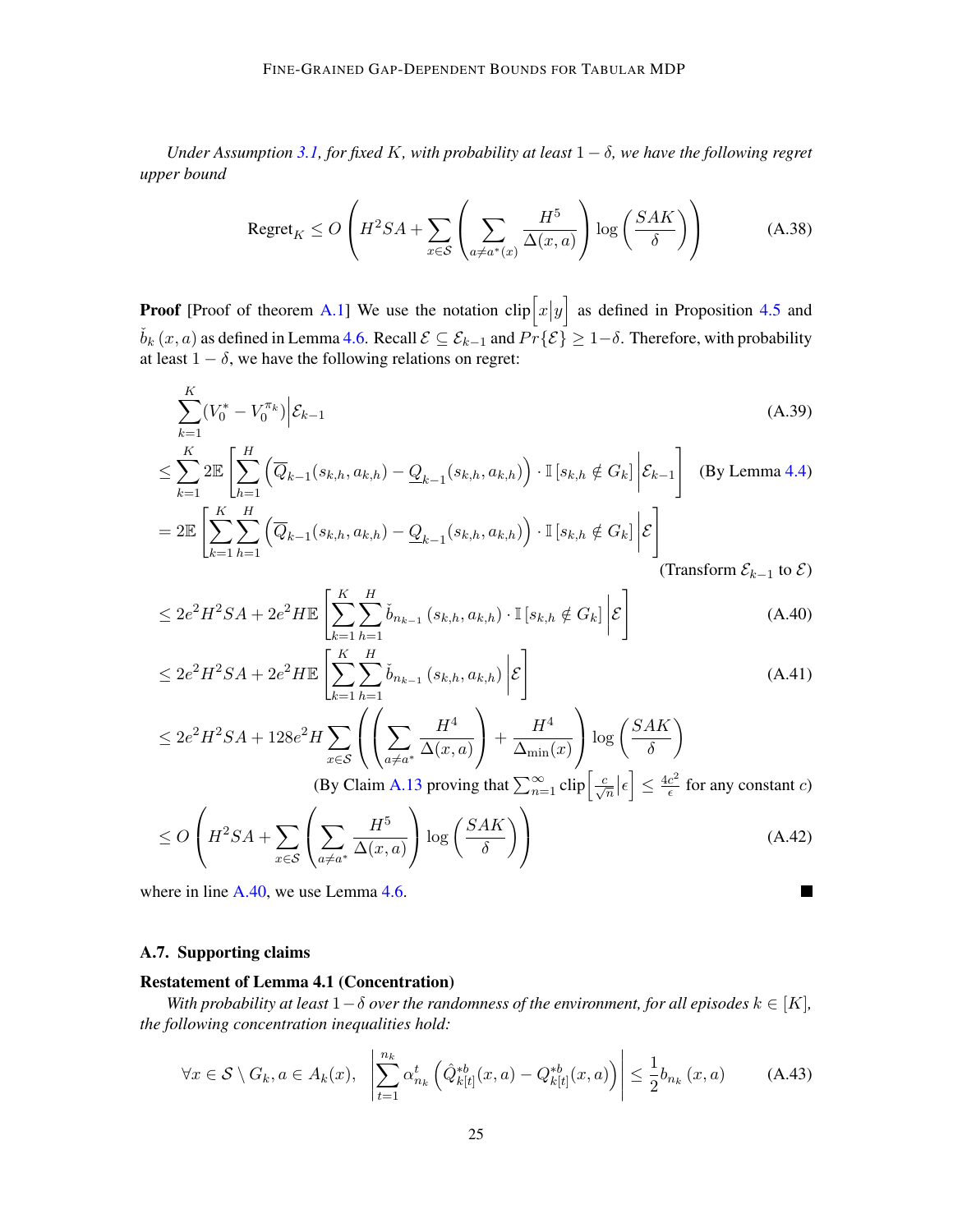*Under Assumption 3.1, for fixed $K$, with probability at least $1-\delta$, we have the following regret upper bound*

$$\text{Regret}_K \leq O\left(H^2SA + \sum_{x\in\mathcal{S}}\left(\sum_{a\neq a^*(x)}\frac{H^5}{\Delta(x,a)}\right)\log\left(\frac{SAK}{\delta}\right)\right) \tag{A.38}$$

**Proof** [Proof of theorem A.1] We use the notation $\text{clip}\Big[x\Big|y\Big]$ as defined in Proposition 4.5 and $\check{b}_k(x,a)$ as defined in Lemma 4.6. Recall $\mathcal{E}\subseteq\mathcal{E}_{k-1}$ and $Pr\{\mathcal{E}\}\geq 1-\delta$. Therefore, with probability at least $1-\delta$, we have the following relations on regret:

$$\sum_{k=1}^{K}(V_0^*-V_0^{\pi_k})\Big|\mathcal{E}_{k-1} \tag{A.39}$$

$$\leq \sum_{k=1}^{K}2\mathbb{E}\left[\sum_{h=1}^{H}\left(\overline{Q}_{k-1}(s_{k,h},a_{k,h})-\underline{Q}_{k-1}(s_{k,h},a_{k,h})\right)\cdot\mathbb{I}\left[s_{k,h}\notin G_k\right]\Bigg|\mathcal{E}_{k-1}\right] \quad \text{(By Lemma 4.4)}$$

$$= 2\mathbb{E}\left[\sum_{k=1}^{K}\sum_{h=1}^{H}\left(\overline{Q}_{k-1}(s_{k,h},a_{k,h})-\underline{Q}_{k-1}(s_{k,h},a_{k,h})\right)\cdot\mathbb{I}\left[s_{k,h}\notin G_k\right]\Bigg|\mathcal{E}\right]$$

(Transform $\mathcal{E}_{k-1}$ to $\mathcal{E}$)

$$\leq 2e^2H^2SA + 2e^2H\mathbb{E}\left[\sum_{k=1}^{K}\sum_{h=1}^{H}\check{b}_{n_{k-1}}(s_{k,h},a_{k,h})\cdot\mathbb{I}\left[s_{k,h}\notin G_k\right]\Bigg|\mathcal{E}\right] \tag{A.40}$$

$$\leq 2e^2H^2SA + 2e^2H\mathbb{E}\left[\sum_{k=1}^{K}\sum_{h=1}^{H}\check{b}_{n_{k-1}}(s_{k,h},a_{k,h})\Bigg|\mathcal{E}\right] \tag{A.41}$$

$$\leq 2e^2H^2SA + 128e^2H\sum_{x\in\mathcal{S}}\left(\left(\sum_{a\neq a^*}\frac{H^4}{\Delta(x,a)}\right)+\frac{H^4}{\Delta_{\min}(x)}\right)\log\left(\frac{SAK}{\delta}\right)$$

(By Claim A.13 proving that $\sum_{n=1}^{\infty}\text{clip}\Big[\frac{c}{\sqrt{n}}\Big|\epsilon\Big]\leq\frac{4c^2}{\epsilon}$ for any constant $c$)

$$\leq O\left(H^2SA + \sum_{x\in\mathcal{S}}\left(\sum_{a\neq a^*}\frac{H^5}{\Delta(x,a)}\right)\log\left(\frac{SAK}{\delta}\right)\right) \tag{A.42}$$

where in line A.40, we use Lemma 4.6. ∎

### A.7. Supporting claims

**Restatement of Lemma 4.1 (Concentration)**

*With probability at least $1-\delta$ over the randomness of the environment, for all episodes $k\in[K]$, the following concentration inequalities hold:*

$$\forall x\in\mathcal{S}\setminus G_k, a\in A_k(x),\quad \left|\sum_{t=1}^{n_k}\alpha_{n_k}^t\left(\hat{Q}_{k[t]}^{*b}(x,a)-Q_{k[t]}^{*b}(x,a)\right)\right|\leq\frac{1}{2}b_{n_k}(x,a) \tag{A.43}$$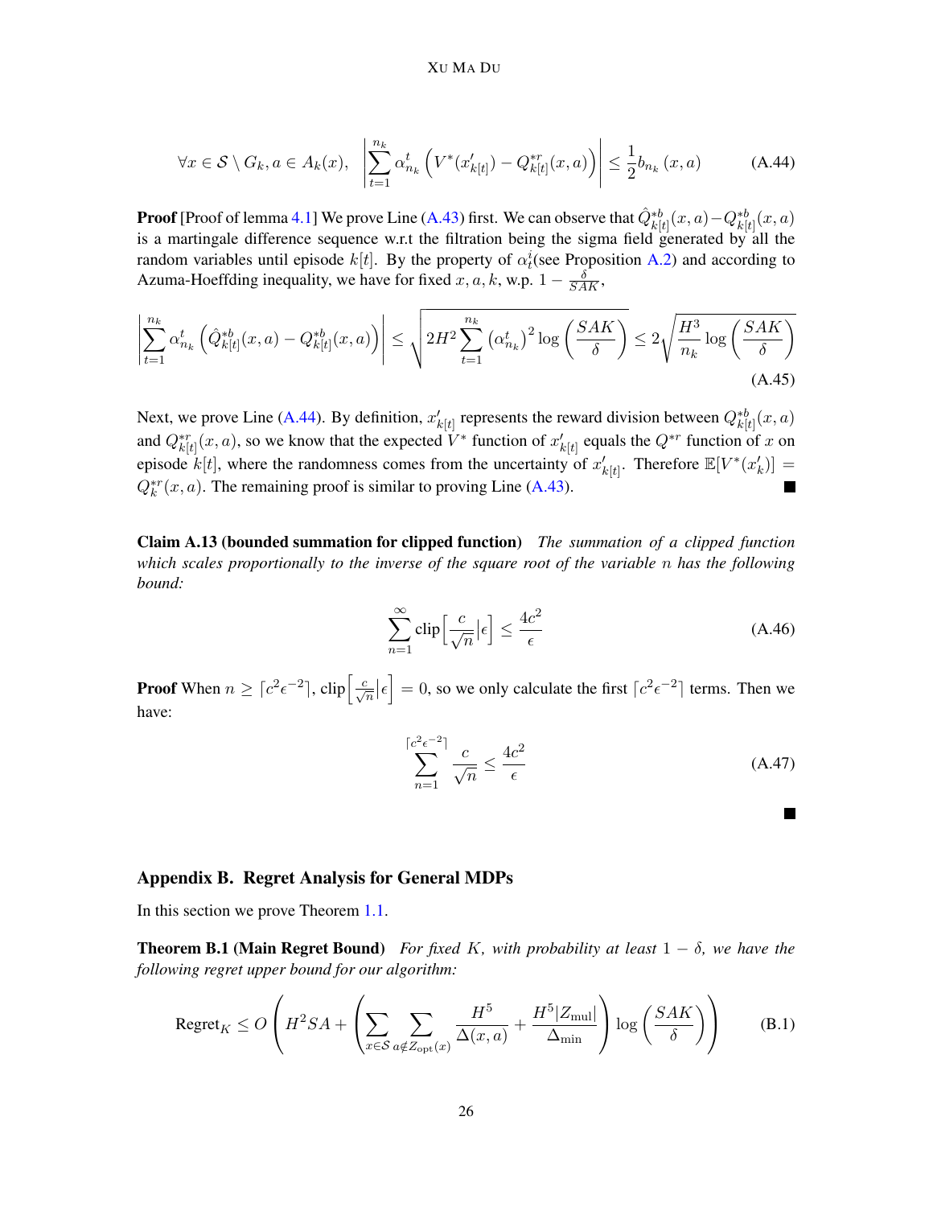$$
\forall x \in \mathcal{S} \setminus G_k, a \in A_k(x), \quad \left| \sum_{t=1}^{n_k} \alpha_{n_k}^t \left( V^*(x'_{k[t]}) - Q_{k[t]}^{*r}(x,a) \right) \right| \leq \frac{1}{2} b_{n_k}(x,a) \tag{A.44}
$$

**Proof** [Proof of lemma 4.1] We prove Line (A.43) first. We can observe that $\hat{Q}_{k[t]}^{*b}(x,a) - Q_{k[t]}^{*b}(x,a)$ is a martingale difference sequence w.r.t the filtration being the sigma field generated by all the random variables until episode $k[t]$. By the property of $\alpha_t^i$(see Proposition A.2) and according to Azuma-Hoeffding inequality, we have for fixed $x, a, k$, w.p. $1 - \frac{\delta}{SAK}$,

$$
\left| \sum_{t=1}^{n_k} \alpha_{n_k}^t \left( \hat{Q}_{k[t]}^{*b}(x,a) - Q_{k[t]}^{*b}(x,a) \right) \right| \leq \sqrt{2H^2 \sum_{t=1}^{n_k} \left(\alpha_{n_k}^t\right)^2 \log\left(\frac{SAK}{\delta}\right)} \leq 2\sqrt{\frac{H^3}{n_k} \log\left(\frac{SAK}{\delta}\right)} \tag{A.45}
$$

Next, we prove Line (A.44). By definition, $x'_{k[t]}$ represents the reward division between $Q_{k[t]}^{*b}(x,a)$ and $Q_{k[t]}^{*r}(x,a)$, so we know that the expected $V^*$ function of $x'_{k[t]}$ equals the $Q^{*r}$ function of $x$ on episode $k[t]$, where the randomness comes from the uncertainty of $x'_{k[t]}$. Therefore $\mathbb{E}[V^*(x'_k)] = Q_k^{*r}(x,a)$. The remaining proof is similar to proving Line (A.43). ■

**Claim A.13 (bounded summation for clipped function)** *The summation of a clipped function which scales proportionally to the inverse of the square root of the variable $n$ has the following bound:*

$$
\sum_{n=1}^{\infty} \operatorname{clip}\left[\frac{c}{\sqrt{n}} \middle| \epsilon\right] \leq \frac{4c^2}{\epsilon} \tag{A.46}
$$

**Proof** When $n \geq \lceil c^2 \epsilon^{-2} \rceil$, $\operatorname{clip}\left[\frac{c}{\sqrt{n}} \middle| \epsilon\right] = 0$, so we only calculate the first $\lceil c^2 \epsilon^{-2} \rceil$ terms. Then we have:

$$
\sum_{n=1}^{\lceil c^2 \epsilon^{-2} \rceil} \frac{c}{\sqrt{n}} \leq \frac{4c^2}{\epsilon} \tag{A.47}
$$

■

## Appendix B. Regret Analysis for General MDPs

In this section we prove Theorem 1.1.

**Theorem B.1 (Main Regret Bound)** *For fixed $K$, with probability at least $1 - \delta$, we have the following regret upper bound for our algorithm:*

$$
\text{Regret}_K \leq O\left( H^2 SA + \left( \sum_{x \in \mathcal{S}} \sum_{a \notin Z_{\text{opt}}(x)} \frac{H^5}{\Delta(x,a)} + \frac{H^5 |Z_{\text{mul}}|}{\Delta_{\min}} \right) \log\left(\frac{SAK}{\delta}\right) \right) \tag{B.1}
$$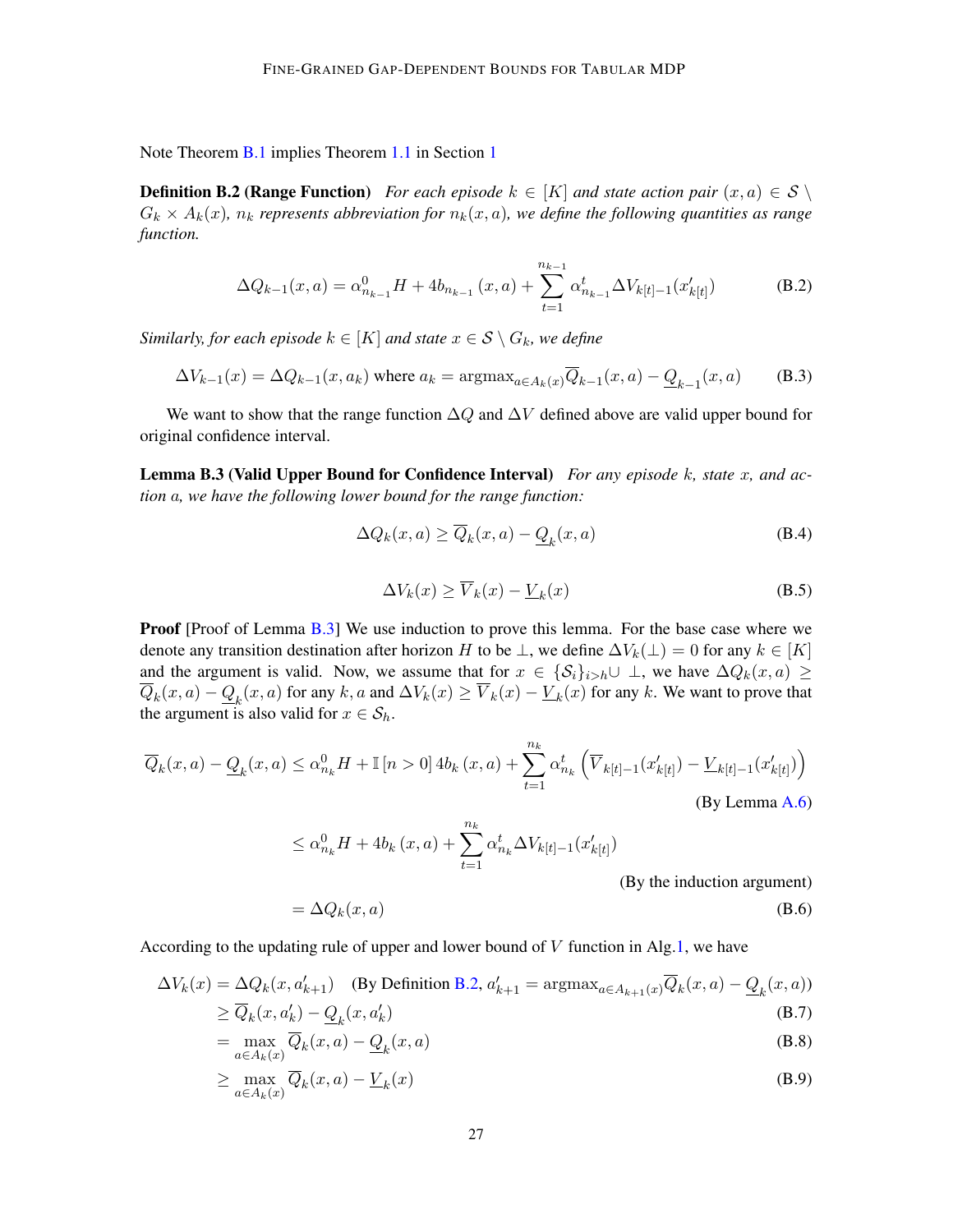Note Theorem B.1 implies Theorem 1.1 in Section 1

**Definition B.2 (Range Function)** *For each episode $k \in [K]$ and state action pair $(x, a) \in \mathcal{S} \setminus G_k \times A_k(x)$, $n_k$ represents abbreviation for $n_k(x, a)$, we define the following quantities as range function.*

$$\Delta Q_{k-1}(x, a) = \alpha^0_{n_{k-1}} H + 4b_{n_{k-1}}(x, a) + \sum_{t=1}^{n_{k-1}} \alpha^t_{n_{k-1}} \Delta V_{k[t]-1}(x'_{k[t]}) \tag{B.2}$$

*Similarly, for each episode $k \in [K]$ and state $x \in \mathcal{S} \setminus G_k$, we define*

$$\Delta V_{k-1}(x) = \Delta Q_{k-1}(x, a_k) \text{ where } a_k = \operatorname{argmax}_{a \in A_k(x)} \overline{Q}_{k-1}(x, a) - \underline{Q}_{k-1}(x, a) \tag{B.3}$$

We want to show that the range function $\Delta Q$ and $\Delta V$ defined above are valid upper bound for original confidence interval.

**Lemma B.3 (Valid Upper Bound for Confidence Interval)** *For any episode $k$, state $x$, and action $a$, we have the following lower bound for the range function:*

$$\Delta Q_k(x, a) \geq \overline{Q}_k(x, a) - \underline{Q}_k(x, a) \tag{B.4}$$

$$\Delta V_k(x) \geq \overline{V}_k(x) - \underline{V}_k(x) \tag{B.5}$$

**Proof** [Proof of Lemma B.3] We use induction to prove this lemma. For the base case where we denote any transition destination after horizon $H$ to be $\perp$, we define $\Delta V_k(\perp) = 0$ for any $k \in [K]$ and the argument is valid. Now, we assume that for $x \in \{\mathcal{S}_i\}_{i>h} \cup \perp$, we have $\Delta Q_k(x, a) \geq \overline{Q}_k(x, a) - \underline{Q}_k(x, a)$ for any $k, a$ and $\Delta V_k(x) \geq \overline{V}_k(x) - \underline{V}_k(x)$ for any $k$. We want to prove that the argument is also valid for $x \in \mathcal{S}_h$.

$$\begin{aligned}
\overline{Q}_k(x, a) - \underline{Q}_k(x, a) &\leq \alpha^0_{n_k} H + \mathbb{I}[n > 0]\, 4b_k(x, a) + \sum_{t=1}^{n_k} \alpha^t_{n_k} \left( \overline{V}_{k[t]-1}(x'_{k[t]}) - \underline{V}_{k[t]-1}(x'_{k[t]}) \right) \\
&\hspace{20em} \text{(By Lemma A.6)} \\
&\leq \alpha^0_{n_k} H + 4b_k(x, a) + \sum_{t=1}^{n_k} \alpha^t_{n_k} \Delta V_{k[t]-1}(x'_{k[t]}) \\
&\hspace{20em} \text{(By the induction argument)} \\
&= \Delta Q_k(x, a)
\end{aligned} \tag{B.6}$$

According to the updating rule of upper and lower bound of $V$ function in Alg.1, we have

$$\begin{aligned}
\Delta V_k(x) &= \Delta Q_k(x, a'_{k+1}) \quad \text{(By Definition B.2, } a'_{k+1} = \operatorname{argmax}_{a \in A_{k+1}(x)} \overline{Q}_k(x, a) - \underline{Q}_k(x, a)\text{)} \\
&\geq \overline{Q}_k(x, a'_k) - \underline{Q}_k(x, a'_k) && \text{(B.7)} \\
&= \max_{a \in A_k(x)} \overline{Q}_k(x, a) - \underline{Q}_k(x, a) && \text{(B.8)} \\
&\geq \max_{a \in A_k(x)} \overline{Q}_k(x, a) - \underline{V}_k(x) && \text{(B.9)}
\end{aligned}$$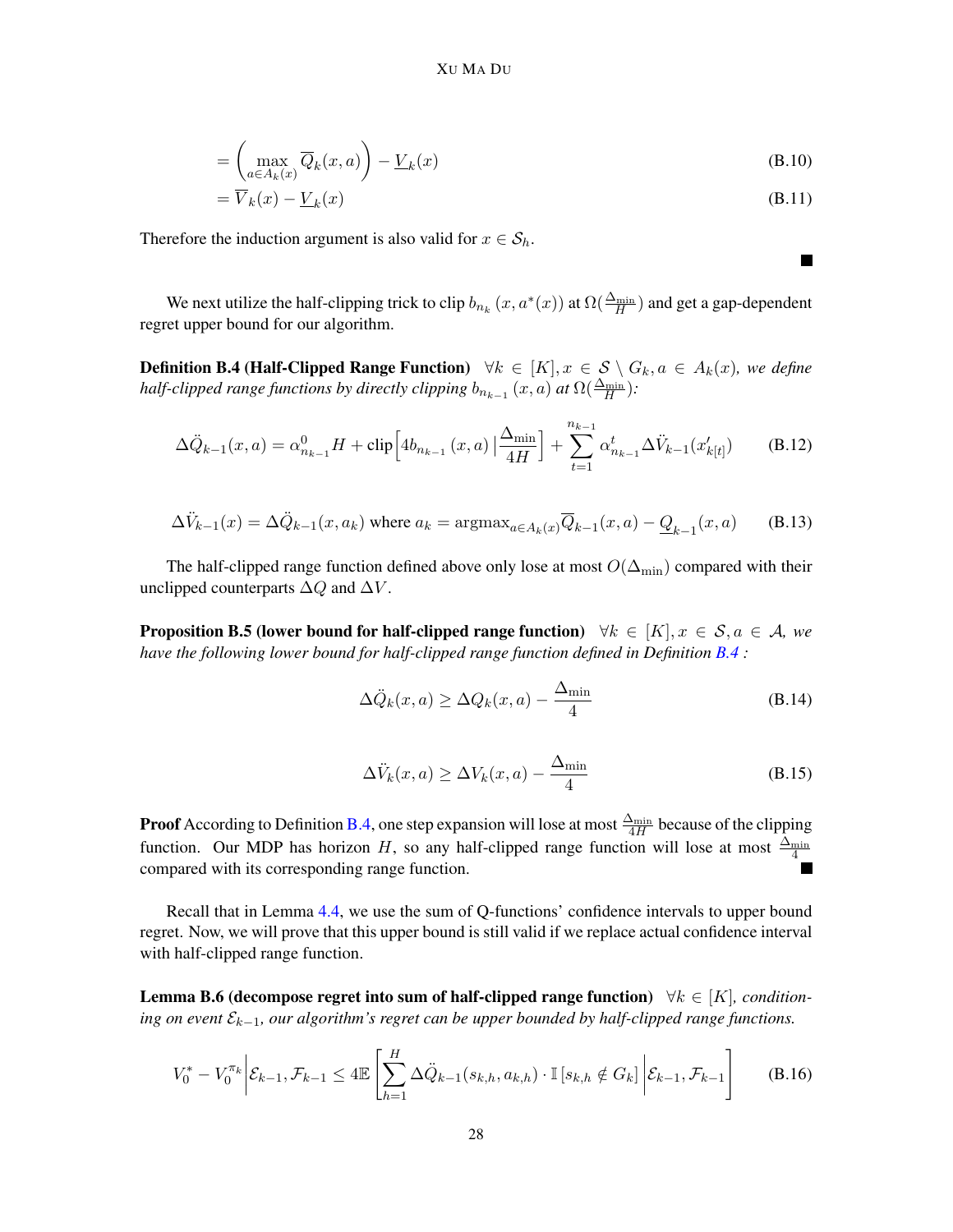$$= \left( \max_{a \in A_k(x)} \overline{Q}_k(x, a) \right) - \underline{V}_k(x) \tag{B.10}$$

$$= \overline{V}_k(x) - \underline{V}_k(x) \tag{B.11}$$

Therefore the induction argument is also valid for $x \in \mathcal{S}_h$.

■

We next utilize the half-clipping trick to clip $b_{n_k}(x, a^*(x))$ at $\Omega(\frac{\Delta_{\min}}{H})$ and get a gap-dependent regret upper bound for our algorithm.

**Definition B.4 (Half-Clipped Range Function)** *$\forall k \in [K], x \in \mathcal{S} \setminus G_k, a \in A_k(x)$, we define half-clipped range functions by directly clipping $b_{n_{k-1}}(x, a)$ at $\Omega(\frac{\Delta_{\min}}{H})$:*

$$\Delta \ddot{Q}_{k-1}(x, a) = \alpha^0_{n_{k-1}} H + \text{clip}\Big[4 b_{n_{k-1}}(x, a) \,\Big|\, \frac{\Delta_{\min}}{4H}\Big] + \sum_{t=1}^{n_{k-1}} \alpha^t_{n_{k-1}} \Delta \ddot{V}_{k-1}(x'_{k[t]}) \tag{B.12}$$

$$\Delta \ddot{V}_{k-1}(x) = \Delta \ddot{Q}_{k-1}(x, a_k) \text{ where } a_k = \text{argmax}_{a \in A_k(x)} \overline{Q}_{k-1}(x, a) - \underline{Q}_{k-1}(x, a) \tag{B.13}$$

The half-clipped range function defined above only lose at most $O(\Delta_{\min})$ compared with their unclipped counterparts $\Delta Q$ and $\Delta V$.

**Proposition B.5 (lower bound for half-clipped range function)** *$\forall k \in [K], x \in \mathcal{S}, a \in \mathcal{A}$, we have the following lower bound for half-clipped range function defined in Definition B.4 :*

$$\Delta \ddot{Q}_k(x, a) \geq \Delta Q_k(x, a) - \frac{\Delta_{\min}}{4} \tag{B.14}$$

$$\Delta \ddot{V}_k(x, a) \geq \Delta V_k(x, a) - \frac{\Delta_{\min}}{4} \tag{B.15}$$

**Proof** According to Definition B.4, one step expansion will lose at most $\frac{\Delta_{\min}}{4H}$ because of the clipping function. Our MDP has horizon $H$, so any half-clipped range function will lose at most $\frac{\Delta_{\min}}{4}$ compared with its corresponding range function. ■

Recall that in Lemma 4.4, we use the sum of Q-functions' confidence intervals to upper bound regret. Now, we will prove that this upper bound is still valid if we replace actual confidence interval with half-clipped range function.

**Lemma B.6 (decompose regret into sum of half-clipped range function)** *$\forall k \in [K]$, conditioning on event $\mathcal{E}_{k-1}$, our algorithm's regret can be upper bounded by half-clipped range functions.*

$$V_0^* - V_0^{\pi_k} \Big| \mathcal{E}_{k-1}, \mathcal{F}_{k-1} \leq 4 \mathbb{E}\left[ \sum_{h=1}^{H} \Delta \ddot{Q}_{k-1}(s_{k,h}, a_{k,h}) \cdot \mathbb{I}\left[s_{k,h} \notin G_k\right] \Big| \mathcal{E}_{k-1}, \mathcal{F}_{k-1} \right] \tag{B.16}$$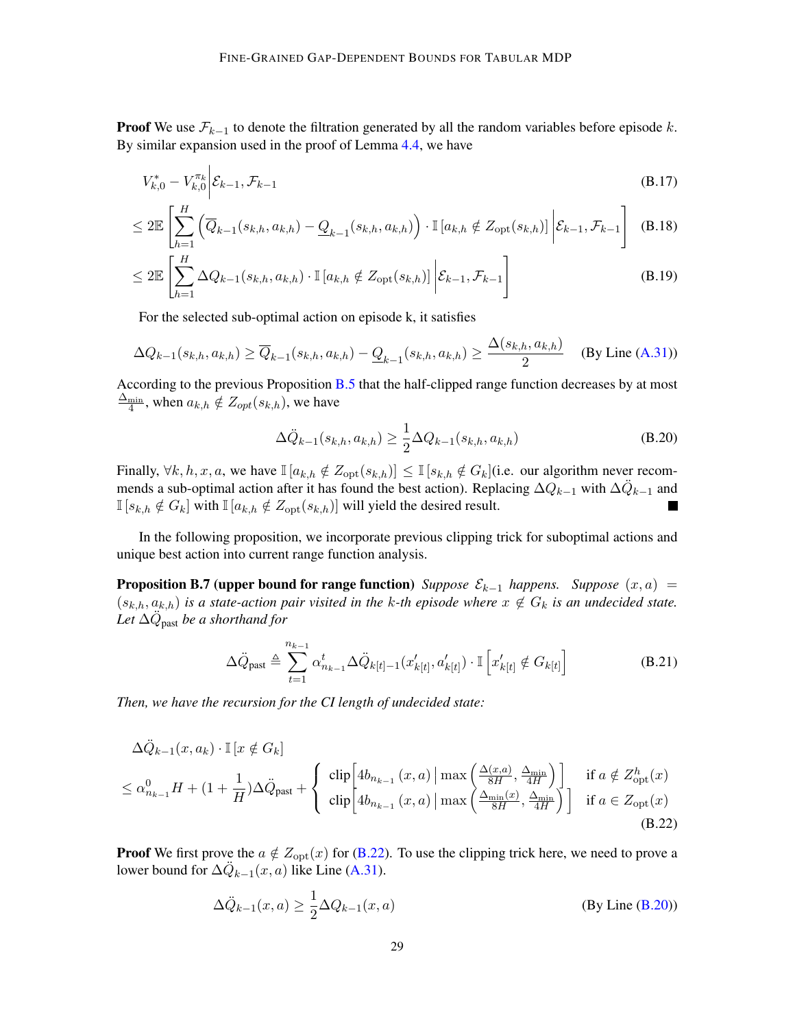**Proof** We use $\mathcal{F}_{k-1}$ to denote the filtration generated by all the random variables before episode $k$. By similar expansion used in the proof of Lemma 4.4, we have

$$
\begin{aligned}
& V_{k,0}^* - V_{k,0}^{\pi_k} \Big| \mathcal{E}_{k-1}, \mathcal{F}_{k-1} && \text{(B.17)} \\
\leq\ & 2\mathbb{E}\left[\sum_{h=1}^{H} \left(\overline{Q}_{k-1}(s_{k,h}, a_{k,h}) - \underline{Q}_{k-1}(s_{k,h}, a_{k,h})\right) \cdot \mathbb{I}\left[a_{k,h} \notin Z_{\text{opt}}(s_{k,h})\right] \Big| \mathcal{E}_{k-1}, \mathcal{F}_{k-1}\right] && \text{(B.18)} \\
\leq\ & 2\mathbb{E}\left[\sum_{h=1}^{H} \Delta Q_{k-1}(s_{k,h}, a_{k,h}) \cdot \mathbb{I}\left[a_{k,h} \notin Z_{\text{opt}}(s_{k,h})\right] \Big| \mathcal{E}_{k-1}, \mathcal{F}_{k-1}\right] && \text{(B.19)}
\end{aligned}
$$

For the selected sub-optimal action on episode k, it satisfies

$$
\Delta Q_{k-1}(s_{k,h}, a_{k,h}) \geq \overline{Q}_{k-1}(s_{k,h}, a_{k,h}) - \underline{Q}_{k-1}(s_{k,h}, a_{k,h}) \geq \frac{\Delta(s_{k,h}, a_{k,h})}{2} \quad \text{(By Line (A.31))}
$$

According to the previous Proposition B.5 that the half-clipped range function decreases by at most $\frac{\Delta_{\min}}{4}$, when $a_{k,h} \notin Z_{opt}(s_{k,h})$, we have

$$
\Delta \ddot{Q}_{k-1}(s_{k,h}, a_{k,h}) \geq \frac{1}{2} \Delta Q_{k-1}(s_{k,h}, a_{k,h}) \tag{B.20}
$$

Finally, $\forall k, h, x, a$, we have $\mathbb{I}\left[a_{k,h} \notin Z_{\text{opt}}(s_{k,h})\right] \leq \mathbb{I}\left[s_{k,h} \notin G_k\right]$(i.e. our algorithm never recommends a sub-optimal action after it has found the best action). Replacing $\Delta Q_{k-1}$ with $\Delta \ddot{Q}_{k-1}$ and $\mathbb{I}\left[s_{k,h} \notin G_k\right]$ with $\mathbb{I}\left[a_{k,h} \notin Z_{\text{opt}}(s_{k,h})\right]$ will yield the desired result. ■

In the following proposition, we incorporate previous clipping trick for suboptimal actions and unique best action into current range function analysis.

**Proposition B.7 (upper bound for range function)** *Suppose $\mathcal{E}_{k-1}$ happens. Suppose $(x, a) = (s_{k,h}, a_{k,h})$ is a state-action pair visited in the $k$-th episode where $x \notin G_k$ is an undecided state. Let $\Delta \ddot{Q}_{\text{past}}$ be a shorthand for*

$$
\Delta \ddot{Q}_{\text{past}} \triangleq \sum_{t=1}^{n_{k-1}} \alpha_{n_{k-1}}^t \Delta \ddot{Q}_{k[t]-1}(x'_{k[t]}, a'_{k[t]}) \cdot \mathbb{I}\left[x'_{k[t]} \notin G_{k[t]}\right] \tag{B.21}
$$

*Then, we have the recursion for the CI length of undecided state:*

$$
\begin{aligned}
& \Delta \ddot{Q}_{k-1}(x, a_k) \cdot \mathbb{I}\left[x \notin G_k\right] \\
\leq\ & \alpha_{n_{k-1}}^0 H + (1 + \frac{1}{H}) \Delta \ddot{Q}_{\text{past}} + \begin{cases} \text{clip}\left[4 b_{n_{k-1}}(x, a) \,\middle|\, \max\left(\frac{\Delta(x,a)}{8H}, \frac{\Delta_{\min}}{4H}\right)\right] & \text{if } a \notin Z_{\text{opt}}^h(x) \\ \text{clip}\left[4 b_{n_{k-1}}(x, a) \,\middle|\, \max\left(\frac{\Delta_{\min}(x)}{8H}, \frac{\Delta_{\min}}{4H}\right)\right] & \text{if } a \in Z_{\text{opt}}(x) \end{cases}
\end{aligned} \tag{B.22}
$$

**Proof** We first prove the $a \notin Z_{\text{opt}}(x)$ for (B.22). To use the clipping trick here, we need to prove a lower bound for $\Delta \ddot{Q}_{k-1}(x, a)$ like Line (A.31).

$$
\Delta \ddot{Q}_{k-1}(x, a) \geq \frac{1}{2} \Delta Q_{k-1}(x, a) \quad \text{(By Line (B.20))}
$$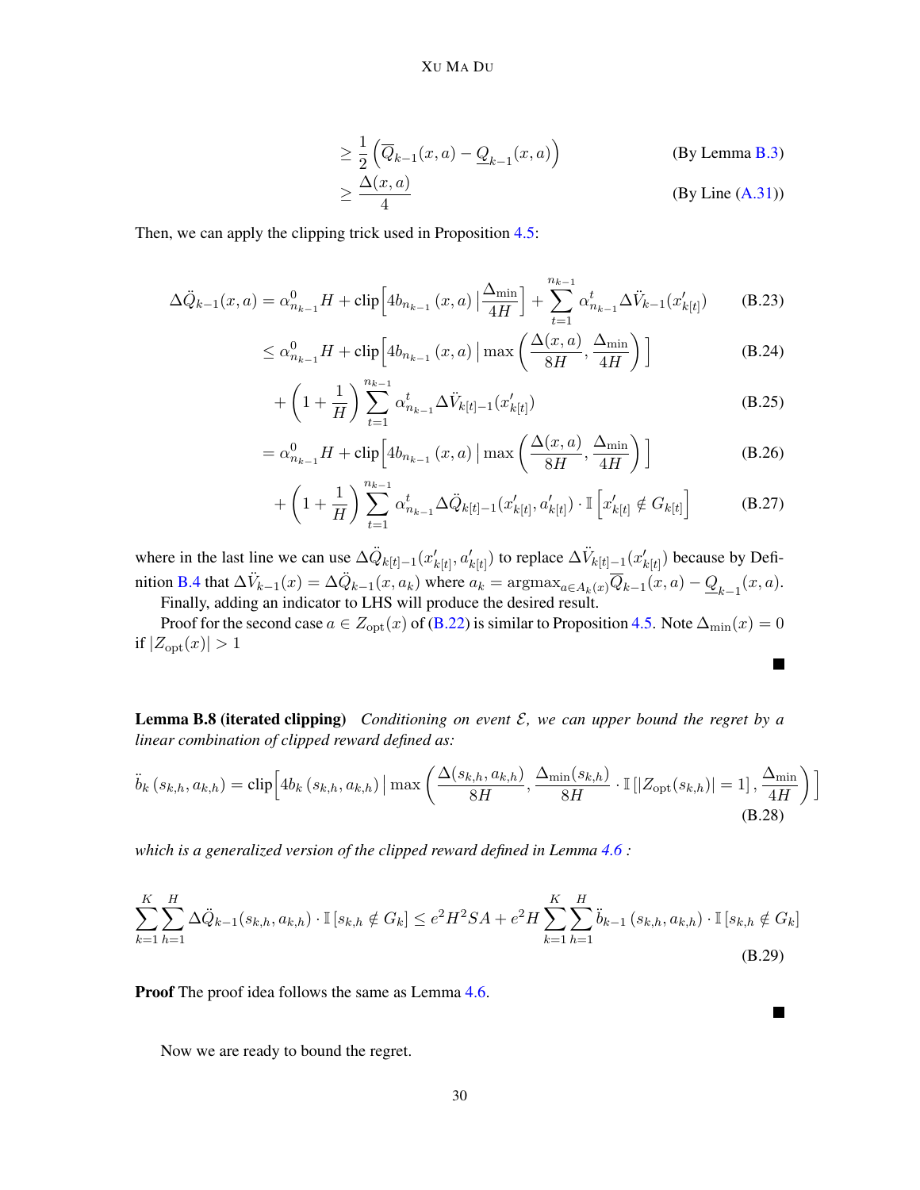$$\geq \frac{1}{2}\left(\overline{Q}_{k-1}(x,a) - \underline{Q}_{k-1}(x,a)\right) \qquad \text{(By Lemma B.3)}$$

$$\geq \frac{\Delta(x,a)}{4} \qquad \text{(By Line (A.31))}$$

Then, we can apply the clipping trick used in Proposition 4.5:

$$\Delta\ddot{Q}_{k-1}(x,a) = \alpha^0_{n_{k-1}} H + \text{clip}\left[4b_{n_{k-1}}(x,a) \,\middle|\, \frac{\Delta_{\min}}{4H}\right] + \sum_{t=1}^{n_{k-1}} \alpha^t_{n_{k-1}} \Delta\ddot{V}_{k-1}(x'_{k[t]}) \tag{B.23}$$

$$\leq \alpha^0_{n_{k-1}} H + \text{clip}\left[4b_{n_{k-1}}(x,a) \,\middle|\, \max\left(\frac{\Delta(x,a)}{8H}, \frac{\Delta_{\min}}{4H}\right)\right] \tag{B.24}$$

$$+ \left(1 + \frac{1}{H}\right) \sum_{t=1}^{n_{k-1}} \alpha^t_{n_{k-1}} \Delta\ddot{V}_{k[t]-1}(x'_{k[t]}) \tag{B.25}$$

$$= \alpha^0_{n_{k-1}} H + \text{clip}\left[4b_{n_{k-1}}(x,a) \,\middle|\, \max\left(\frac{\Delta(x,a)}{8H}, \frac{\Delta_{\min}}{4H}\right)\right] \tag{B.26}$$

$$+ \left(1 + \frac{1}{H}\right) \sum_{t=1}^{n_{k-1}} \alpha^t_{n_{k-1}} \Delta\ddot{Q}_{k[t]-1}(x'_{k[t]}, a'_{k[t]}) \cdot \mathbb{I}\left[x'_{k[t]} \notin G_{k[t]}\right] \tag{B.27}$$

where in the last line we can use $\Delta\ddot{Q}_{k[t]-1}(x'_{k[t]}, a'_{k[t]})$ to replace $\Delta\ddot{V}_{k[t]-1}(x'_{k[t]})$ because by Definition B.4 that $\Delta\ddot{V}_{k-1}(x) = \Delta\ddot{Q}_{k-1}(x, a_k)$ where $a_k = \text{argmax}_{a \in A_k(x)} \overline{Q}_{k-1}(x,a) - \underline{Q}_{k-1}(x,a)$.

Finally, adding an indicator to LHS will produce the desired result.

Proof for the second case $a \in Z_{\text{opt}}(x)$ of (B.22) is similar to Proposition 4.5. Note $\Delta_{\min}(x) = 0$ if $|Z_{\text{opt}}(x)| > 1$

■

**Lemma B.8 (iterated clipping)** *Conditioning on event $\mathcal{E}$, we can upper bound the regret by a linear combination of clipped reward defined as:*

$$\ddot{b}_k(s_{k,h}, a_{k,h}) = \text{clip}\left[4b_k(s_{k,h}, a_{k,h}) \,\middle|\, \max\left(\frac{\Delta(s_{k,h}, a_{k,h})}{8H}, \frac{\Delta_{\min}(s_{k,h})}{8H} \cdot \mathbb{I}\left[|Z_{\text{opt}}(s_{k,h})| = 1\right], \frac{\Delta_{\min}}{4H}\right)\right] \tag{B.28}$$

*which is a generalized version of the clipped reward defined in Lemma 4.6 :*

$$\sum_{k=1}^{K}\sum_{h=1}^{H} \Delta\ddot{Q}_{k-1}(s_{k,h}, a_{k,h}) \cdot \mathbb{I}\left[s_{k,h} \notin G_k\right] \leq e^2 H^2 SA + e^2 H \sum_{k=1}^{K}\sum_{h=1}^{H} \ddot{b}_{k-1}(s_{k,h}, a_{k,h}) \cdot \mathbb{I}\left[s_{k,h} \notin G_k\right] \tag{B.29}$$

**Proof** The proof idea follows the same as Lemma 4.6.

■

Now we are ready to bound the regret.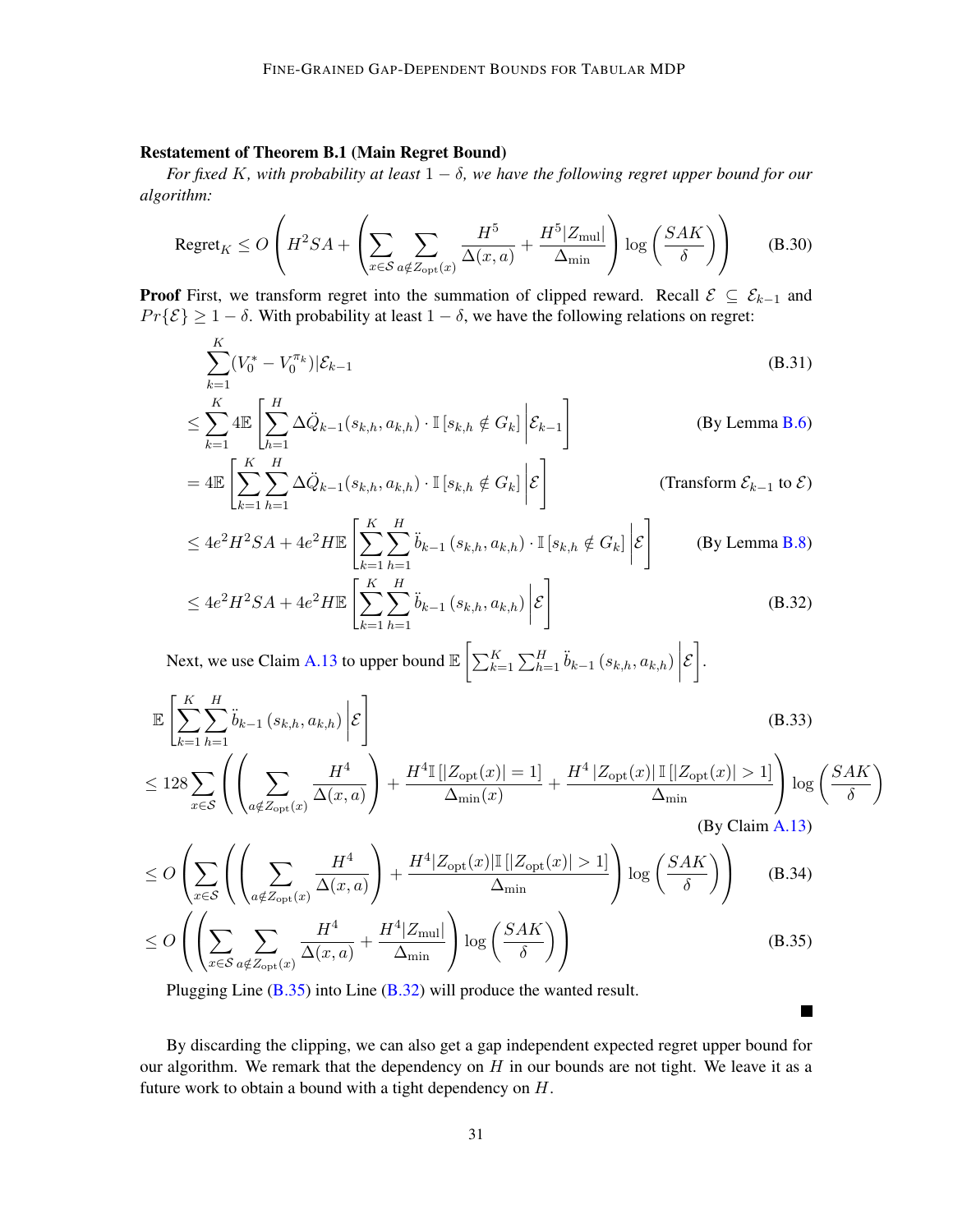**Restatement of Theorem B.1 (Main Regret Bound)**

*For fixed $K$, with probability at least $1-\delta$, we have the following regret upper bound for our algorithm:*

$$\text{Regret}_K \leq O\left(H^2SA + \left(\sum_{x\in\mathcal{S}}\sum_{a\notin Z_{\text{opt}}(x)} \frac{H^5}{\Delta(x,a)} + \frac{H^5|Z_{\text{mul}}|}{\Delta_{\min}}\right)\log\left(\frac{SAK}{\delta}\right)\right) \tag{B.30}$$

**Proof** First, we transform regret into the summation of clipped reward. Recall $\mathcal{E} \subseteq \mathcal{E}_{k-1}$ and $Pr\{\mathcal{E}\} \geq 1-\delta$. With probability at least $1-\delta$, we have the following relations on regret:

$$\sum_{k=1}^{K}(V_0^* - V_0^{\pi_k})|\mathcal{E}_{k-1} \tag{B.31}$$

$$\leq \sum_{k=1}^{K} 4\mathbb{E}\left[\sum_{h=1}^{H} \Delta\ddot{Q}_{k-1}(s_{k,h},a_{k,h})\cdot\mathbb{I}\left[s_{k,h}\notin G_k\right]\middle|\mathcal{E}_{k-1}\right] \quad \text{(By Lemma B.6)}$$

$$= 4\mathbb{E}\left[\sum_{k=1}^{K}\sum_{h=1}^{H} \Delta\ddot{Q}_{k-1}(s_{k,h},a_{k,h})\cdot\mathbb{I}\left[s_{k,h}\notin G_k\right]\middle|\mathcal{E}\right] \quad \text{(Transform } \mathcal{E}_{k-1} \text{ to } \mathcal{E}\text{)}$$

$$\leq 4e^2H^2SA + 4e^2H\mathbb{E}\left[\sum_{k=1}^{K}\sum_{h=1}^{H} \ddot{b}_{k-1}\left(s_{k,h},a_{k,h}\right)\cdot\mathbb{I}\left[s_{k,h}\notin G_k\right]\middle|\mathcal{E}\right] \quad \text{(By Lemma B.8)}$$

$$\leq 4e^2H^2SA + 4e^2H\mathbb{E}\left[\sum_{k=1}^{K}\sum_{h=1}^{H} \ddot{b}_{k-1}\left(s_{k,h},a_{k,h}\right)\middle|\mathcal{E}\right] \tag{B.32}$$

Next, we use Claim A.13 to upper bound $\mathbb{E}\left[\sum_{k=1}^{K}\sum_{h=1}^{H}\ddot{b}_{k-1}\left(s_{k,h},a_{k,h}\right)\middle|\mathcal{E}\right]$.

$$\mathbb{E}\left[\sum_{k=1}^{K}\sum_{h=1}^{H}\ddot{b}_{k-1}\left(s_{k,h},a_{k,h}\right)\middle|\mathcal{E}\right] \tag{B.33}$$

$$\leq 128\sum_{x\in\mathcal{S}}\left(\left(\sum_{a\notin Z_{\text{opt}}(x)}\frac{H^4}{\Delta(x,a)}\right) + \frac{H^4\mathbb{I}\left[|Z_{\text{opt}}(x)|=1\right]}{\Delta_{\min}(x)} + \frac{H^4\left|Z_{\text{opt}}(x)\right|\mathbb{I}\left[|Z_{\text{opt}}(x)|>1\right]}{\Delta_{\min}}\right)\log\left(\frac{SAK}{\delta}\right)$$

(By Claim A.13)

$$\leq O\left(\sum_{x\in\mathcal{S}}\left(\left(\sum_{a\notin Z_{\text{opt}}(x)}\frac{H^4}{\Delta(x,a)}\right) + \frac{H^4|Z_{\text{opt}}(x)|\mathbb{I}\left[|Z_{\text{opt}}(x)|>1\right]}{\Delta_{\min}}\right)\log\left(\frac{SAK}{\delta}\right)\right) \tag{B.34}$$

$$\leq O\left(\left(\sum_{x\in\mathcal{S}}\sum_{a\notin Z_{\text{opt}}(x)}\frac{H^4}{\Delta(x,a)} + \frac{H^4|Z_{\text{mul}}|}{\Delta_{\min}}\right)\log\left(\frac{SAK}{\delta}\right)\right) \tag{B.35}$$

Plugging Line (B.35) into Line (B.32) will produce the wanted result. ■

By discarding the clipping, we can also get a gap independent expected regret upper bound for our algorithm. We remark that the dependency on $H$ in our bounds are not tight. We leave it as a future work to obtain a bound with a tight dependency on $H$.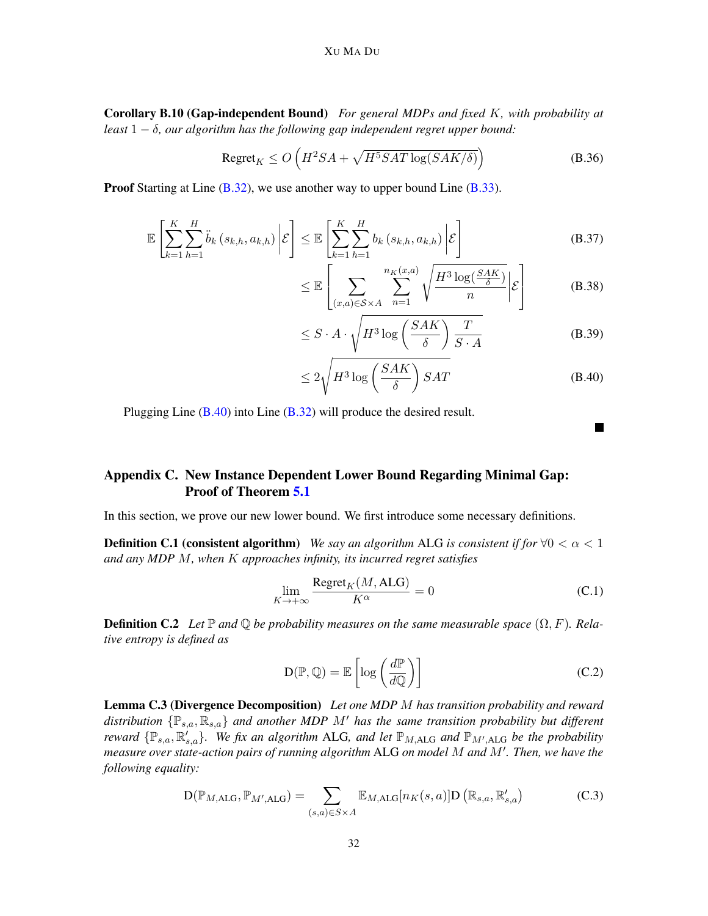**Corollary B.10 (Gap-independent Bound)** *For general MDPs and fixed $K$, with probability at least $1-\delta$, our algorithm has the following gap independent regret upper bound:*

$$\text{Regret}_K \leq O\left(H^2SA + \sqrt{H^5SAT\log(SAK/\delta)}\right) \tag{B.36}$$

**Proof** Starting at Line (B.32), we use another way to upper bound Line (B.33).

$$\mathbb{E}\left[\sum_{k=1}^{K}\sum_{h=1}^{H}\ddot{b}_k\left(s_{k,h},a_{k,h}\right)\middle|\mathcal{E}\right] \leq \mathbb{E}\left[\sum_{k=1}^{K}\sum_{h=1}^{H}b_k\left(s_{k,h},a_{k,h}\right)\middle|\mathcal{E}\right] \tag{B.37}$$

$$\leq \mathbb{E}\left[\sum_{(x,a)\in\mathcal{S}\times A}\sum_{n=1}^{n_K(x,a)}\sqrt{\frac{H^3\log(\frac{SAK}{\delta})}{n}}\middle|\mathcal{E}\right] \tag{B.38}$$

$$\leq S\cdot A\cdot\sqrt{H^3\log\left(\frac{SAK}{\delta}\right)\frac{T}{S\cdot A}} \tag{B.39}$$

$$\leq 2\sqrt{H^3\log\left(\frac{SAK}{\delta}\right)SAT} \tag{B.40}$$

Plugging Line (B.40) into Line (B.32) will produce the desired result. ∎

## Appendix C. New Instance Dependent Lower Bound Regarding Minimal Gap: Proof of Theorem 5.1

In this section, we prove our new lower bound. We first introduce some necessary definitions.

**Definition C.1 (consistent algorithm)** *We say an algorithm* ALG *is consistent if for $\forall 0<\alpha<1$ and any MDP $M$, when $K$ approaches infinity, its incurred regret satisfies*

$$\lim_{K\to+\infty}\frac{\text{Regret}_K(M,\text{ALG})}{K^\alpha}=0 \tag{C.1}$$

**Definition C.2** *Let $\mathbb{P}$ and $\mathbb{Q}$ be probability measures on the same measurable space $(\Omega,F)$. Relative entropy is defined as*

$$\text{D}(\mathbb{P},\mathbb{Q})=\mathbb{E}\left[\log\left(\frac{d\mathbb{P}}{d\mathbb{Q}}\right)\right] \tag{C.2}$$

**Lemma C.3 (Divergence Decomposition)** *Let one MDP $M$ has transition probability and reward distribution $\{\mathbb{P}_{s,a},\mathbb{R}_{s,a}\}$ and another MDP $M'$ has the same transition probability but different reward $\{\mathbb{P}_{s,a},\mathbb{R}'_{s,a}\}$. We fix an algorithm* ALG, *and let $\mathbb{P}_{M,\text{ALG}}$ and $\mathbb{P}_{M',\text{ALG}}$ be the probability measure over state-action pairs of running algorithm* ALG *on model $M$ and $M'$. Then, we have the following equality:*

$$\text{D}(\mathbb{P}_{M,\text{ALG}},\mathbb{P}_{M',\text{ALG}})=\sum_{(s,a)\in S\times A}\mathbb{E}_{M,\text{ALG}}[n_K(s,a)]\text{D}\left(\mathbb{R}_{s,a},\mathbb{R}'_{s,a}\right) \tag{C.3}$$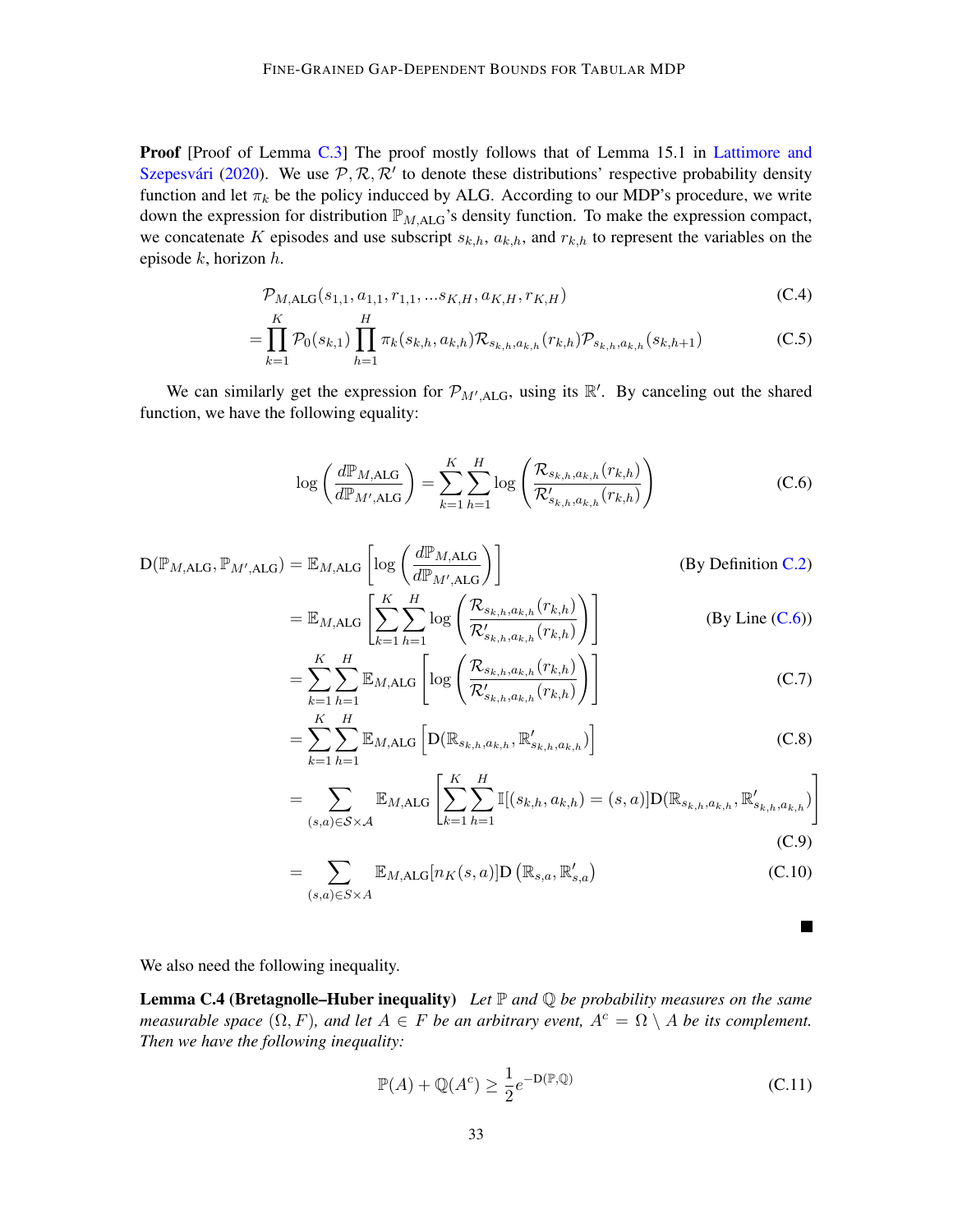**Proof** [Proof of Lemma C.3] The proof mostly follows that of Lemma 15.1 in Lattimore and Szepesvári (2020). We use $\mathcal{P}, \mathcal{R}, \mathcal{R}'$ to denote these distributions' respective probability density function and let $\pi_k$ be the policy inducced by ALG. According to our MDP's procedure, we write down the expression for distribution $\mathbb{P}_{M,\text{ALG}}$'s density function. To make the expression compact, we concatenate $K$ episodes and use subscript $s_{k,h}$, $a_{k,h}$, and $r_{k,h}$ to represent the variables on the episode $k$, horizon $h$.

$$\mathcal{P}_{M,\text{ALG}}(s_{1,1}, a_{1,1}, r_{1,1}, ...s_{K,H}, a_{K,H}, r_{K,H}) \tag{C.4}$$

$$= \prod_{k=1}^{K} \mathcal{P}_0(s_{k,1}) \prod_{h=1}^{H} \pi_k(s_{k,h}, a_{k,h}) \mathcal{R}_{s_{k,h},a_{k,h}}(r_{k,h}) \mathcal{P}_{s_{k,h},a_{k,h}}(s_{k,h+1}) \tag{C.5}$$

We can similarly get the expression for $\mathcal{P}_{M',\text{ALG}}$, using its $\mathbb{R}'$. By canceling out the shared function, we have the following equality:

$$\log\left(\frac{d\mathbb{P}_{M,\text{ALG}}}{d\mathbb{P}_{M',\text{ALG}}}\right) = \sum_{k=1}^{K}\sum_{h=1}^{H} \log\left(\frac{\mathcal{R}_{s_{k,h},a_{k,h}}(r_{k,h})}{\mathcal{R}'_{s_{k,h},a_{k,h}}(r_{k,h})}\right) \tag{C.6}$$

$$\begin{aligned}
\text{D}(\mathbb{P}_{M,\text{ALG}}, \mathbb{P}_{M',\text{ALG}}) &= \mathbb{E}_{M,\text{ALG}}\left[\log\left(\frac{d\mathbb{P}_{M,\text{ALG}}}{d\mathbb{P}_{M',\text{ALG}}}\right)\right] && \text{(By Definition C.2)} \\
&= \mathbb{E}_{M,\text{ALG}}\left[\sum_{k=1}^{K}\sum_{h=1}^{H} \log\left(\frac{\mathcal{R}_{s_{k,h},a_{k,h}}(r_{k,h})}{\mathcal{R}'_{s_{k,h},a_{k,h}}(r_{k,h})}\right)\right] && \text{(By Line (C.6))} \\
&= \sum_{k=1}^{K}\sum_{h=1}^{H} \mathbb{E}_{M,\text{ALG}}\left[\log\left(\frac{\mathcal{R}_{s_{k,h},a_{k,h}}(r_{k,h})}{\mathcal{R}'_{s_{k,h},a_{k,h}}(r_{k,h})}\right)\right] && \text{(C.7)} \\
&= \sum_{k=1}^{K}\sum_{h=1}^{H} \mathbb{E}_{M,\text{ALG}}\left[\text{D}(\mathbb{R}_{s_{k,h},a_{k,h}}, \mathbb{R}'_{s_{k,h},a_{k,h}})\right] && \text{(C.8)} \\
&= \sum_{(s,a)\in\mathcal{S}\times\mathcal{A}} \mathbb{E}_{M,\text{ALG}}\left[\sum_{k=1}^{K}\sum_{h=1}^{H} \mathbb{I}[(s_{k,h}, a_{k,h}) = (s,a)]\text{D}(\mathbb{R}_{s_{k,h},a_{k,h}}, \mathbb{R}'_{s_{k,h},a_{k,h}})\right] && \text{(C.9)} \\
&= \sum_{(s,a)\in S\times A} \mathbb{E}_{M,\text{ALG}}[n_K(s,a)]\text{D}\left(\mathbb{R}_{s,a}, \mathbb{R}'_{s,a}\right) && \text{(C.10)}
\end{aligned}$$

■

We also need the following inequality.

**Lemma C.4 (Bretagnolle–Huber inequality)** *Let $\mathbb{P}$ and $\mathbb{Q}$ be probability measures on the same measurable space $(\Omega, F)$, and let $A \in F$ be an arbitrary event, $A^c = \Omega \setminus A$ be its complement. Then we have the following inequality:*

$$\mathbb{P}(A) + \mathbb{Q}(A^c) \geq \frac{1}{2}e^{-\text{D}(\mathbb{P},\mathbb{Q})} \tag{C.11}$$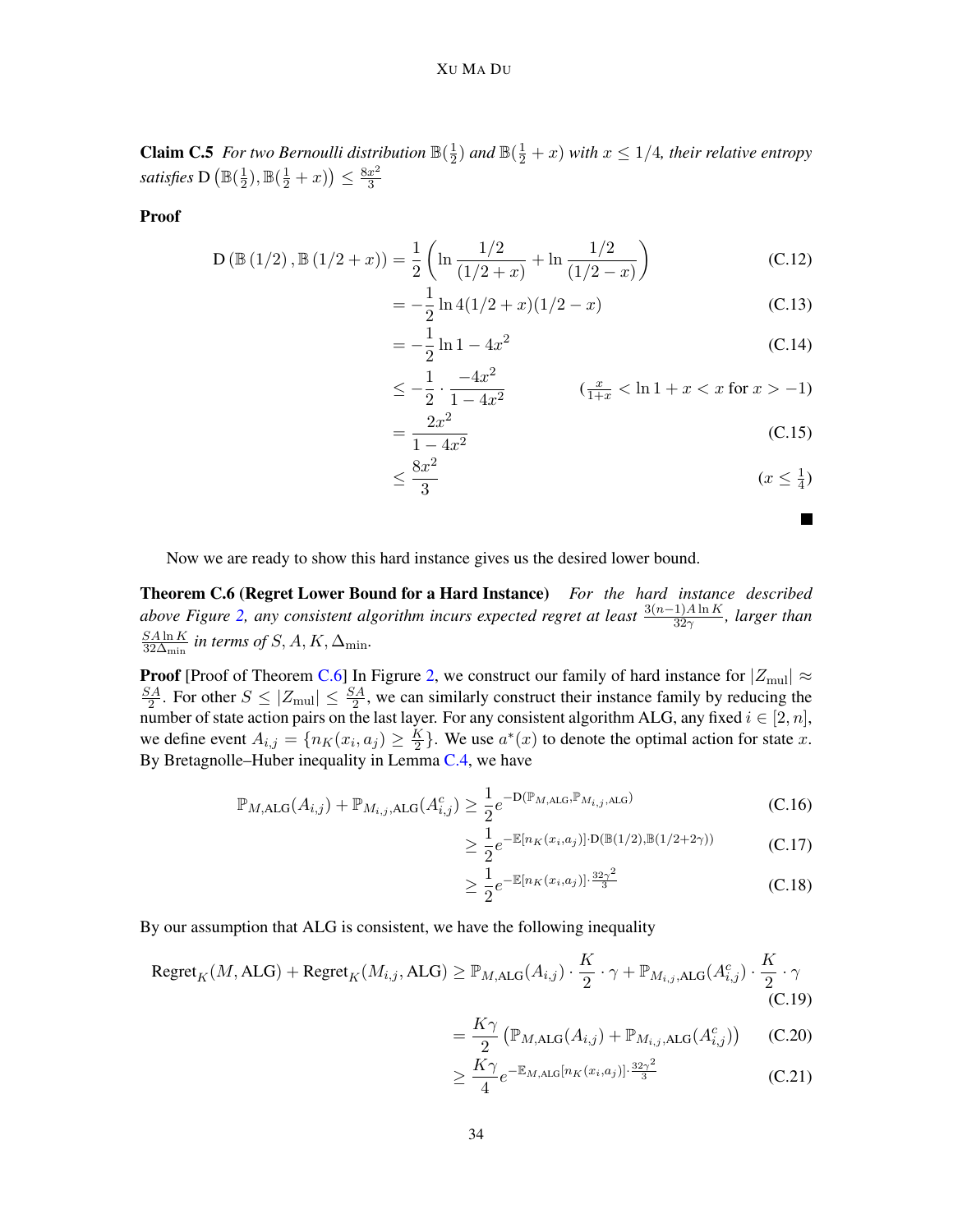**Claim C.5** *For two Bernoulli distribution $\mathbb{B}(\frac{1}{2})$ and $\mathbb{B}(\frac{1}{2}+x)$ with $x \leq 1/4$, their relative entropy satisfies $\mathrm{D}\left(\mathbb{B}(\frac{1}{2}), \mathbb{B}(\frac{1}{2}+x)\right) \leq \frac{8x^2}{3}$*

**Proof**

$$
\begin{aligned}
\mathrm{D}\left(\mathbb{B}\left(1/2\right), \mathbb{B}\left(1/2+x\right)\right) &= \frac{1}{2}\left(\ln\frac{1/2}{(1/2+x)} + \ln\frac{1/2}{(1/2-x)}\right) &\text{(C.12)}\\
&= -\frac{1}{2}\ln 4(1/2+x)(1/2-x) &\text{(C.13)}\\
&= -\frac{1}{2}\ln 1-4x^2 &\text{(C.14)}\\
&\leq -\frac{1}{2}\cdot\frac{-4x^2}{1-4x^2} & \left(\tfrac{x}{1+x} < \ln 1+x < x \text{ for } x > -1\right)\\
&= \frac{2x^2}{1-4x^2} &\text{(C.15)}\\
&\leq \frac{8x^2}{3} & \left(x \leq \tfrac{1}{4}\right)
\end{aligned}
$$

■

Now we are ready to show this hard instance gives us the desired lower bound.

**Theorem C.6 (Regret Lower Bound for a Hard Instance)** *For the hard instance described above Figure 2, any consistent algorithm incurs expected regret at least $\frac{3(n-1)A\ln K}{32\gamma}$, larger than $\frac{SA\ln K}{32\Delta_{\min}}$ in terms of $S, A, K, \Delta_{\min}$.*

**Proof** [Proof of Theorem C.6] In Figure 2, we construct our family of hard instance for $|Z_{\mathrm{mul}}| \approx \frac{SA}{2}$. For other $S \leq |Z_{\mathrm{mul}}| \leq \frac{SA}{2}$, we can similarly construct their instance family by reducing the number of state action pairs on the last layer. For any consistent algorithm ALG, any fixed $i \in [2, n]$, we define event $A_{i,j} = \{n_K(x_i, a_j) \geq \frac{K}{2}\}$. We use $a^*(x)$ to denote the optimal action for state $x$. By Bretagnolle–Huber inequality in Lemma C.4, we have

$$
\begin{aligned}
\mathbb{P}_{M,\mathrm{ALG}}(A_{i,j}) + \mathbb{P}_{M_{i,j},\mathrm{ALG}}(A_{i,j}^c) &\geq \frac{1}{2}e^{-\mathrm{D}(\mathbb{P}_{M,\mathrm{ALG}},\mathbb{P}_{M_{i,j},\mathrm{ALG}})} &\text{(C.16)}\\
&\geq \frac{1}{2}e^{-\mathbb{E}[n_K(x_i,a_j)]\cdot\mathrm{D}(\mathbb{B}(1/2),\mathbb{B}(1/2+2\gamma))} &\text{(C.17)}\\
&\geq \frac{1}{2}e^{-\mathbb{E}[n_K(x_i,a_j)]\cdot\frac{32\gamma^2}{3}} &\text{(C.18)}
\end{aligned}
$$

By our assumption that ALG is consistent, we have the following inequality

$$
\begin{aligned}
\mathrm{Regret}_K(M,\mathrm{ALG}) + \mathrm{Regret}_K(M_{i,j},\mathrm{ALG}) &\geq \mathbb{P}_{M,\mathrm{ALG}}(A_{i,j})\cdot\frac{K}{2}\cdot\gamma + \mathbb{P}_{M_{i,j},\mathrm{ALG}}(A_{i,j}^c)\cdot\frac{K}{2}\cdot\gamma &\text{(C.19)}\\
&= \frac{K\gamma}{2}\left(\mathbb{P}_{M,\mathrm{ALG}}(A_{i,j}) + \mathbb{P}_{M_{i,j},\mathrm{ALG}}(A_{i,j}^c)\right) &\text{(C.20)}\\
&\geq \frac{K\gamma}{4}e^{-\mathbb{E}_{M,\mathrm{ALG}}[n_K(x_i,a_j)]\cdot\frac{32\gamma^2}{3}} &\text{(C.21)}
\end{aligned}
$$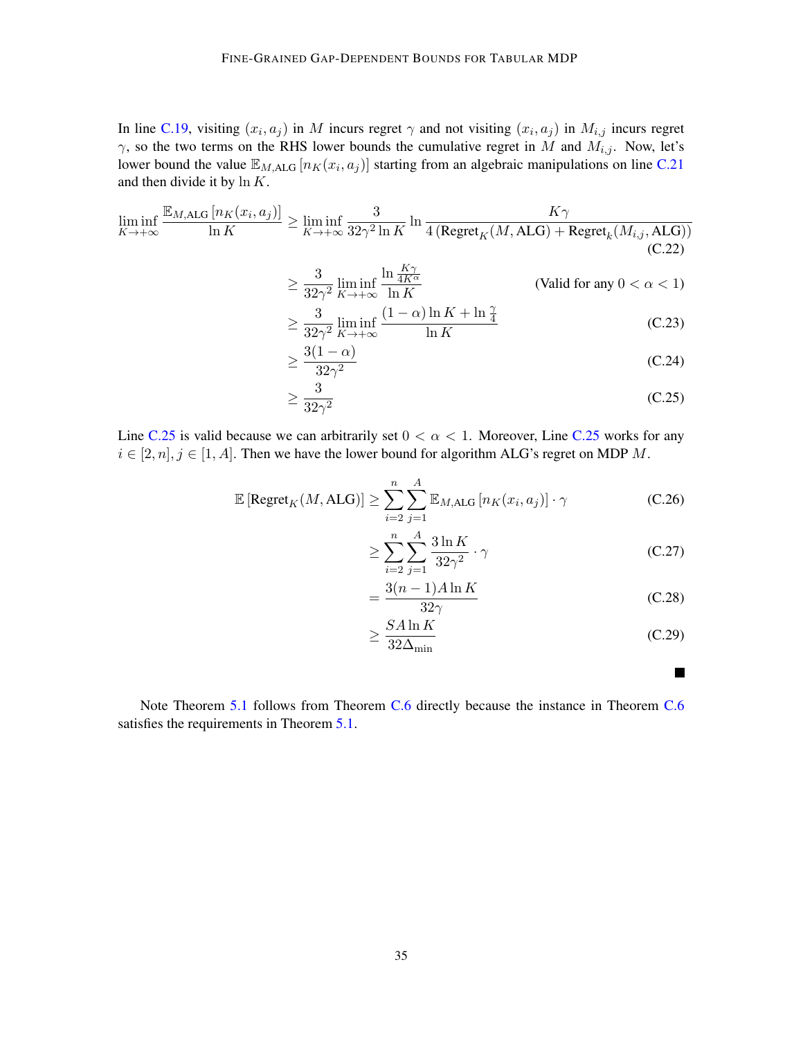In line C.19, visiting $(x_i, a_j)$ in $M$ incurs regret $\gamma$ and not visiting $(x_i, a_j)$ in $M_{i,j}$ incurs regret $\gamma$, so the two terms on the RHS lower bounds the cumulative regret in $M$ and $M_{i,j}$. Now, let's lower bound the value $\mathbb{E}_{M,\text{ALG}}\left[n_K(x_i, a_j)\right]$ starting from an algebraic manipulations on line C.21 and then divide it by $\ln K$.

$$
\liminf_{K \to +\infty} \frac{\mathbb{E}_{M,\text{ALG}}\left[n_K(x_i, a_j)\right]}{\ln K} \geq \liminf_{K \to +\infty} \frac{3}{32\gamma^2 \ln K} \ln \frac{K\gamma}{4\left(\text{Regret}_K(M, \text{ALG}) + \text{Regret}_k(M_{i,j}, \text{ALG})\right)} \tag{C.22}
$$

$$
\geq \frac{3}{32\gamma^2} \liminf_{K \to +\infty} \frac{\ln \frac{K\gamma}{4K^\alpha}}{\ln K} \qquad \text{(Valid for any } 0 < \alpha < 1\text{)}
$$

$$
\geq \frac{3}{32\gamma^2} \liminf_{K \to +\infty} \frac{(1-\alpha)\ln K + \ln \frac{\gamma}{4}}{\ln K} \tag{C.23}
$$

$$
\geq \frac{3(1-\alpha)}{32\gamma^2} \tag{C.24}
$$

$$
\geq \frac{3}{32\gamma^2} \tag{C.25}
$$

Line C.25 is valid because we can arbitrarily set $0 < \alpha < 1$. Moreover, Line C.25 works for any $i \in [2, n], j \in [1, A]$. Then we have the lower bound for algorithm ALG's regret on MDP $M$.

$$
\mathbb{E}\left[\text{Regret}_K(M, \text{ALG})\right] \geq \sum_{i=2}^{n} \sum_{j=1}^{A} \mathbb{E}_{M,\text{ALG}}\left[n_K(x_i, a_j)\right] \cdot \gamma \tag{C.26}
$$

$$
\geq \sum_{i=2}^{n} \sum_{j=1}^{A} \frac{3\ln K}{32\gamma^2} \cdot \gamma \tag{C.27}
$$

$$
= \frac{3(n-1)A\ln K}{32\gamma} \tag{C.28}
$$

$$
\geq \frac{SA\ln K}{32\Delta_{\min}} \tag{C.29}
$$

■

Note Theorem 5.1 follows from Theorem C.6 directly because the instance in Theorem C.6 satisfies the requirements in Theorem 5.1.